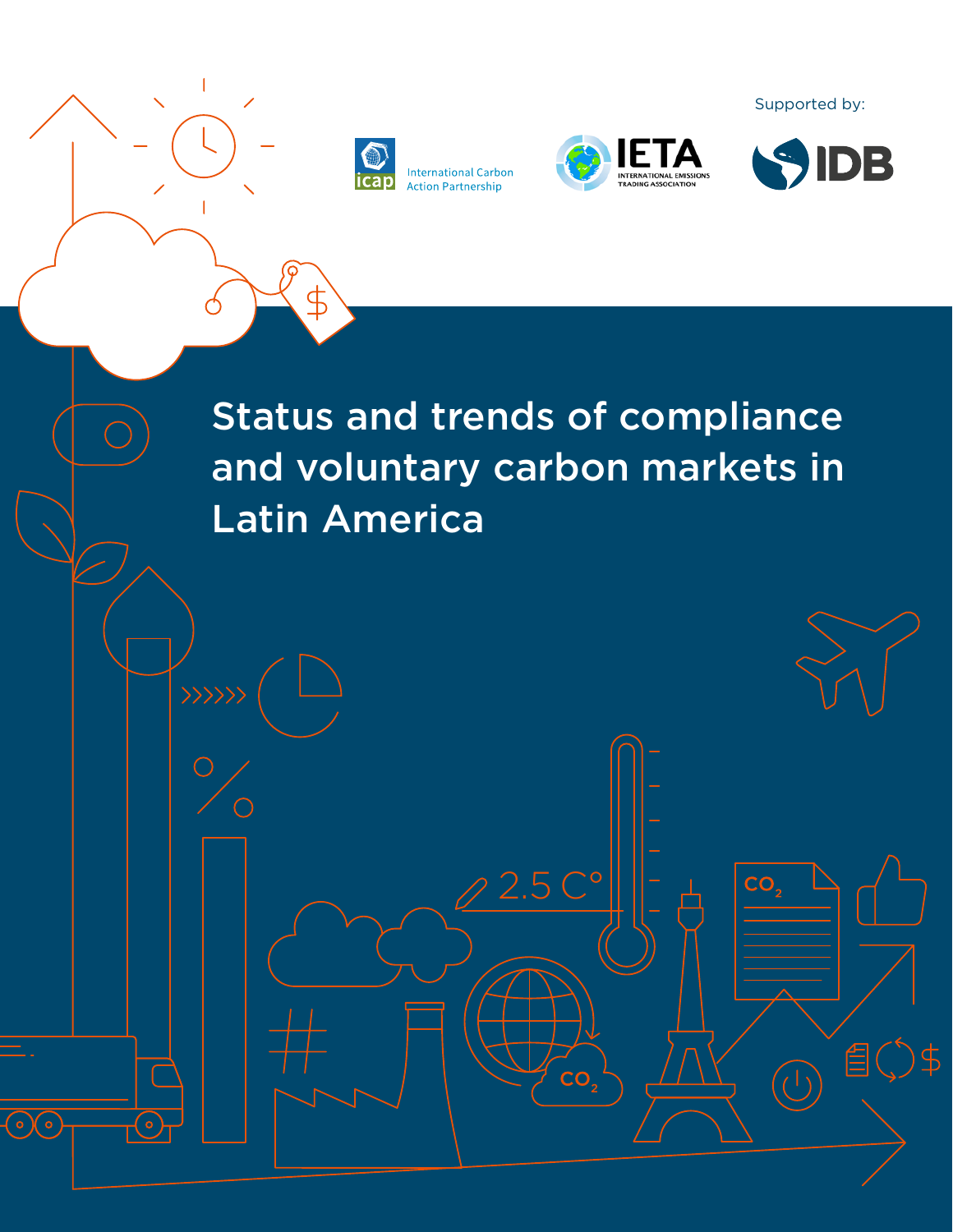Supported by:

International Carbon Action Partnership

IETA International Emissions Trading Association

IDB

# Status and trends of compliance and voluntary carbon markets in Latin America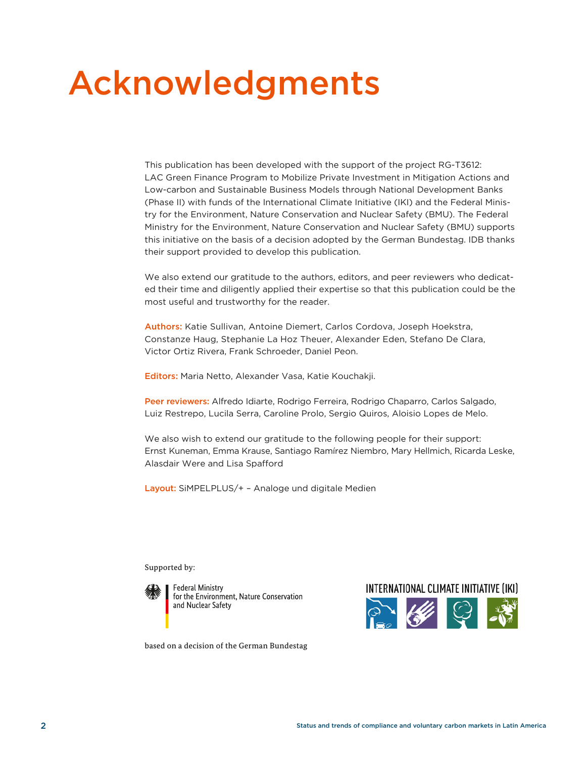# Acknowledgments

This publication has been developed with the support of the project RG-T3612: LAC Green Finance Program to Mobilize Private Investment in Mitigation Actions and Low-carbon and Sustainable Business Models through National Development Banks (Phase II) with funds of the International Climate Initiative (IKI) and the Federal Ministry for the Environment, Nature Conservation and Nuclear Safety (BMU). The Federal Ministry for the Environment, Nature Conservation and Nuclear Safety (BMU) supports this initiative on the basis of a decision adopted by the German Bundestag. IDB thanks their support provided to develop this publication.

We also extend our gratitude to the authors, editors, and peer reviewers who dedicated their time and diligently applied their expertise so that this publication could be the most useful and trustworthy for the reader.

**Authors:** Katie Sullivan, Antoine Diemert, Carlos Cordova, Joseph Hoekstra, Constanze Haug, Stephanie La Hoz Theuer, Alexander Eden, Stefano De Clara, Victor Ortiz Rivera, Frank Schroeder, Daniel Peon.

**Editors:** Maria Netto, Alexander Vasa, Katie Kouchakji.

**Peer reviewers:** Alfredo Idiarte, Rodrigo Ferreira, Rodrigo Chaparro, Carlos Salgado, Luiz Restrepo, Lucila Serra, Caroline Prolo, Sergio Quiros, Aloisio Lopes de Melo.

We also wish to extend our gratitude to the following people for their support: Ernst Kuneman, Emma Krause, Santiago Ramírez Niembro, Mary Hellmich, Ricarda Leske, Alasdair Were and Lisa Spafford

**Layout:** SiMPELPLUS/+ – Analoge und digitale Medien

Supported by:

Federal Ministry for the Environment, Nature Conservation and Nuclear Safety

based on a decision of the German Bundestag

INTERNATIONAL CLIMATE INITIATIVE (IKI)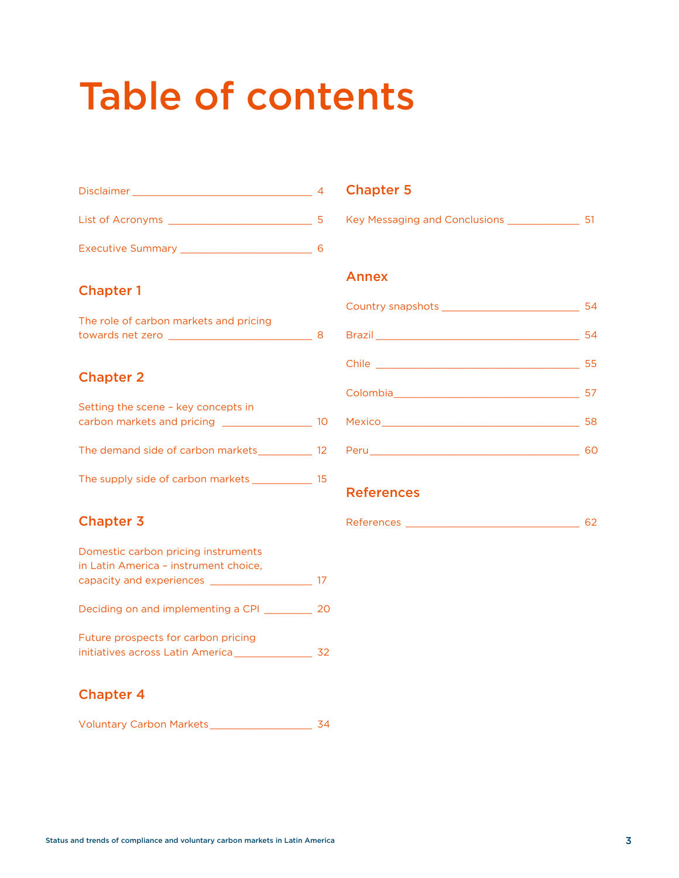# Table of contents

Disclaimer ____________________ 4

List of Acronyms ____________________ 5

Executive Summary ____________________ 6

## Chapter 1

The role of carbon markets and pricing towards net zero ____________________ 8

## Chapter 2

Setting the scene – key concepts in carbon markets and pricing ____________________ 10

The demand side of carbon markets ____________________ 12

The supply side of carbon markets ____________________ 15

## Chapter 3

Domestic carbon pricing instruments in Latin America – instrument choice, capacity and experiences ____________________ 17

Deciding on and implementing a CPI ____________________ 20

Future prospects for carbon pricing initiatives across Latin America ____________________ 32

## Chapter 4

Voluntary Carbon Markets ____________________ 34

## Chapter 5

Key Messaging and Conclusions ____________________ 51

## Annex

Country snapshots ____________________ 54

Brazil ____________________ 54

Chile ____________________ 55

Colombia ____________________ 57

Mexico ____________________ 58

Peru ____________________ 60

## References

References ____________________ 62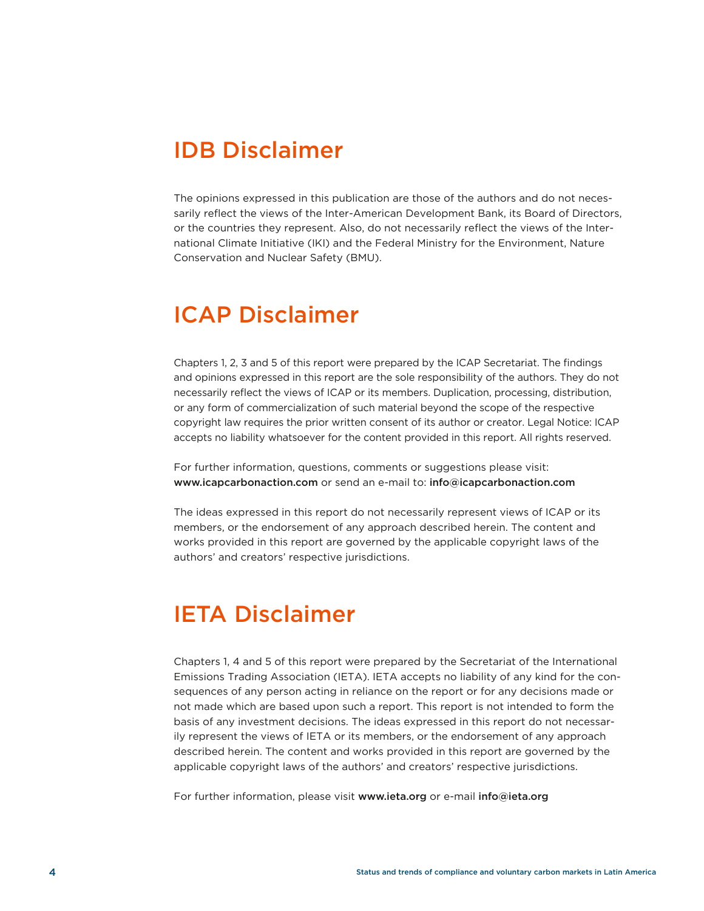## IDB Disclaimer

The opinions expressed in this publication are those of the authors and do not necessarily reflect the views of the Inter-American Development Bank, its Board of Directors, or the countries they represent. Also, do not necessarily reflect the views of the International Climate Initiative (IKI) and the Federal Ministry for the Environment, Nature Conservation and Nuclear Safety (BMU).

## ICAP Disclaimer

Chapters 1, 2, 3 and 5 of this report were prepared by the ICAP Secretariat. The findings and opinions expressed in this report are the sole responsibility of the authors. They do not necessarily reflect the views of ICAP or its members. Duplication, processing, distribution, or any form of commercialization of such material beyond the scope of the respective copyright law requires the prior written consent of its author or creator. Legal Notice: ICAP accepts no liability whatsoever for the content provided in this report. All rights reserved.

For further information, questions, comments or suggestions please visit: **www.icapcarbonaction.com** or send an e-mail to: **info@icapcarbonaction.com**

The ideas expressed in this report do not necessarily represent views of ICAP or its members, or the endorsement of any approach described herein. The content and works provided in this report are governed by the applicable copyright laws of the authors' and creators' respective jurisdictions.

## IETA Disclaimer

Chapters 1, 4 and 5 of this report were prepared by the Secretariat of the International Emissions Trading Association (IETA). IETA accepts no liability of any kind for the consequences of any person acting in reliance on the report or for any decisions made or not made which are based upon such a report. This report is not intended to form the basis of any investment decisions. The ideas expressed in this report do not necessarily represent the views of IETA or its members, or the endorsement of any approach described herein. The content and works provided in this report are governed by the applicable copyright laws of the authors' and creators' respective jurisdictions.

For further information, please visit **www.ieta.org** or e-mail **info@ieta.org**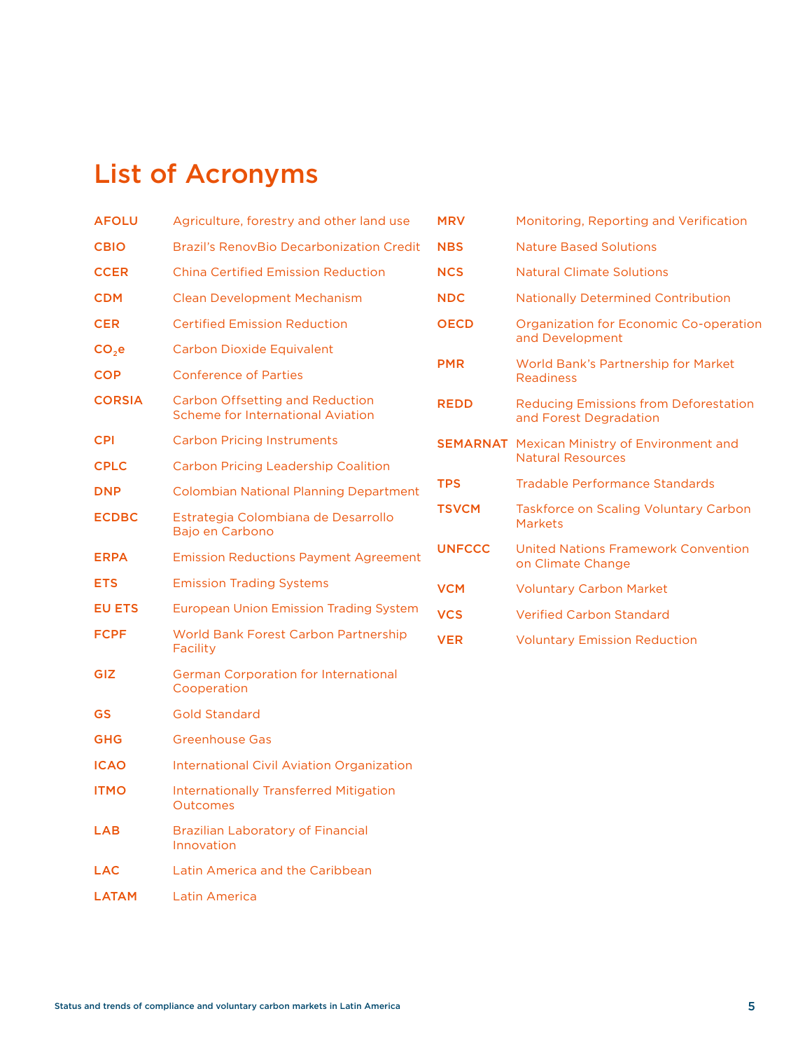# List of Acronyms

| | |
|---|---|
| **AFOLU** | Agriculture, forestry and other land use |
| **CBIO** | Brazil's RenovBio Decarbonization Credit |
| **CCER** | China Certified Emission Reduction |
| **CDM** | Clean Development Mechanism |
| **CER** | Certified Emission Reduction |
| **$CO_2e$** | Carbon Dioxide Equivalent |
| **COP** | Conference of Parties |
| **CORSIA** | Carbon Offsetting and Reduction Scheme for International Aviation |
| **CPI** | Carbon Pricing Instruments |
| **CPLC** | Carbon Pricing Leadership Coalition |
| **DNP** | Colombian National Planning Department |
| **ECDBC** | Estrategia Colombiana de Desarrollo Bajo en Carbono |
| **ERPA** | Emission Reductions Payment Agreement |
| **ETS** | Emission Trading Systems |
| **EU ETS** | European Union Emission Trading System |
| **FCPF** | World Bank Forest Carbon Partnership Facility |
| **GIZ** | German Corporation for International Cooperation |
| **GS** | Gold Standard |
| **GHG** | Greenhouse Gas |
| **ICAO** | International Civil Aviation Organization |
| **ITMO** | Internationally Transferred Mitigation Outcomes |
| **LAB** | Brazilian Laboratory of Financial Innovation |
| **LAC** | Latin America and the Caribbean |
| **LATAM** | Latin America |
| **MRV** | Monitoring, Reporting and Verification |
| **NBS** | Nature Based Solutions |
| **NCS** | Natural Climate Solutions |
| **NDC** | Nationally Determined Contribution |
| **OECD** | Organization for Economic Co-operation and Development |
| **PMR** | World Bank's Partnership for Market Readiness |
| **REDD** | Reducing Emissions from Deforestation and Forest Degradation |
| **SEMARNAT** | Mexican Ministry of Environment and Natural Resources |
| **TPS** | Tradable Performance Standards |
| **TSVCM** | Taskforce on Scaling Voluntary Carbon Markets |
| **UNFCCC** | United Nations Framework Convention on Climate Change |
| **VCM** | Voluntary Carbon Market |
| **VCS** | Verified Carbon Standard |
| **VER** | Voluntary Emission Reduction |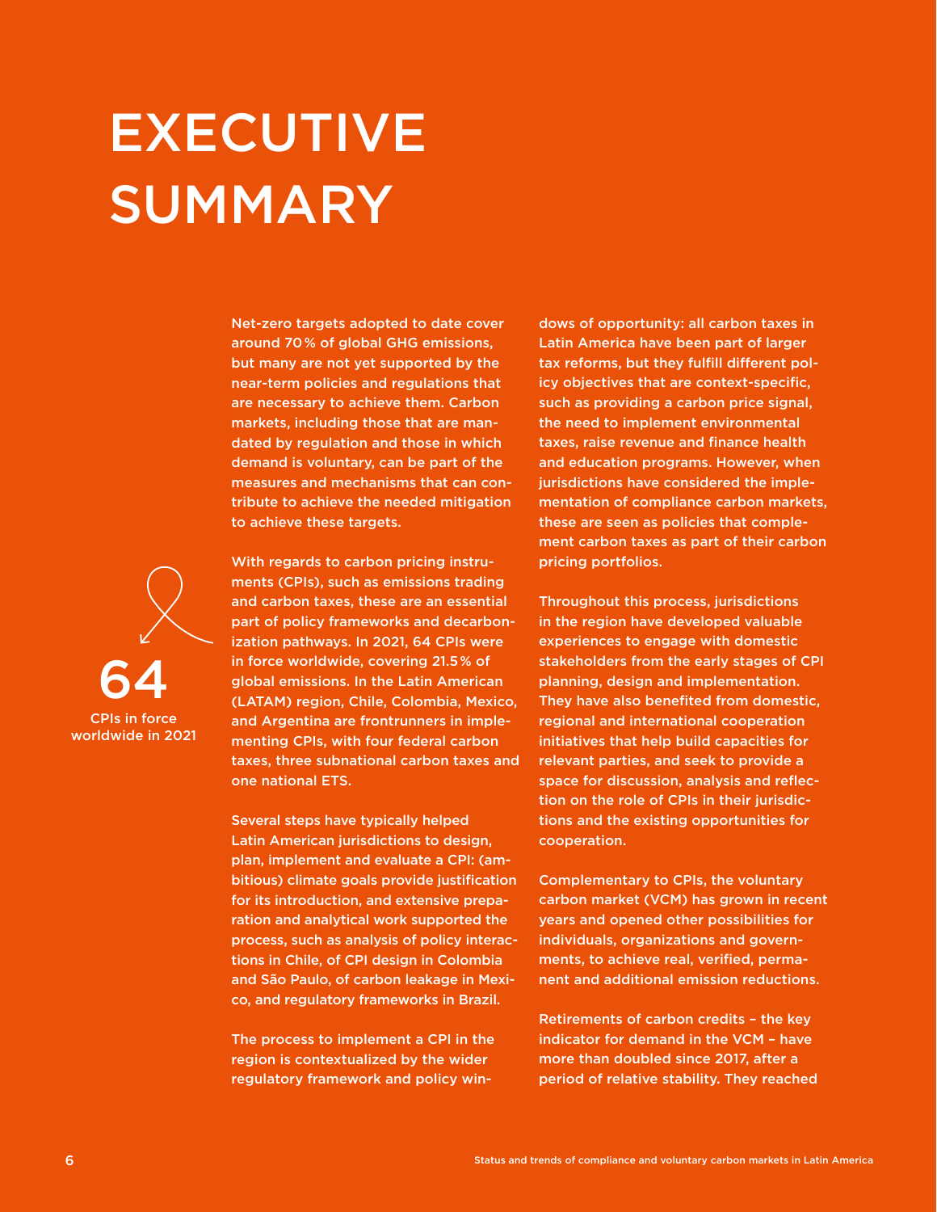# EXECUTIVE SUMMARY

Net-zero targets adopted to date cover around 70 % of global GHG emissions, but many are not yet supported by the near-term policies and regulations that are necessary to achieve them. Carbon markets, including those that are mandated by regulation and those in which demand is voluntary, can be part of the measures and mechanisms that can contribute to achieve the needed mitigation to achieve these targets.

**64**
CPIs in force worldwide in 2021

With regards to carbon pricing instruments (CPIs), such as emissions trading and carbon taxes, these are an essential part of policy frameworks and decarbonization pathways. In 2021, 64 CPIs were in force worldwide, covering 21.5 % of global emissions. In the Latin American (LATAM) region, Chile, Colombia, Mexico, and Argentina are frontrunners in implementing CPIs, with four federal carbon taxes, three subnational carbon taxes and one national ETS.

Several steps have typically helped Latin American jurisdictions to design, plan, implement and evaluate a CPI: (ambitious) climate goals provide justification for its introduction, and extensive preparation and analytical work supported the process, such as analysis of policy interactions in Chile, of CPI design in Colombia and São Paulo, of carbon leakage in Mexico, and regulatory frameworks in Brazil.

The process to implement a CPI in the region is contextualized by the wider regulatory framework and policy windows of opportunity: all carbon taxes in Latin America have been part of larger tax reforms, but they fulfill different policy objectives that are context-specific, such as providing a carbon price signal, the need to implement environmental taxes, raise revenue and finance health and education programs. However, when jurisdictions have considered the implementation of compliance carbon markets, these are seen as policies that complement carbon taxes as part of their carbon pricing portfolios.

Throughout this process, jurisdictions in the region have developed valuable experiences to engage with domestic stakeholders from the early stages of CPI planning, design and implementation. They have also benefited from domestic, regional and international cooperation initiatives that help build capacities for relevant parties, and seek to provide a space for discussion, analysis and reflection on the role of CPIs in their jurisdictions and the existing opportunities for cooperation.

Complementary to CPIs, the voluntary carbon market (VCM) has grown in recent years and opened other possibilities for individuals, organizations and governments, to achieve real, verified, permanent and additional emission reductions.

Retirements of carbon credits – the key indicator for demand in the VCM – have more than doubled since 2017, after a period of relative stability. They reached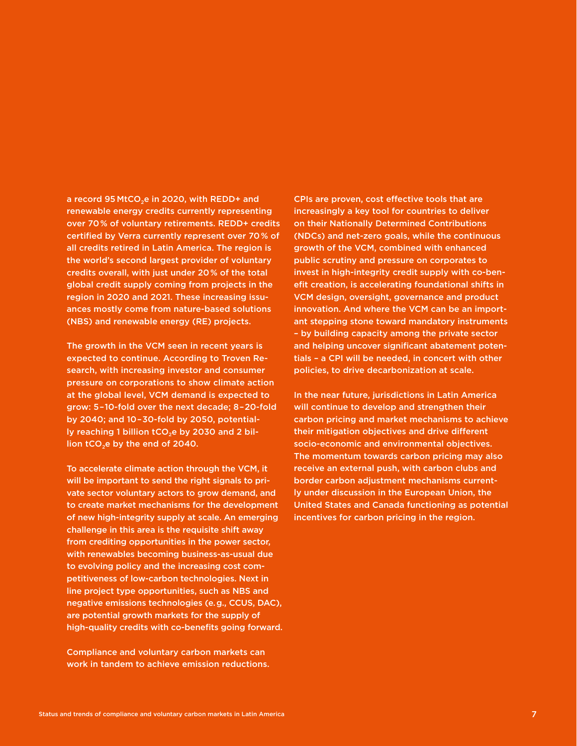a record 95 $MtCO_2e$ in 2020, with REDD+ and renewable energy credits currently representing over 70 % of voluntary retirements. REDD+ credits certified by Verra currently represent over 70 % of all credits retired in Latin America. The region is the world's second largest provider of voluntary credits overall, with just under 20 % of the total global credit supply coming from projects in the region in 2020 and 2021. These increasing issuances mostly come from nature-based solutions (NBS) and renewable energy (RE) projects.

The growth in the VCM seen in recent years is expected to continue. According to Troven Research, with increasing investor and consumer pressure on corporations to show climate action at the global level, VCM demand is expected to grow: 5 – 10-fold over the next decade; 8 – 20-fold by 2040; and 10 – 30-fold by 2050, potentially reaching 1 billion $tCO_2e$ by 2030 and 2 billion $tCO_2e$ by the end of 2040.

To accelerate climate action through the VCM, it will be important to send the right signals to private sector voluntary actors to grow demand, and to create market mechanisms for the development of new high-integrity supply at scale. An emerging challenge in this area is the requisite shift away from crediting opportunities in the power sector, with renewables becoming business-as-usual due to evolving policy and the increasing cost competitiveness of low-carbon technologies. Next in line project type opportunities, such as NBS and negative emissions technologies (e. g., CCUS, DAC), are potential growth markets for the supply of high-quality credits with co-benefits going forward.

Compliance and voluntary carbon markets can work in tandem to achieve emission reductions. CPIs are proven, cost effective tools that are increasingly a key tool for countries to deliver on their Nationally Determined Contributions (NDCs) and net-zero goals, while the continuous growth of the VCM, combined with enhanced public scrutiny and pressure on corporates to invest in high-integrity credit supply with co-benefit creation, is accelerating foundational shifts in VCM design, oversight, governance and product innovation. And where the VCM can be an important stepping stone toward mandatory instruments – by building capacity among the private sector and helping uncover significant abatement potentials – a CPI will be needed, in concert with other policies, to drive decarbonization at scale.

In the near future, jurisdictions in Latin America will continue to develop and strengthen their carbon pricing and market mechanisms to achieve their mitigation objectives and drive different socio-economic and environmental objectives. The momentum towards carbon pricing may also receive an external push, with carbon clubs and border carbon adjustment mechanisms currently under discussion in the European Union, the United States and Canada functioning as potential incentives for carbon pricing in the region.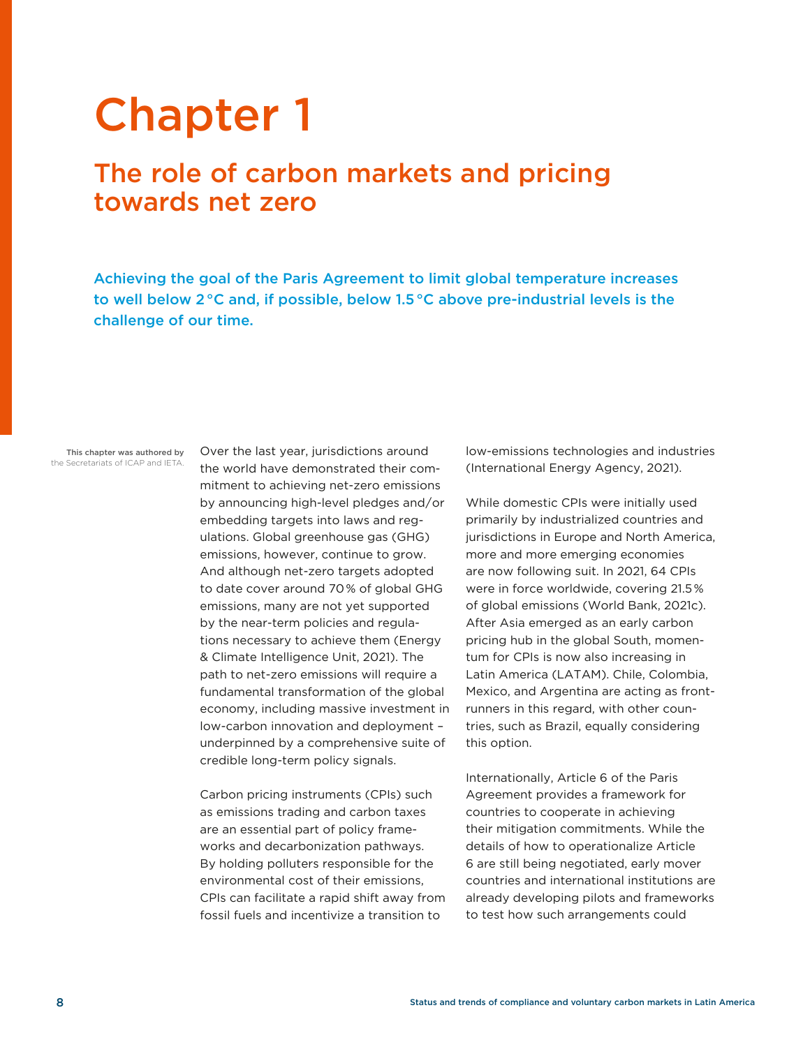# Chapter 1

## The role of carbon markets and pricing towards net zero

**Achieving the goal of the Paris Agreement to limit global temperature increases to well below 2 °C and, if possible, below 1.5 °C above pre-industrial levels is the challenge of our time.**

**This chapter was authored by** the Secretariats of ICAP and IETA.

Over the last year, jurisdictions around the world have demonstrated their commitment to achieving net-zero emissions by announcing high-level pledges and/or embedding targets into laws and regulations. Global greenhouse gas (GHG) emissions, however, continue to grow. And although net-zero targets adopted to date cover around 70 % of global GHG emissions, many are not yet supported by the near-term policies and regulations necessary to achieve them (Energy & Climate Intelligence Unit, 2021). The path to net-zero emissions will require a fundamental transformation of the global economy, including massive investment in low-carbon innovation and deployment – underpinned by a comprehensive suite of credible long-term policy signals.

Carbon pricing instruments (CPIs) such as emissions trading and carbon taxes are an essential part of policy frameworks and decarbonization pathways. By holding polluters responsible for the environmental cost of their emissions, CPIs can facilitate a rapid shift away from fossil fuels and incentivize a transition to low-emissions technologies and industries (International Energy Agency, 2021).

While domestic CPIs were initially used primarily by industrialized countries and jurisdictions in Europe and North America, more and more emerging economies are now following suit. In 2021, 64 CPIs were in force worldwide, covering 21.5 % of global emissions (World Bank, 2021c). After Asia emerged as an early carbon pricing hub in the global South, momentum for CPIs is now also increasing in Latin America (LATAM). Chile, Colombia, Mexico, and Argentina are acting as front-runners in this regard, with other countries, such as Brazil, equally considering this option.

Internationally, Article 6 of the Paris Agreement provides a framework for countries to cooperate in achieving their mitigation commitments. While the details of how to operationalize Article 6 are still being negotiated, early mover countries and international institutions are already developing pilots and frameworks to test how such arrangements could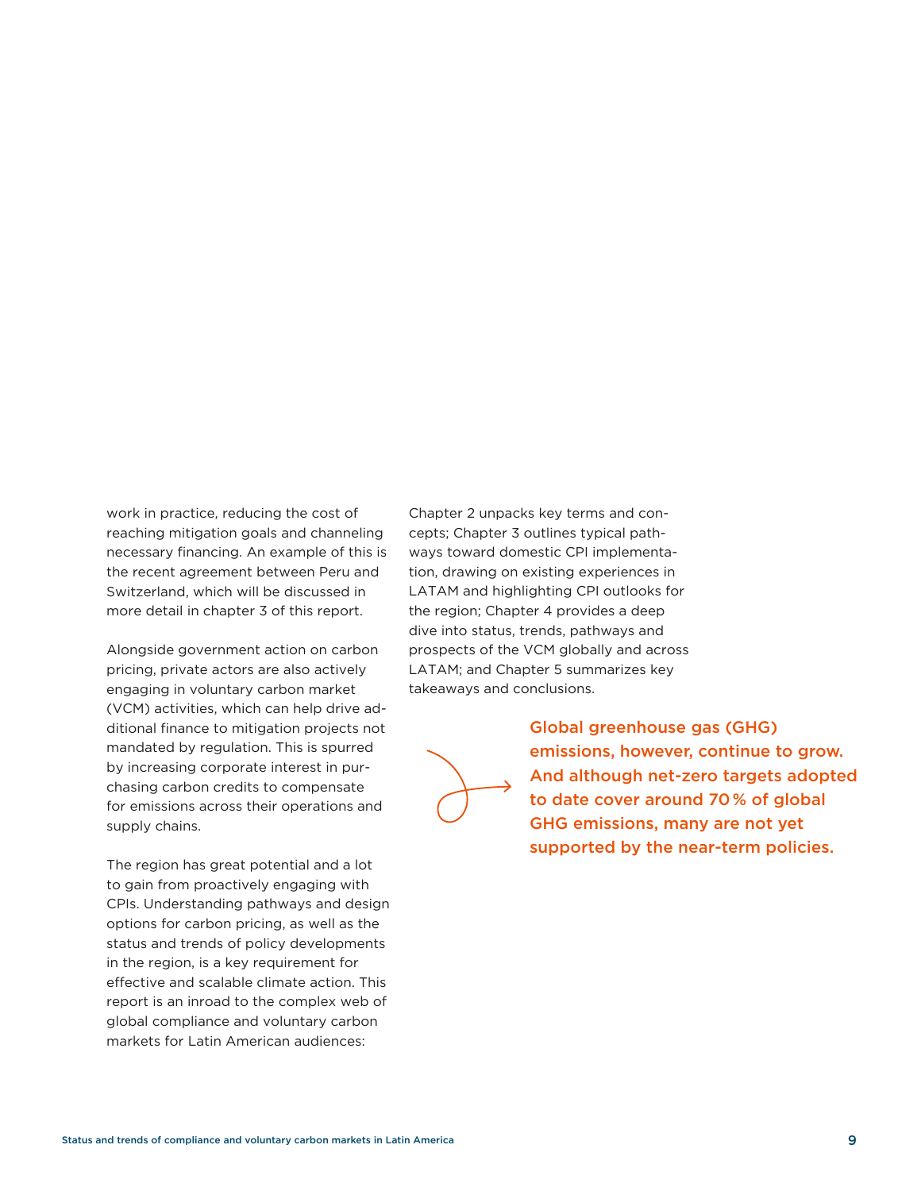work in practice, reducing the cost of reaching mitigation goals and channeling necessary financing. An example of this is the recent agreement between Peru and Switzerland, which will be discussed in more detail in chapter 3 of this report.

Alongside government action on carbon pricing, private actors are also actively engaging in voluntary carbon market (VCM) activities, which can help drive additional finance to mitigation projects not mandated by regulation. This is spurred by increasing corporate interest in purchasing carbon credits to compensate for emissions across their operations and supply chains.

The region has great potential and a lot to gain from proactively engaging with CPIs. Understanding pathways and design options for carbon pricing, as well as the status and trends of policy developments in the region, is a key requirement for effective and scalable climate action. This report is an inroad to the complex web of global compliance and voluntary carbon markets for Latin American audiences: Chapter 2 unpacks key terms and concepts; Chapter 3 outlines typical pathways toward domestic CPI implementation, drawing on existing experiences in LATAM and highlighting CPI outlooks for the region; Chapter 4 provides a deep dive into status, trends, pathways and prospects of the VCM globally and across LATAM; and Chapter 5 summarizes key takeaways and conclusions.

**Global greenhouse gas (GHG) emissions, however, continue to grow. And although net-zero targets adopted to date cover around 70 % of global GHG emissions, many are not yet supported by the near-term policies.**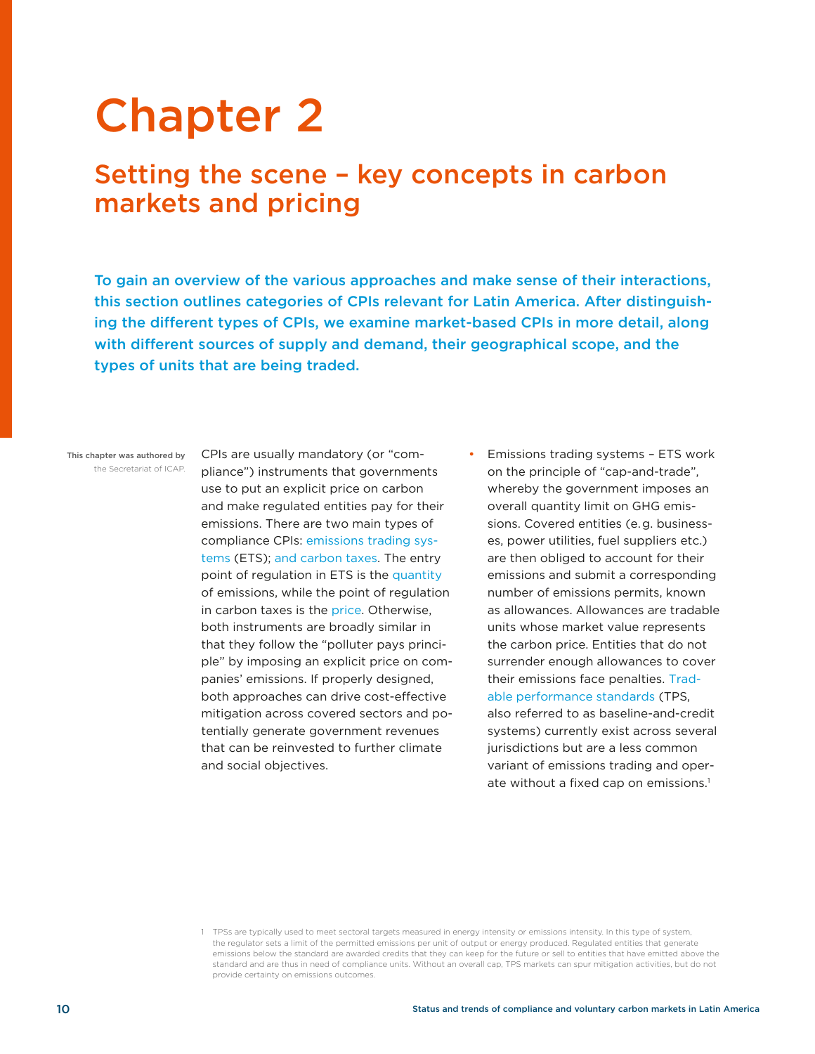# Chapter 2

## Setting the scene – key concepts in carbon markets and pricing

**To gain an overview of the various approaches and make sense of their interactions, this section outlines categories of CPIs relevant for Latin America. After distinguishing the different types of CPIs, we examine market-based CPIs in more detail, along with different sources of supply and demand, their geographical scope, and the types of units that are being traded.**

**This chapter was authored by** the Secretariat of ICAP.

CPIs are usually mandatory (or "compliance") instruments that governments use to put an explicit price on carbon and make regulated entities pay for their emissions. There are two main types of compliance CPIs: emissions trading systems (ETS); and carbon taxes. The entry point of regulation in ETS is the quantity of emissions, while the point of regulation in carbon taxes is the price. Otherwise, both instruments are broadly similar in that they follow the "polluter pays principle" by imposing an explicit price on companies' emissions. If properly designed, both approaches can drive cost-effective mitigation across covered sectors and potentially generate government revenues that can be reinvested to further climate and social objectives.

- Emissions trading systems – ETS work on the principle of "cap-and-trade", whereby the government imposes an overall quantity limit on GHG emissions. Covered entities (e.g. businesses, power utilities, fuel suppliers etc.) are then obliged to account for their emissions and submit a corresponding number of emissions permits, known as allowances. Allowances are tradable units whose market value represents the carbon price. Entities that do not surrender enough allowances to cover their emissions face penalties. Tradable performance standards (TPS, also referred to as baseline-and-credit systems) currently exist across several jurisdictions but are a less common variant of emissions trading and operate without a fixed cap on emissions.[1]

[1] TPSs are typically used to meet sectoral targets measured in energy intensity or emissions intensity. In this type of system, the regulator sets a limit of the permitted emissions per unit of output or energy produced. Regulated entities that generate emissions below the standard are awarded credits that they can keep for the future or sell to entities that have emitted above the standard and are thus in need of compliance units. Without an overall cap, TPS markets can spur mitigation activities, but do not provide certainty on emissions outcomes.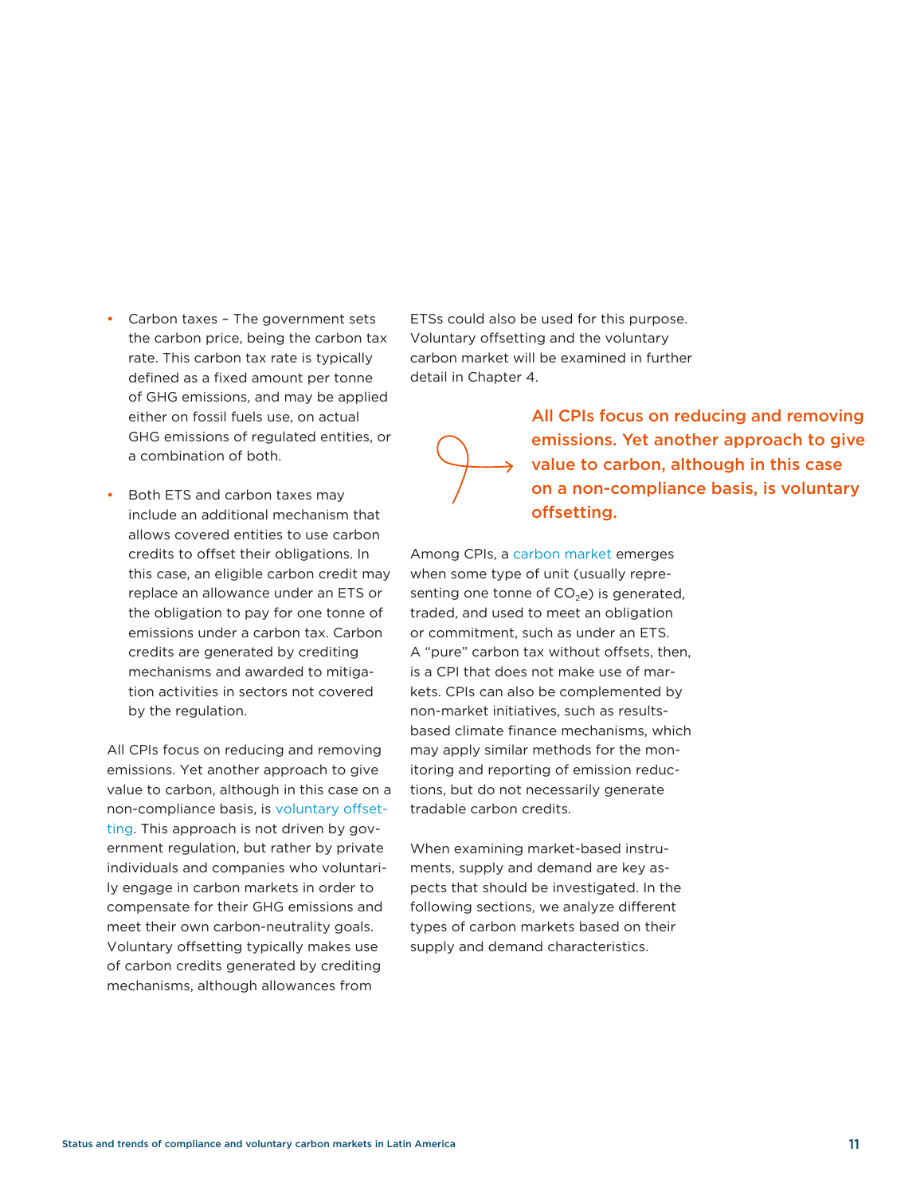- Carbon taxes – The government sets the carbon price, being the carbon tax rate. This carbon tax rate is typically defined as a fixed amount per tonne of GHG emissions, and may be applied either on fossil fuels use, on actual GHG emissions of regulated entities, or a combination of both.

- Both ETS and carbon taxes may include an additional mechanism that allows covered entities to use carbon credits to offset their obligations. In this case, an eligible carbon credit may replace an allowance under an ETS or the obligation to pay for one tonne of emissions under a carbon tax. Carbon credits are generated by crediting mechanisms and awarded to mitigation activities in sectors not covered by the regulation.

All CPIs focus on reducing and removing emissions. Yet another approach to give value to carbon, although in this case on a non-compliance basis, is voluntary offsetting. This approach is not driven by government regulation, but rather by private individuals and companies who voluntarily engage in carbon markets in order to compensate for their GHG emissions and meet their own carbon-neutrality goals. Voluntary offsetting typically makes use of carbon credits generated by crediting mechanisms, although allowances from ETSs could also be used for this purpose. Voluntary offsetting and the voluntary carbon market will be examined in further detail in Chapter 4.

**All CPIs focus on reducing and removing emissions. Yet another approach to give value to carbon, although in this case on a non-compliance basis, is voluntary offsetting.**

Among CPIs, a carbon market emerges when some type of unit (usually representing one tonne of $CO_2e$) is generated, traded, and used to meet an obligation or commitment, such as under an ETS. A "pure" carbon tax without offsets, then, is a CPI that does not make use of markets. CPIs can also be complemented by non-market initiatives, such as results-based climate finance mechanisms, which may apply similar methods for the monitoring and reporting of emission reductions, but do not necessarily generate tradable carbon credits.

When examining market-based instruments, supply and demand are key aspects that should be investigated. In the following sections, we analyze different types of carbon markets based on their supply and demand characteristics.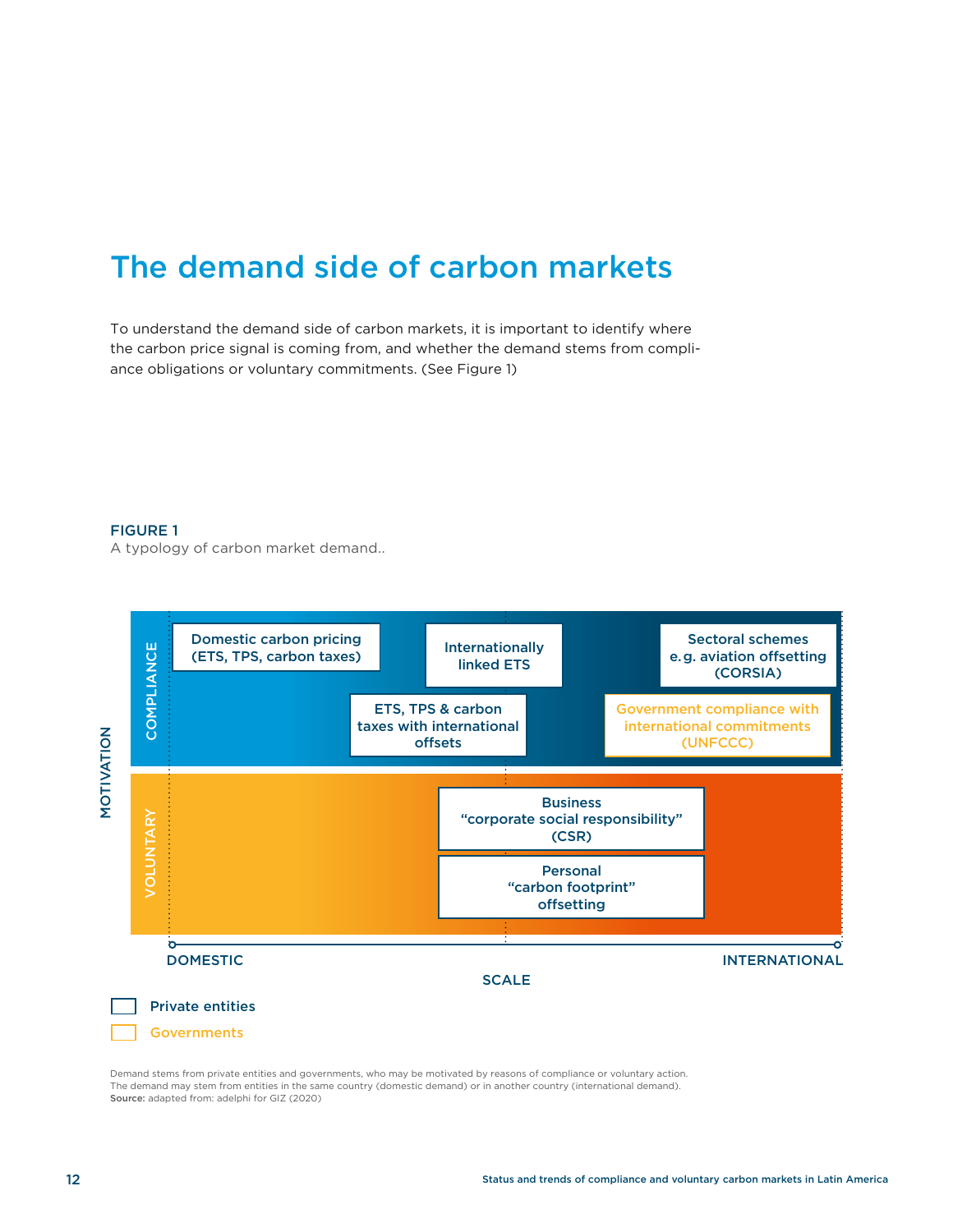# The demand side of carbon markets

To understand the demand side of carbon markets, it is important to identify where the carbon price signal is coming from, and whether the demand stems from compliance obligations or voluntary commitments. (See Figure 1)

**FIGURE 1**

A typology of carbon market demand..

MOTIVATION

COMPLIANCE

Domestic carbon pricing (ETS, TPS, carbon taxes)

Internationally linked ETS

Sectoral schemes e.g. aviation offsetting (CORSIA)

ETS, TPS & carbon taxes with international offsets

Government compliance with international commitments (UNFCCC)

VOLUNTARY

Business "corporate social responsibility" (CSR)

Personal "carbon footprint" offsetting

DOMESTIC

INTERNATIONAL

SCALE

Private entities

Governments

Demand stems from private entities and governments, who may be motivated by reasons of compliance or voluntary action. The demand may stem from entities in the same country (domestic demand) or in another country (international demand).
**Source:** adapted from: adelphi for GIZ (2020)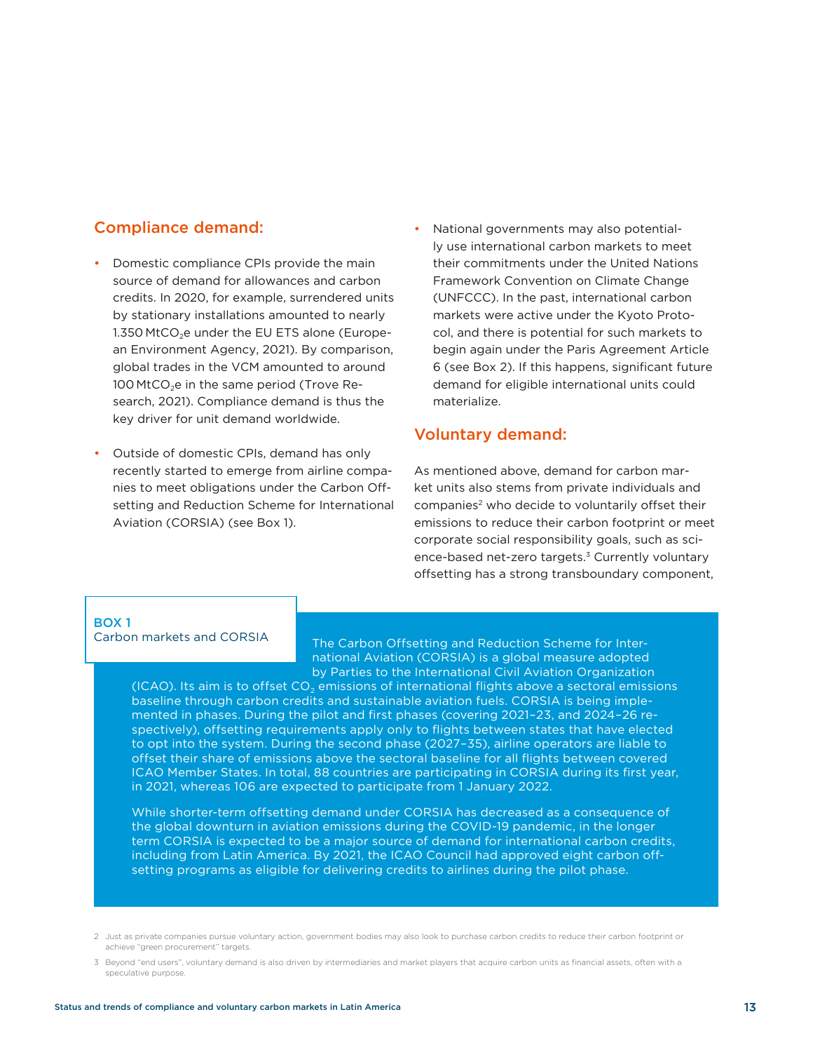## Compliance demand:

- Domestic compliance CPIs provide the main source of demand for allowances and carbon credits. In 2020, for example, surrendered units by stationary installations amounted to nearly 1.350 $MtCO_2e$ under the EU ETS alone (European Environment Agency, 2021). By comparison, global trades in the VCM amounted to around 100 $MtCO_2e$ in the same period (Trove Research, 2021). Compliance demand is thus the key driver for unit demand worldwide.
- Outside of domestic CPIs, demand has only recently started to emerge from airline companies to meet obligations under the Carbon Offsetting and Reduction Scheme for International Aviation (CORSIA) (see Box 1).
- National governments may also potentially use international carbon markets to meet their commitments under the United Nations Framework Convention on Climate Change (UNFCCC). In the past, international carbon markets were active under the Kyoto Protocol, and there is potential for such markets to begin again under the Paris Agreement Article 6 (see Box 2). If this happens, significant future demand for eligible international units could materialize.

## Voluntary demand:

As mentioned above, demand for carbon market units also stems from private individuals and companies[2] who decide to voluntarily offset their emissions to reduce their carbon footprint or meet corporate social responsibility goals, such as science-based net-zero targets.[3] Currently voluntary offsetting has a strong transboundary component,

**BOX 1**
**Carbon markets and CORSIA**

The Carbon Offsetting and Reduction Scheme for International Aviation (CORSIA) is a global measure adopted by Parties to the International Civil Aviation Organization (ICAO). Its aim is to offset $CO_2$ emissions of international flights above a sectoral emissions baseline through carbon credits and sustainable aviation fuels. CORSIA is being implemented in phases. During the pilot and first phases (covering 2021–23, and 2024–26 respectively), offsetting requirements apply only to flights between states that have elected to opt into the system. During the second phase (2027–35), airline operators are liable to offset their share of emissions above the sectoral baseline for all flights between covered ICAO Member States. In total, 88 countries are participating in CORSIA during its first year, in 2021, whereas 106 are expected to participate from 1 January 2022.

While shorter-term offsetting demand under CORSIA has decreased as a consequence of the global downturn in aviation emissions during the COVID-19 pandemic, in the longer term CORSIA is expected to be a major source of demand for international carbon credits, including from Latin America. By 2021, the ICAO Council had approved eight carbon offsetting programs as eligible for delivering credits to airlines during the pilot phase.

[2] Just as private companies pursue voluntary action, government bodies may also look to purchase carbon credits to reduce their carbon footprint or achieve "green procurement" targets.

[3] Beyond "end users", voluntary demand is also driven by intermediaries and market players that acquire carbon units as financial assets, often with a speculative purpose.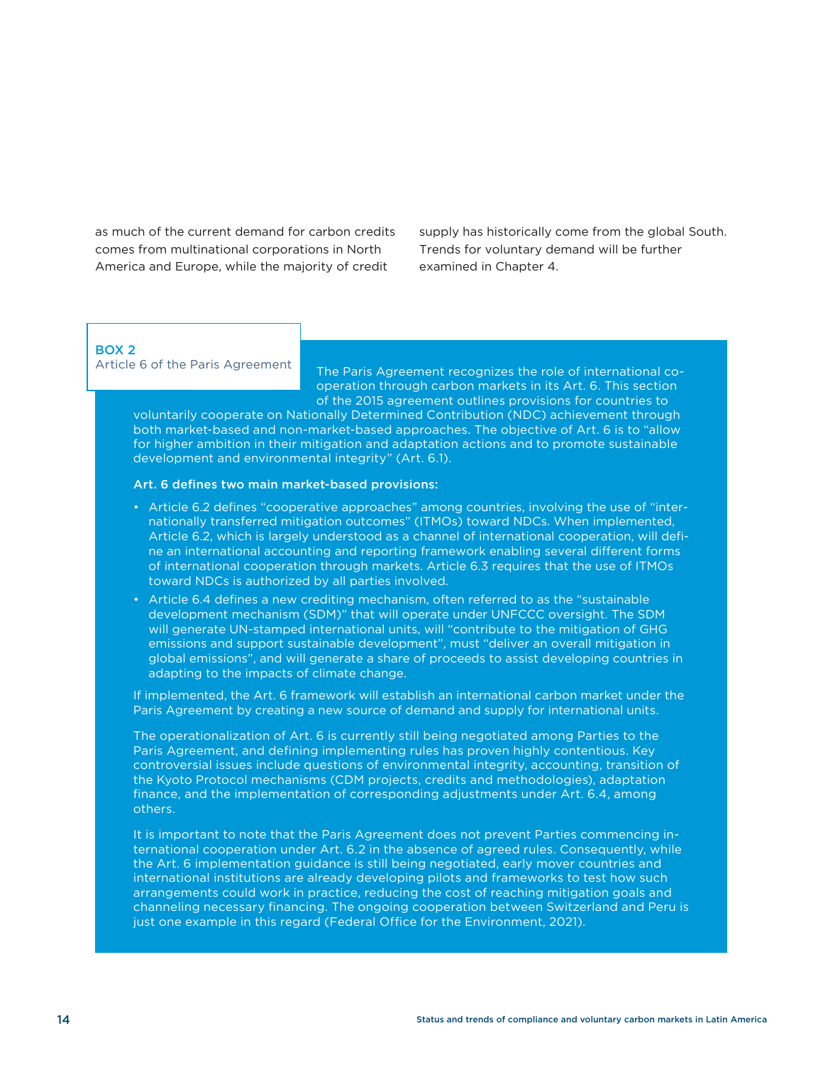as much of the current demand for carbon credits comes from multinational corporations in North America and Europe, while the majority of credit supply has historically come from the global South. Trends for voluntary demand will be further examined in Chapter 4.

**BOX 2**
Article 6 of the Paris Agreement

The Paris Agreement recognizes the role of international cooperation through carbon markets in its Art. 6. This section of the 2015 agreement outlines provisions for countries to voluntarily cooperate on Nationally Determined Contribution (NDC) achievement through both market-based and non-market-based approaches. The objective of Art. 6 is to "allow for higher ambition in their mitigation and adaptation actions and to promote sustainable development and environmental integrity" (Art. 6.1).

**Art. 6 defines two main market-based provisions:**

- Article 6.2 defines "cooperative approaches" among countries, involving the use of "internationally transferred mitigation outcomes" (ITMOs) toward NDCs. When implemented, Article 6.2, which is largely understood as a channel of international cooperation, will define an international accounting and reporting framework enabling several different forms of international cooperation through markets. Article 6.3 requires that the use of ITMOs toward NDCs is authorized by all parties involved.
- Article 6.4 defines a new crediting mechanism, often referred to as the "sustainable development mechanism (SDM)" that will operate under UNFCCC oversight. The SDM will generate UN-stamped international units, will "contribute to the mitigation of GHG emissions and support sustainable development", must "deliver an overall mitigation in global emissions", and will generate a share of proceeds to assist developing countries in adapting to the impacts of climate change.

If implemented, the Art. 6 framework will establish an international carbon market under the Paris Agreement by creating a new source of demand and supply for international units.

The operationalization of Art. 6 is currently still being negotiated among Parties to the Paris Agreement, and defining implementing rules has proven highly contentious. Key controversial issues include questions of environmental integrity, accounting, transition of the Kyoto Protocol mechanisms (CDM projects, credits and methodologies), adaptation finance, and the implementation of corresponding adjustments under Art. 6.4, among others.

It is important to note that the Paris Agreement does not prevent Parties commencing international cooperation under Art. 6.2 in the absence of agreed rules. Consequently, while the Art. 6 implementation guidance is still being negotiated, early mover countries and international institutions are already developing pilots and frameworks to test how such arrangements could work in practice, reducing the cost of reaching mitigation goals and channeling necessary financing. The ongoing cooperation between Switzerland and Peru is just one example in this regard (Federal Office for the Environment, 2021).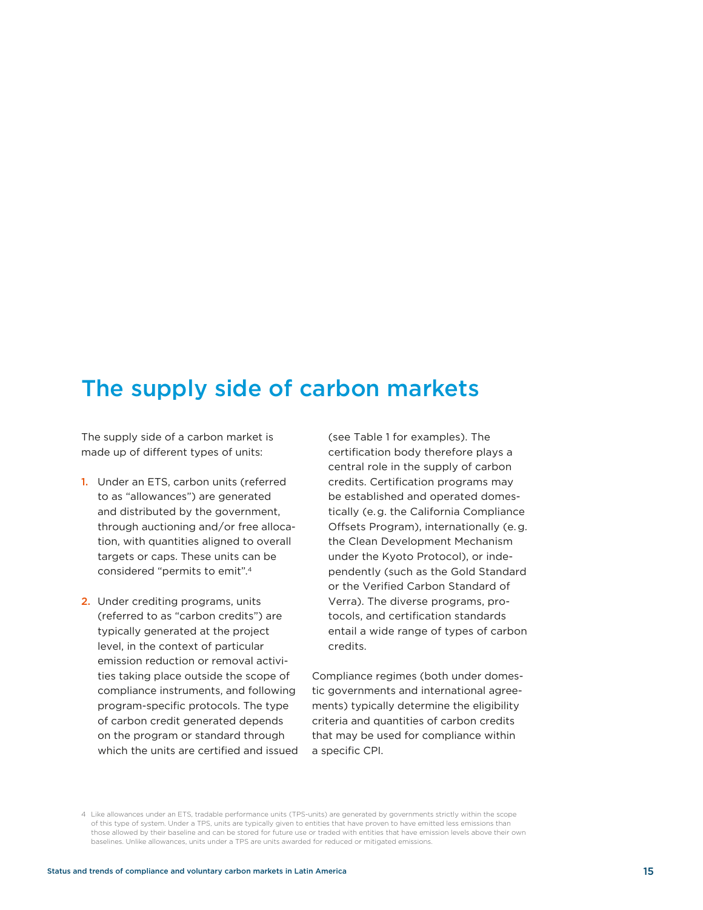## The supply side of carbon markets

The supply side of a carbon market is made up of different types of units:

1. Under an ETS, carbon units (referred to as "allowances") are generated and distributed by the government, through auctioning and/or free allocation, with quantities aligned to overall targets or caps. These units can be considered "permits to emit".[4]

2. Under crediting programs, units (referred to as "carbon credits") are typically generated at the project level, in the context of particular emission reduction or removal activities taking place outside the scope of compliance instruments, and following program-specific protocols. The type of carbon credit generated depends on the program or standard through which the units are certified and issued (see Table 1 for examples). The certification body therefore plays a central role in the supply of carbon credits. Certification programs may be established and operated domestically (e.g. the California Compliance Offsets Program), internationally (e.g. the Clean Development Mechanism under the Kyoto Protocol), or independently (such as the Gold Standard or the Verified Carbon Standard of Verra). The diverse programs, protocols, and certification standards entail a wide range of types of carbon credits.

Compliance regimes (both under domestic governments and international agreements) typically determine the eligibility criteria and quantities of carbon credits that may be used for compliance within a specific CPI.

4 Like allowances under an ETS, tradable performance units (TPS-units) are generated by governments strictly within the scope of this type of system. Under a TPS, units are typically given to entities that have proven to have emitted less emissions than those allowed by their baseline and can be stored for future use or traded with entities that have emission levels above their own baselines. Unlike allowances, units under a TPS are units awarded for reduced or mitigated emissions.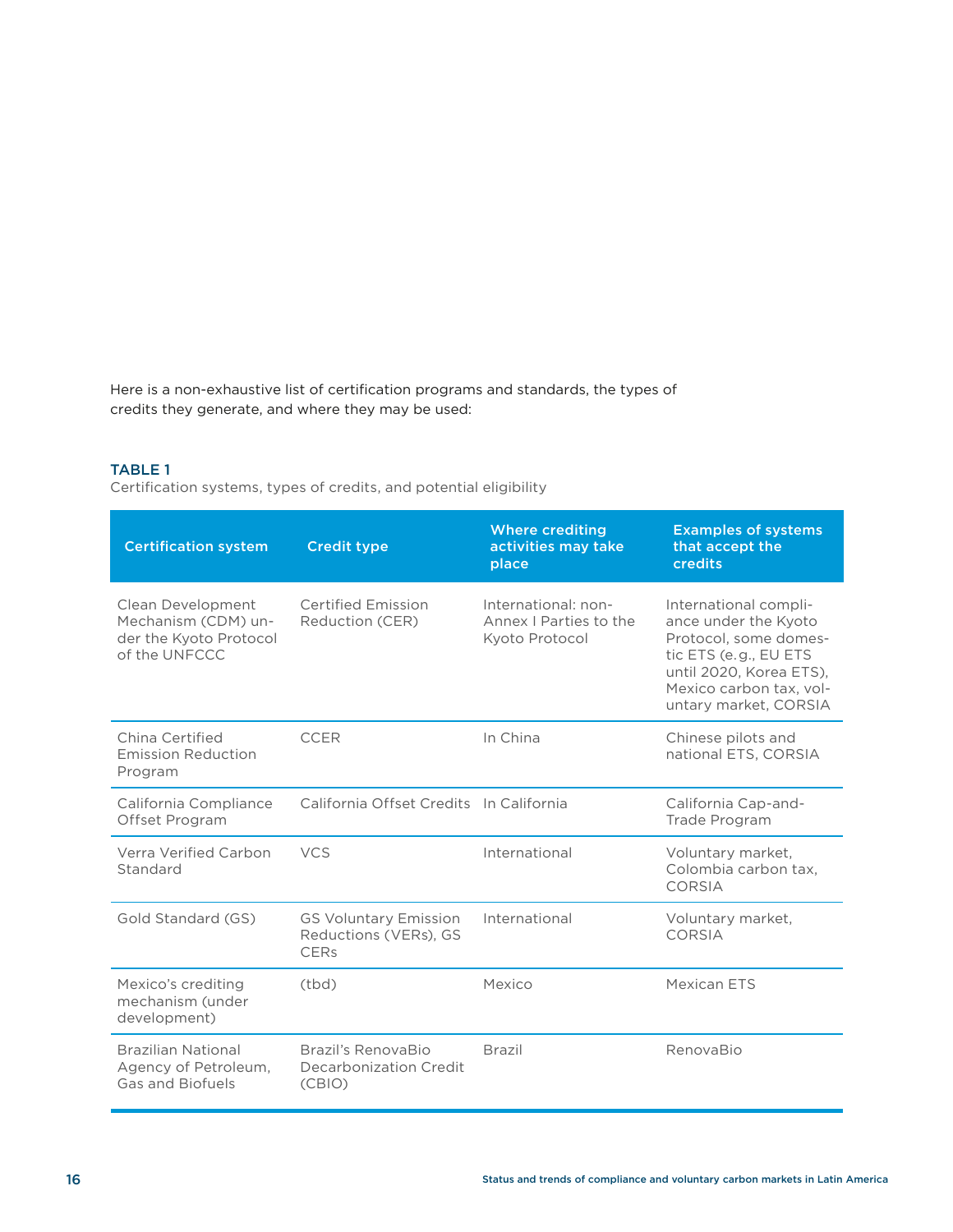Here is a non-exhaustive list of certification programs and standards, the types of credits they generate, and where they may be used:

**TABLE 1**
Certification systems, types of credits, and potential eligibility

| Certification system | Credit type | Where crediting activities may take place | Examples of systems that accept the credits |
|---|---|---|---|
| Clean Development Mechanism (CDM) under the Kyoto Protocol of the UNFCCC | Certified Emission Reduction (CER) | International: non-Annex I Parties to the Kyoto Protocol | International compliance under the Kyoto Protocol, some domestic ETS (e.g., EU ETS until 2020, Korea ETS), Mexico carbon tax, voluntary market, CORSIA |
| China Certified Emission Reduction Program | CCER | In China | Chinese pilots and national ETS, CORSIA |
| California Compliance Offset Program | California Offset Credits | In California | California Cap-and-Trade Program |
| Verra Verified Carbon Standard | VCS | International | Voluntary market, Colombia carbon tax, CORSIA |
| Gold Standard (GS) | GS Voluntary Emission Reductions (VERs), GS CERs | International | Voluntary market, CORSIA |
| Mexico's crediting mechanism (under development) | (tbd) | Mexico | Mexican ETS |
| Brazilian National Agency of Petroleum, Gas and Biofuels | Brazil's RenovaBio Decarbonization Credit (CBIO) | Brazil | RenovaBio |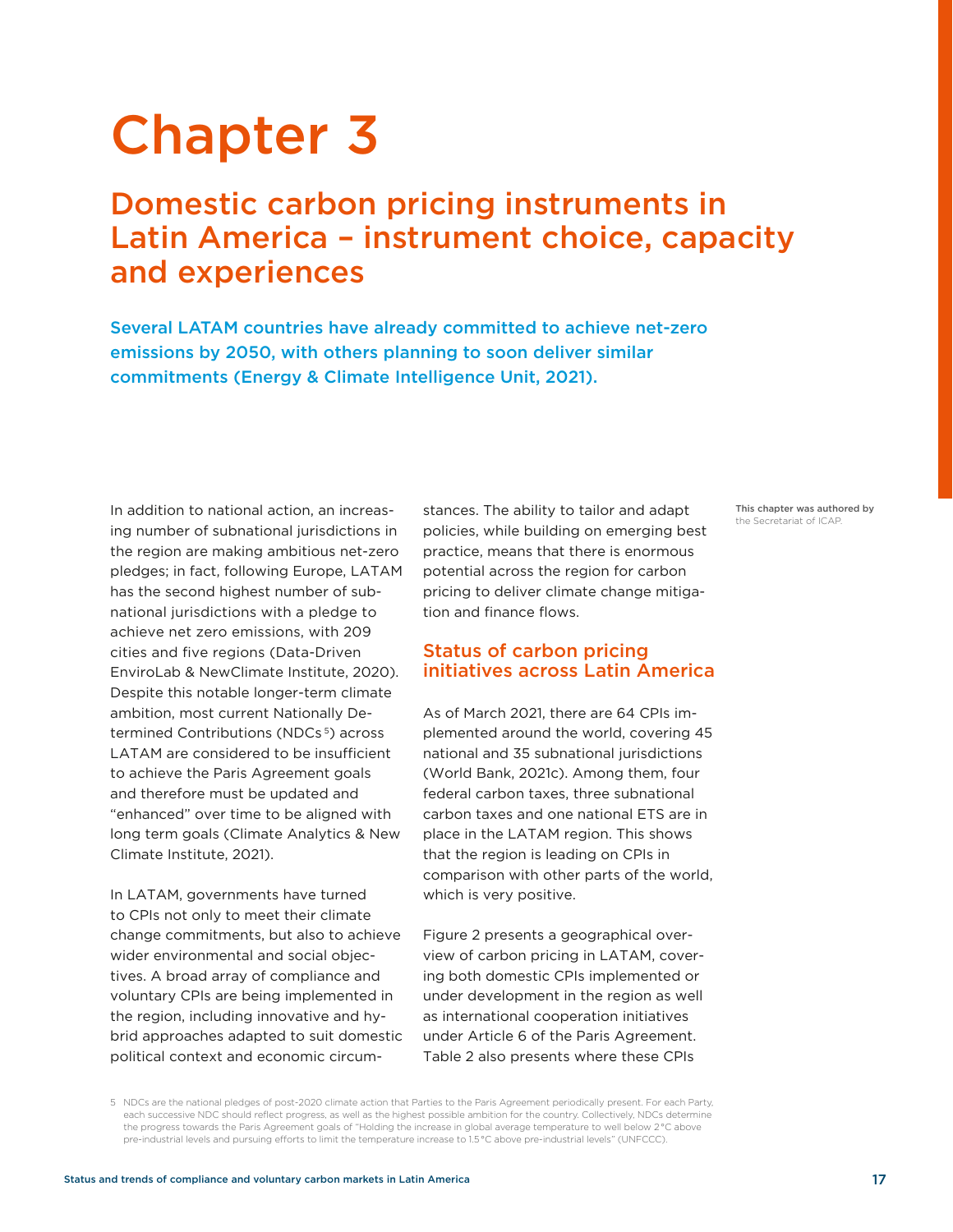# Chapter 3

## Domestic carbon pricing instruments in Latin America – instrument choice, capacity and experiences

**Several LATAM countries have already committed to achieve net-zero emissions by 2050, with others planning to soon deliver similar commitments (Energy & Climate Intelligence Unit, 2021).**

**This chapter was authored by** the Secretariat of ICAP.

In addition to national action, an increasing number of subnational jurisdictions in the region are making ambitious net-zero pledges; in fact, following Europe, LATAM has the second highest number of subnational jurisdictions with a pledge to achieve net zero emissions, with 209 cities and five regions (Data-Driven EnviroLab & NewClimate Institute, 2020). Despite this notable longer-term climate ambition, most current Nationally Determined Contributions (NDCs[5]) across LATAM are considered to be insufficient to achieve the Paris Agreement goals and therefore must be updated and "enhanced" over time to be aligned with long term goals (Climate Analytics & New Climate Institute, 2021).

In LATAM, governments have turned to CPIs not only to meet their climate change commitments, but also to achieve wider environmental and social objectives. A broad array of compliance and voluntary CPIs are being implemented in the region, including innovative and hybrid approaches adapted to suit domestic political context and economic circumstances. The ability to tailor and adapt policies, while building on emerging best practice, means that there is enormous potential across the region for carbon pricing to deliver climate change mitigation and finance flows.

### Status of carbon pricing initiatives across Latin America

As of March 2021, there are 64 CPIs implemented around the world, covering 45 national and 35 subnational jurisdictions (World Bank, 2021c). Among them, four federal carbon taxes, three subnational carbon taxes and one national ETS are in place in the LATAM region. This shows that the region is leading on CPIs in comparison with other parts of the world, which is very positive.

Figure 2 presents a geographical overview of carbon pricing in LATAM, covering both domestic CPIs implemented or under development in the region as well as international cooperation initiatives under Article 6 of the Paris Agreement. Table 2 also presents where these CPIs

5 NDCs are the national pledges of post-2020 climate action that Parties to the Paris Agreement periodically present. For each Party, each successive NDC should reflect progress, as well as the highest possible ambition for the country. Collectively, NDCs determine the progress towards the Paris Agreement goals of "Holding the increase in global average temperature to well below 2 °C above pre-industrial levels and pursuing efforts to limit the temperature increase to 1.5 °C above pre-industrial levels" (UNFCCC).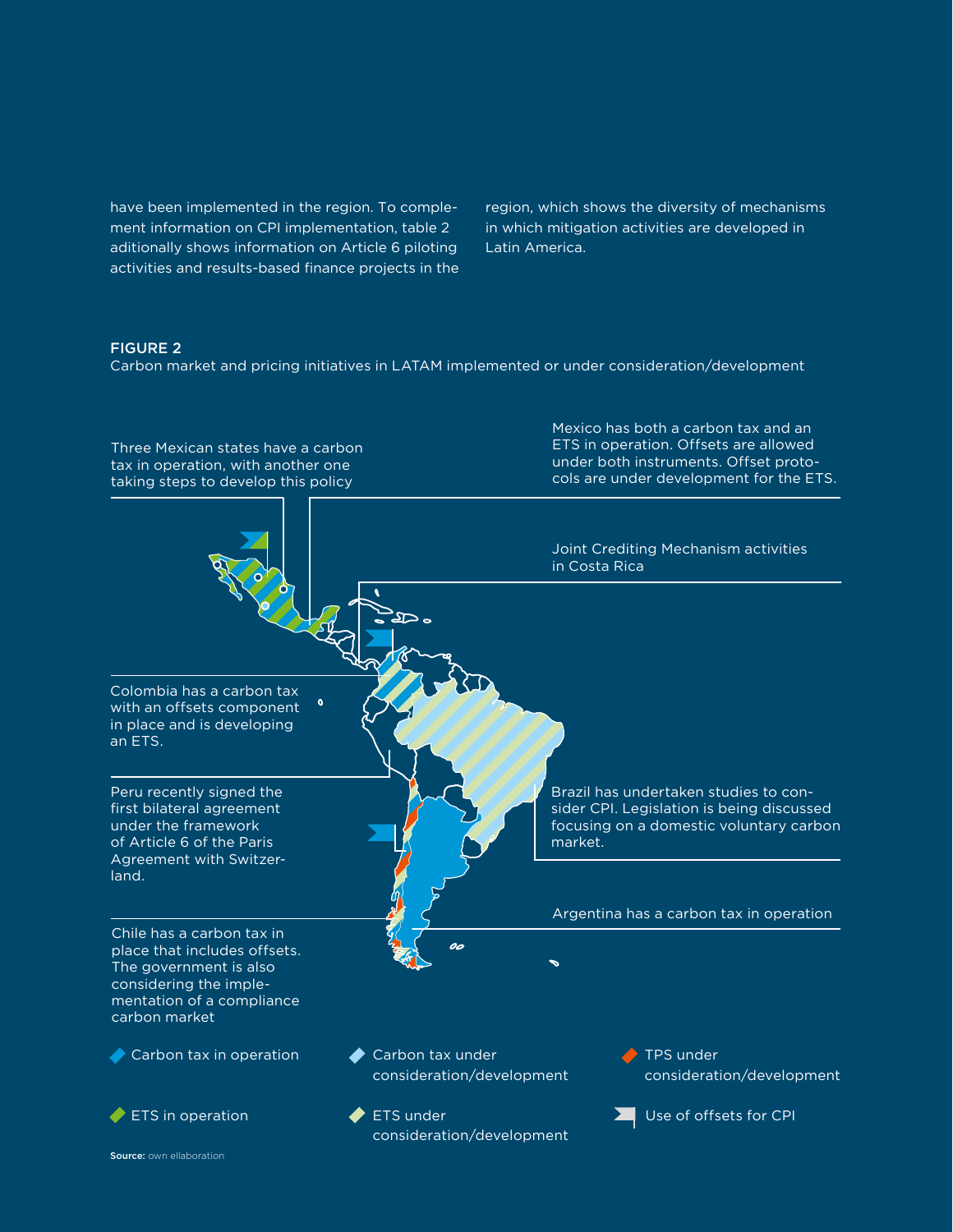have been implemented in the region. To complement information on CPI implementation, table 2 aditionally shows information on Article 6 piloting activities and results-based finance projects in the region, which shows the diversity of mechanisms in which mitigation activities are developed in Latin America.

**FIGURE 2**
Carbon market and pricing initiatives in LATAM implemented or under consideration/development

Three Mexican states have a carbon tax in operation, with another one taking steps to develop this policy

Mexico has both a carbon tax and an ETS in operation. Offsets are allowed under both instruments. Offset protocols are under development for the ETS.

Joint Crediting Mechanism activities in Costa Rica

Colombia has a carbon tax with an offsets component in place and is developing an ETS.

Peru recently signed the first bilateral agreement under the framework of Article 6 of the Paris Agreement with Switzerland.

Brazil has undertaken studies to consider CPI. Legislation is being discussed focusing on a domestic voluntary carbon market.

Argentina has a carbon tax in operation

Chile has a carbon tax in place that includes offsets. The government is also considering the implementation of a compliance carbon market

- Carbon tax in operation
- Carbon tax under consideration/development
- TPS under consideration/development
- ETS in operation
- ETS under consideration/development
- Use of offsets for CPI

**Source:** own ellaboration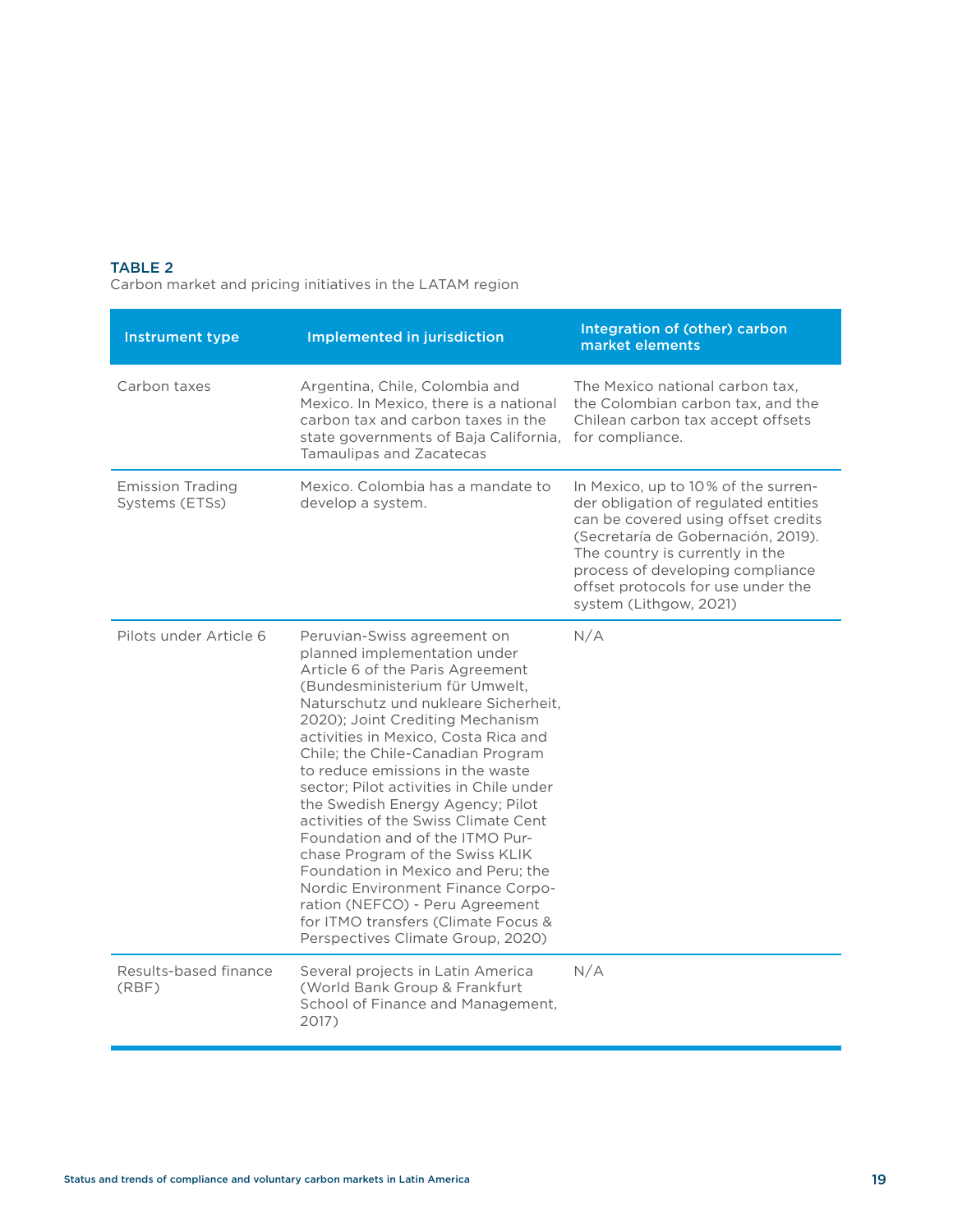**TABLE 2**
Carbon market and pricing initiatives in the LATAM region

| Instrument type | Implemented in jurisdiction | Integration of (other) carbon market elements |
|---|---|---|
| Carbon taxes | Argentina, Chile, Colombia and Mexico. In Mexico, there is a national carbon tax and carbon taxes in the state governments of Baja California, Tamaulipas and Zacatecas | The Mexico national carbon tax, the Colombian carbon tax, and the Chilean carbon tax accept offsets for compliance. |
| Emission Trading Systems (ETSs) | Mexico. Colombia has a mandate to develop a system. | In Mexico, up to 10% of the surrender obligation of regulated entities can be covered using offset credits (Secretaría de Gobernación, 2019). The country is currently in the process of developing compliance offset protocols for use under the system (Lithgow, 2021) |
| Pilots under Article 6 | Peruvian-Swiss agreement on planned implementation under Article 6 of the Paris Agreement (Bundesministerium für Umwelt, Naturschutz und nukleare Sicherheit, 2020); Joint Crediting Mechanism activities in Mexico, Costa Rica and Chile; the Chile-Canadian Program to reduce emissions in the waste sector; Pilot activities in Chile under the Swedish Energy Agency; Pilot activities of the Swiss Climate Cent Foundation and of the ITMO Purchase Program of the Swiss KLIK Foundation in Mexico and Peru; the Nordic Environment Finance Corporation (NEFCO) - Peru Agreement for ITMO transfers (Climate Focus & Perspectives Climate Group, 2020) | N/A |
| Results-based finance (RBF) | Several projects in Latin America (World Bank Group & Frankfurt School of Finance and Management, 2017) | N/A |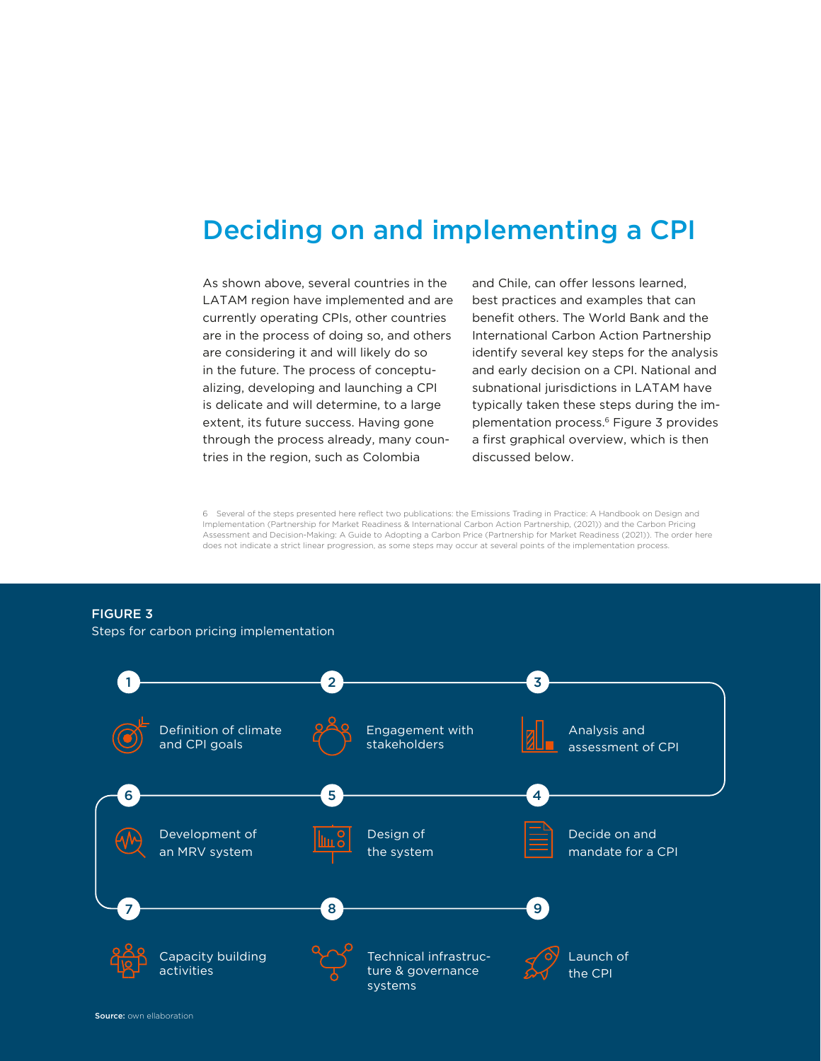# Deciding on and implementing a CPI

As shown above, several countries in the LATAM region have implemented and are currently operating CPIs, other countries are in the process of doing so, and others are considering it and will likely do so in the future. The process of conceptualizing, developing and launching a CPI is delicate and will determine, to a large extent, its future success. Having gone through the process already, many countries in the region, such as Colombia and Chile, can offer lessons learned, best practices and examples that can benefit others. The World Bank and the International Carbon Action Partnership identify several key steps for the analysis and early decision on a CPI. National and subnational jurisdictions in LATAM have typically taken these steps during the implementation process.[6] Figure 3 provides a first graphical overview, which is then discussed below.

6 Several of the steps presented here reflect two publications: the Emissions Trading in Practice: A Handbook on Design and Implementation (Partnership for Market Readiness & International Carbon Action Partnership, (2021)) and the Carbon Pricing Assessment and Decision-Making: A Guide to Adopting a Carbon Price (Partnership for Market Readiness (2021)). The order here does not indicate a strict linear progression, as some steps may occur at several points of the implementation process.

**FIGURE 3**
Steps for carbon pricing implementation

1. Definition of climate and CPI goals
2. Engagement with stakeholders
3. Analysis and assessment of CPI
4. Decide on and mandate for a CPI
5. Design of the system
6. Development of an MRV system
7. Capacity building activities
8. Technical infrastructure & governance systems
9. Launch of the CPI

**Source:** own ellaboration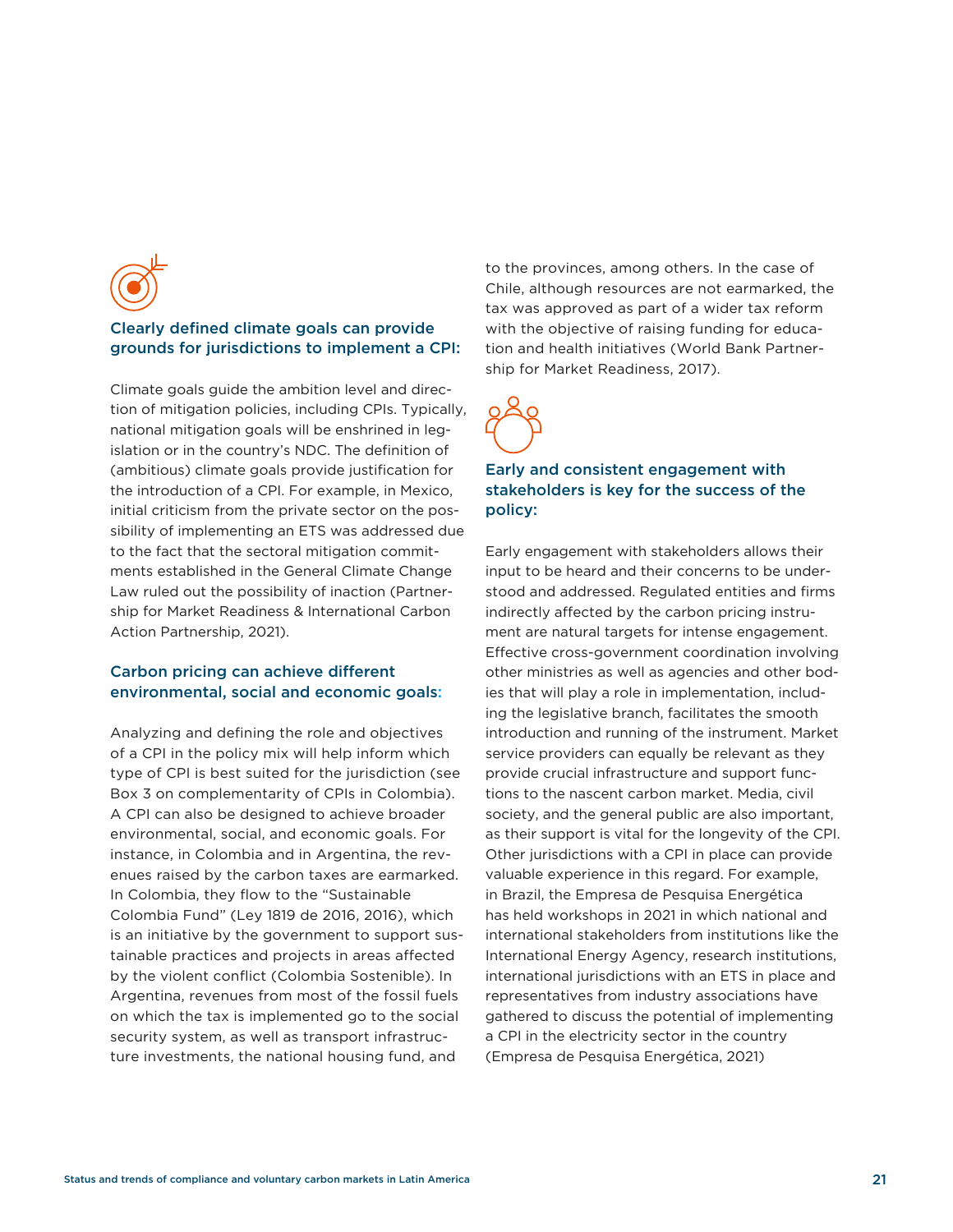### Clearly defined climate goals can provide grounds for jurisdictions to implement a CPI:

Climate goals guide the ambition level and direction of mitigation policies, including CPIs. Typically, national mitigation goals will be enshrined in legislation or in the country's NDC. The definition of (ambitious) climate goals provide justification for the introduction of a CPI. For example, in Mexico, initial criticism from the private sector on the possibility of implementing an ETS was addressed due to the fact that the sectoral mitigation commitments established in the General Climate Change Law ruled out the possibility of inaction (Partnership for Market Readiness & International Carbon Action Partnership, 2021).

### Carbon pricing can achieve different environmental, social and economic goals:

Analyzing and defining the role and objectives of a CPI in the policy mix will help inform which type of CPI is best suited for the jurisdiction (see Box 3 on complementarity of CPIs in Colombia). A CPI can also be designed to achieve broader environmental, social, and economic goals. For instance, in Colombia and in Argentina, the revenues raised by the carbon taxes are earmarked. In Colombia, they flow to the "Sustainable Colombia Fund" (Ley 1819 de 2016, 2016), which is an initiative by the government to support sustainable practices and projects in areas affected by the violent conflict (Colombia Sostenible). In Argentina, revenues from most of the fossil fuels on which the tax is implemented go to the social security system, as well as transport infrastructure investments, the national housing fund, and to the provinces, among others. In the case of Chile, although resources are not earmarked, the tax was approved as part of a wider tax reform with the objective of raising funding for education and health initiatives (World Bank Partnership for Market Readiness, 2017).

### Early and consistent engagement with stakeholders is key for the success of the policy:

Early engagement with stakeholders allows their input to be heard and their concerns to be understood and addressed. Regulated entities and firms indirectly affected by the carbon pricing instrument are natural targets for intense engagement. Effective cross-government coordination involving other ministries as well as agencies and other bodies that will play a role in implementation, including the legislative branch, facilitates the smooth introduction and running of the instrument. Market service providers can equally be relevant as they provide crucial infrastructure and support functions to the nascent carbon market. Media, civil society, and the general public are also important, as their support is vital for the longevity of the CPI. Other jurisdictions with a CPI in place can provide valuable experience in this regard. For example, in Brazil, the Empresa de Pesquisa Energética has held workshops in 2021 in which national and international stakeholders from institutions like the International Energy Agency, research institutions, international jurisdictions with an ETS in place and representatives from industry associations have gathered to discuss the potential of implementing a CPI in the electricity sector in the country (Empresa de Pesquisa Energética, 2021)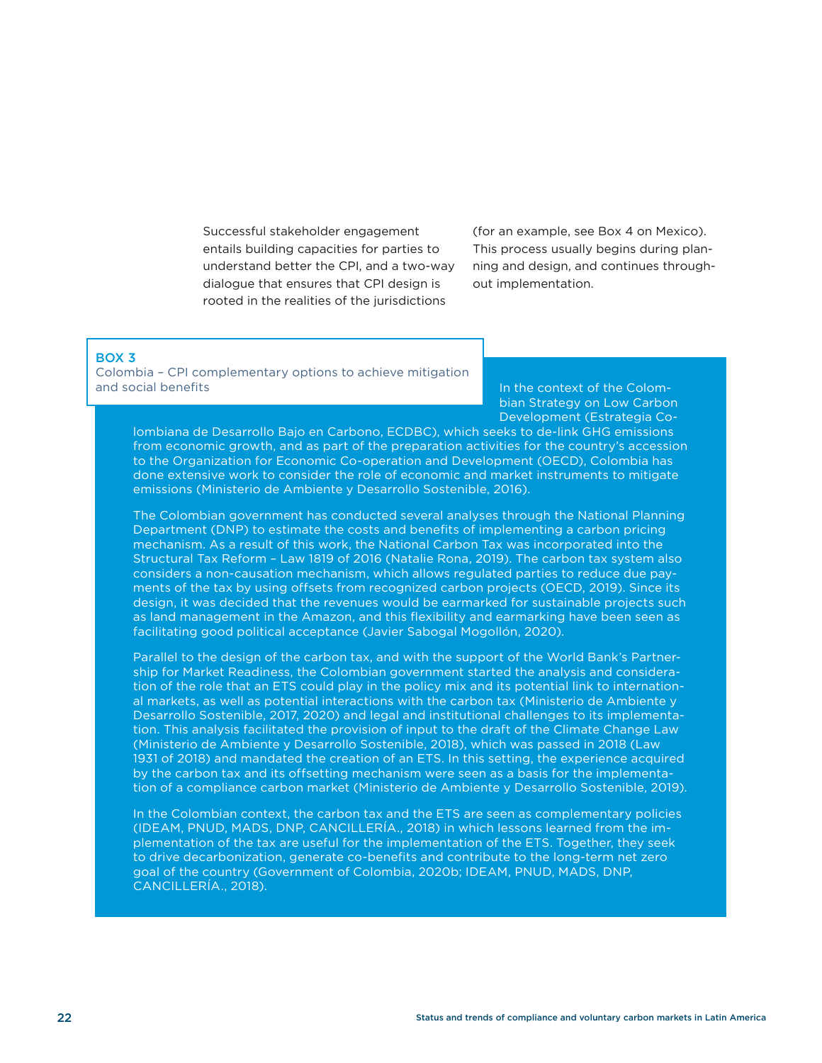Successful stakeholder engagement entails building capacities for parties to understand better the CPI, and a two-way dialogue that ensures that CPI design is rooted in the realities of the jurisdictions (for an example, see Box 4 on Mexico). This process usually begins during planning and design, and continues throughout implementation.

### BOX 3

Colombia – CPI complementary options to achieve mitigation and social benefits

In the context of the Colombian Strategy on Low Carbon Development (Estrategia Colombiana de Desarrollo Bajo en Carbono, ECDBC), which seeks to de-link GHG emissions from economic growth, and as part of the preparation activities for the country's accession to the Organization for Economic Co-operation and Development (OECD), Colombia has done extensive work to consider the role of economic and market instruments to mitigate emissions (Ministerio de Ambiente y Desarrollo Sostenible, 2016).

The Colombian government has conducted several analyses through the National Planning Department (DNP) to estimate the costs and benefits of implementing a carbon pricing mechanism. As a result of this work, the National Carbon Tax was incorporated into the Structural Tax Reform – Law 1819 of 2016 (Natalie Rona, 2019). The carbon tax system also considers a non-causation mechanism, which allows regulated parties to reduce due payments of the tax by using offsets from recognized carbon projects (OECD, 2019). Since its design, it was decided that the revenues would be earmarked for sustainable projects such as land management in the Amazon, and this flexibility and earmarking have been seen as facilitating good political acceptance (Javier Sabogal Mogollón, 2020).

Parallel to the design of the carbon tax, and with the support of the World Bank's Partnership for Market Readiness, the Colombian government started the analysis and consideration of the role that an ETS could play in the policy mix and its potential link to international markets, as well as potential interactions with the carbon tax (Ministerio de Ambiente y Desarrollo Sostenible, 2017, 2020) and legal and institutional challenges to its implementation. This analysis facilitated the provision of input to the draft of the Climate Change Law (Ministerio de Ambiente y Desarrollo Sostenible, 2018), which was passed in 2018 (Law 1931 of 2018) and mandated the creation of an ETS. In this setting, the experience acquired by the carbon tax and its offsetting mechanism were seen as a basis for the implementation of a compliance carbon market (Ministerio de Ambiente y Desarrollo Sostenible, 2019).

In the Colombian context, the carbon tax and the ETS are seen as complementary policies (IDEAM, PNUD, MADS, DNP, CANCILLERÍA., 2018) in which lessons learned from the implementation of the tax are useful for the implementation of the ETS. Together, they seek to drive decarbonization, generate co-benefits and contribute to the long-term net zero goal of the country (Government of Colombia, 2020b; IDEAM, PNUD, MADS, DNP, CANCILLERÍA., 2018).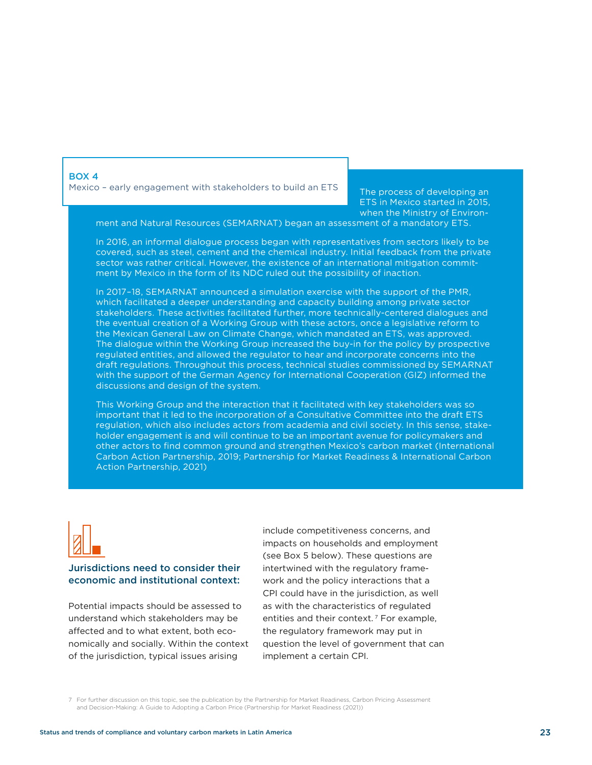**BOX 4**

Mexico – early engagement with stakeholders to build an ETS

The process of developing an ETS in Mexico started in 2015, when the Ministry of Environment and Natural Resources (SEMARNAT) began an assessment of a mandatory ETS.

In 2016, an informal dialogue process began with representatives from sectors likely to be covered, such as steel, cement and the chemical industry. Initial feedback from the private sector was rather critical. However, the existence of an international mitigation commitment by Mexico in the form of its NDC ruled out the possibility of inaction.

In 2017–18, SEMARNAT announced a simulation exercise with the support of the PMR, which facilitated a deeper understanding and capacity building among private sector stakeholders. These activities facilitated further, more technically-centered dialogues and the eventual creation of a Working Group with these actors, once a legislative reform to the Mexican General Law on Climate Change, which mandated an ETS, was approved. The dialogue within the Working Group increased the buy-in for the policy by prospective regulated entities, and allowed the regulator to hear and incorporate concerns into the draft regulations. Throughout this process, technical studies commissioned by SEMARNAT with the support of the German Agency for International Cooperation (GIZ) informed the discussions and design of the system.

This Working Group and the interaction that it facilitated with key stakeholders was so important that it led to the incorporation of a Consultative Committee into the draft ETS regulation, which also includes actors from academia and civil society. In this sense, stakeholder engagement is and will continue to be an important avenue for policymakers and other actors to find common ground and strengthen Mexico's carbon market (International Carbon Action Partnership, 2019; Partnership for Market Readiness & International Carbon Action Partnership, 2021)

### Jurisdictions need to consider their economic and institutional context:

Potential impacts should be assessed to understand which stakeholders may be affected and to what extent, both economically and socially. Within the context of the jurisdiction, typical issues arising include competitiveness concerns, and impacts on households and employment (see Box 5 below). These questions are intertwined with the regulatory framework and the policy interactions that a CPI could have in the jurisdiction, as well as with the characteristics of regulated entities and their context.[7] For example, the regulatory framework may put in question the level of government that can implement a certain CPI.

[7] For further discussion on this topic, see the publication by the Partnership for Market Readiness, Carbon Pricing Assessment and Decision-Making: A Guide to Adopting a Carbon Price (Partnership for Market Readiness (2021))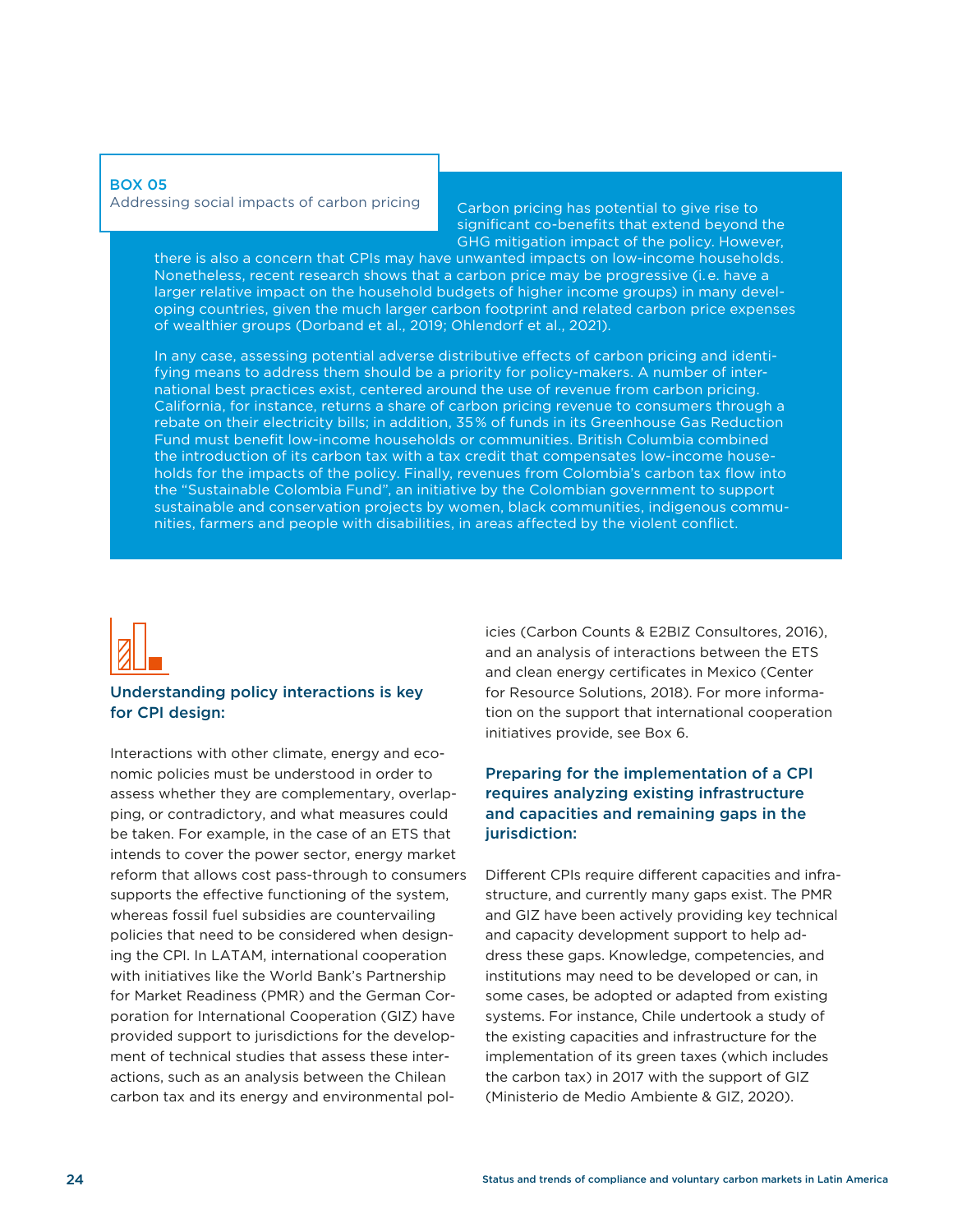**BOX 05**
Addressing social impacts of carbon pricing

Carbon pricing has potential to give rise to significant co-benefits that extend beyond the GHG mitigation impact of the policy. However, there is also a concern that CPIs may have unwanted impacts on low-income households. Nonetheless, recent research shows that a carbon price may be progressive (i.e. have a larger relative impact on the household budgets of higher income groups) in many developing countries, given the much larger carbon footprint and related carbon price expenses of wealthier groups (Dorband et al., 2019; Ohlendorf et al., 2021).

In any case, assessing potential adverse distributive effects of carbon pricing and identifying means to address them should be a priority for policy-makers. A number of international best practices exist, centered around the use of revenue from carbon pricing. California, for instance, returns a share of carbon pricing revenue to consumers through a rebate on their electricity bills; in addition, 35% of funds in its Greenhouse Gas Reduction Fund must benefit low-income households or communities. British Columbia combined the introduction of its carbon tax with a tax credit that compensates low-income households for the impacts of the policy. Finally, revenues from Colombia's carbon tax flow into the "Sustainable Colombia Fund", an initiative by the Colombian government to support sustainable and conservation projects by women, black communities, indigenous communities, farmers and people with disabilities, in areas affected by the violent conflict.

### Understanding policy interactions is key for CPI design:

Interactions with other climate, energy and economic policies must be understood in order to assess whether they are complementary, overlapping, or contradictory, and what measures could be taken. For example, in the case of an ETS that intends to cover the power sector, energy market reform that allows cost pass-through to consumers supports the effective functioning of the system, whereas fossil fuel subsidies are countervailing policies that need to be considered when designing the CPI. In LATAM, international cooperation with initiatives like the World Bank's Partnership for Market Readiness (PMR) and the German Corporation for International Cooperation (GIZ) have provided support to jurisdictions for the development of technical studies that assess these interactions, such as an analysis between the Chilean carbon tax and its energy and environmental policies (Carbon Counts & E2BIZ Consultores, 2016), and an analysis of interactions between the ETS and clean energy certificates in Mexico (Center for Resource Solutions, 2018). For more information on the support that international cooperation initiatives provide, see Box 6.

### Preparing for the implementation of a CPI requires analyzing existing infrastructure and capacities and remaining gaps in the jurisdiction:

Different CPIs require different capacities and infrastructure, and currently many gaps exist. The PMR and GIZ have been actively providing key technical and capacity development support to help address these gaps. Knowledge, competencies, and institutions may need to be developed or can, in some cases, be adopted or adapted from existing systems. For instance, Chile undertook a study of the existing capacities and infrastructure for the implementation of its green taxes (which includes the carbon tax) in 2017 with the support of GIZ (Ministerio de Medio Ambiente & GIZ, 2020).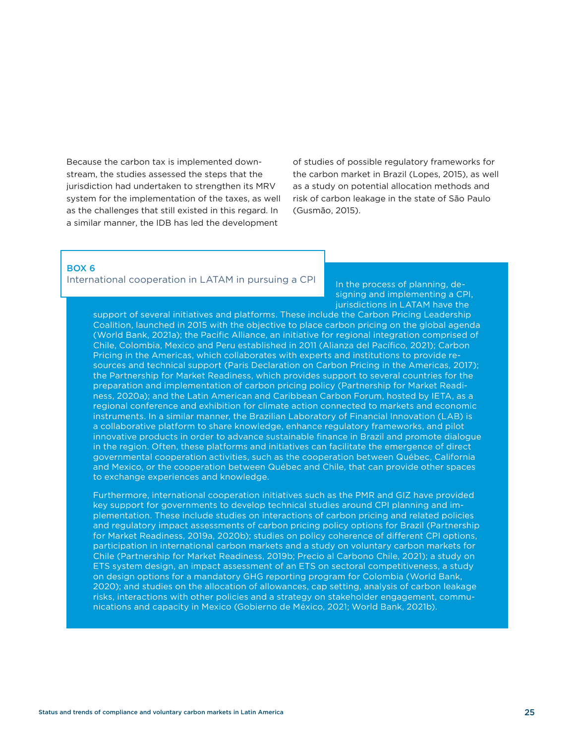Because the carbon tax is implemented downstream, the studies assessed the steps that the jurisdiction had undertaken to strengthen its MRV system for the implementation of the taxes, as well as the challenges that still existed in this regard. In a similar manner, the IDB has led the development of studies of possible regulatory frameworks for the carbon market in Brazil (Lopes, 2015), as well as a study on potential allocation methods and risk of carbon leakage in the state of São Paulo (Gusmão, 2015).

**BOX 6**

**International cooperation in LATAM in pursuing a CPI**

In the process of planning, designing and implementing a CPI, jurisdictions in LATAM have the support of several initiatives and platforms. These include the Carbon Pricing Leadership Coalition, launched in 2015 with the objective to place carbon pricing on the global agenda (World Bank, 2021a); the Pacific Alliance, an initiative for regional integration comprised of Chile, Colombia, Mexico and Peru established in 2011 (Alianza del Pacífico, 2021); Carbon Pricing in the Americas, which collaborates with experts and institutions to provide resources and technical support (Paris Declaration on Carbon Pricing in the Americas, 2017); the Partnership for Market Readiness, which provides support to several countries for the preparation and implementation of carbon pricing policy (Partnership for Market Readiness, 2020a); and the Latin American and Caribbean Carbon Forum, hosted by IETA, as a regional conference and exhibition for climate action connected to markets and economic instruments. In a similar manner, the Brazilian Laboratory of Financial Innovation (LAB) is a collaborative platform to share knowledge, enhance regulatory frameworks, and pilot innovative products in order to advance sustainable finance in Brazil and promote dialogue in the region. Often, these platforms and initiatives can facilitate the emergence of direct governmental cooperation activities, such as the cooperation between Québec, California and Mexico, or the cooperation between Québec and Chile, that can provide other spaces to exchange experiences and knowledge.

Furthermore, international cooperation initiatives such as the PMR and GIZ have provided key support for governments to develop technical studies around CPI planning and implementation. These include studies on interactions of carbon pricing and related policies and regulatory impact assessments of carbon pricing policy options for Brazil (Partnership for Market Readiness, 2019a, 2020b); studies on policy coherence of different CPI options, participation in international carbon markets and a study on voluntary carbon markets for Chile (Partnership for Market Readiness, 2019b; Precio al Carbono Chile, 2021); a study on ETS system design, an impact assessment of an ETS on sectoral competitiveness, a study on design options for a mandatory GHG reporting program for Colombia (World Bank, 2020); and studies on the allocation of allowances, cap setting, analysis of carbon leakage risks, interactions with other policies and a strategy on stakeholder engagement, communications and capacity in Mexico (Gobierno de México, 2021; World Bank, 2021b).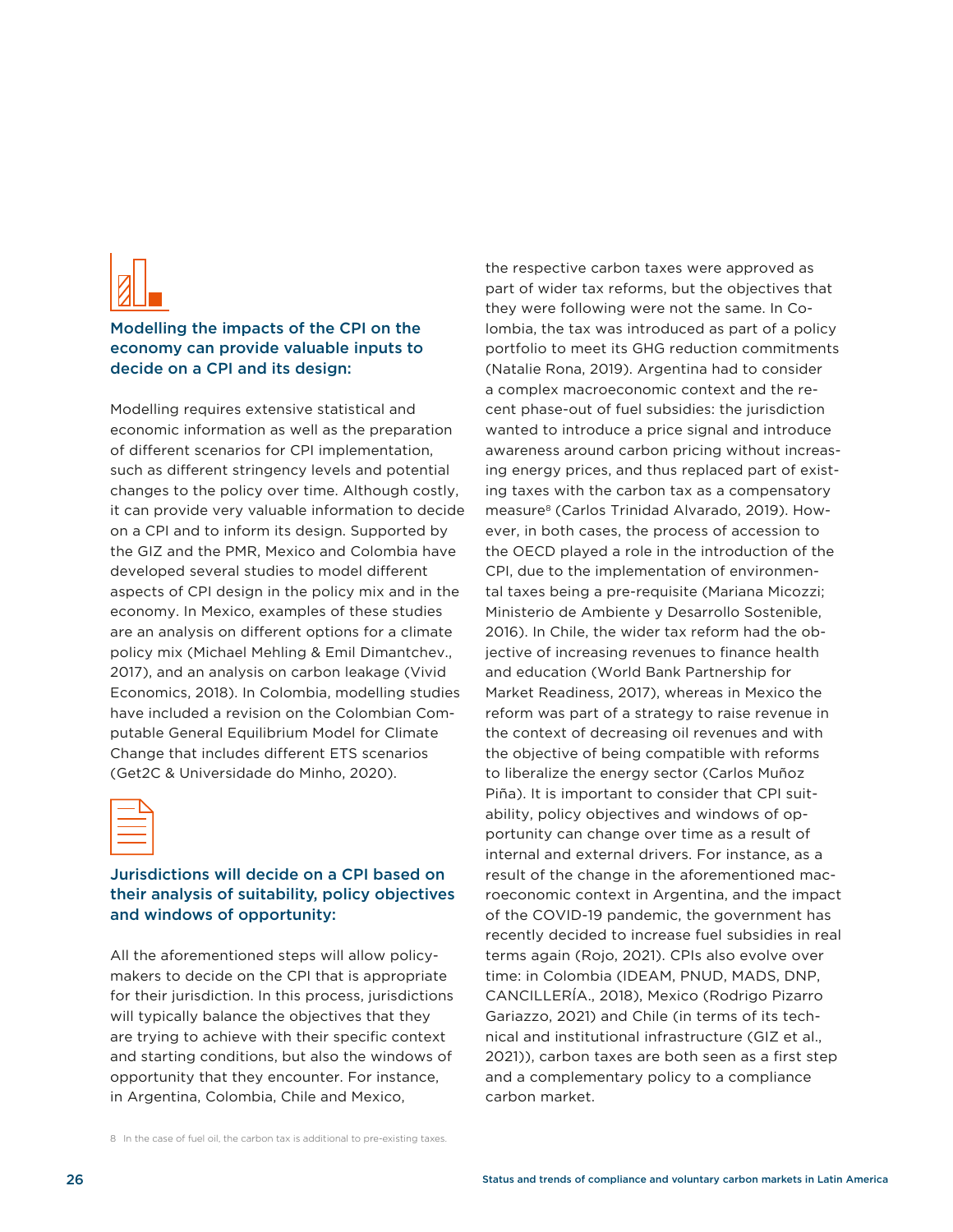### Modelling the impacts of the CPI on the economy can provide valuable inputs to decide on a CPI and its design:

Modelling requires extensive statistical and economic information as well as the preparation of different scenarios for CPI implementation, such as different stringency levels and potential changes to the policy over time. Although costly, it can provide very valuable information to decide on a CPI and to inform its design. Supported by the GIZ and the PMR, Mexico and Colombia have developed several studies to model different aspects of CPI design in the policy mix and in the economy. In Mexico, examples of these studies are an analysis on different options for a climate policy mix (Michael Mehling & Emil Dimantchev., 2017), and an analysis on carbon leakage (Vivid Economics, 2018). In Colombia, modelling studies have included a revision on the Colombian Computable General Equilibrium Model for Climate Change that includes different ETS scenarios (Get2C & Universidade do Minho, 2020).

### Jurisdictions will decide on a CPI based on their analysis of suitability, policy objectives and windows of opportunity:

All the aforementioned steps will allow policymakers to decide on the CPI that is appropriate for their jurisdiction. In this process, jurisdictions will typically balance the objectives that they are trying to achieve with their specific context and starting conditions, but also the windows of opportunity that they encounter. For instance, in Argentina, Colombia, Chile and Mexico, the respective carbon taxes were approved as part of wider tax reforms, but the objectives that they were following were not the same. In Colombia, the tax was introduced as part of a policy portfolio to meet its GHG reduction commitments (Natalie Rona, 2019). Argentina had to consider a complex macroeconomic context and the recent phase-out of fuel subsidies: the jurisdiction wanted to introduce a price signal and introduce awareness around carbon pricing without increasing energy prices, and thus replaced part of existing taxes with the carbon tax as a compensatory measure[8] (Carlos Trinidad Alvarado, 2019). However, in both cases, the process of accession to the OECD played a role in the introduction of the CPI, due to the implementation of environmental taxes being a pre-requisite (Mariana Micozzi; Ministerio de Ambiente y Desarrollo Sostenible, 2016). In Chile, the wider tax reform had the objective of increasing revenues to finance health and education (World Bank Partnership for Market Readiness, 2017), whereas in Mexico the reform was part of a strategy to raise revenue in the context of decreasing oil revenues and with the objective of being compatible with reforms to liberalize the energy sector (Carlos Muñoz Piña). It is important to consider that CPI suitability, policy objectives and windows of opportunity can change over time as a result of internal and external drivers. For instance, as a result of the change in the aforementioned macroeconomic context in Argentina, and the impact of the COVID-19 pandemic, the government has recently decided to increase fuel subsidies in real terms again (Rojo, 2021). CPIs also evolve over time: in Colombia (IDEAM, PNUD, MADS, DNP, CANCILLERÍA., 2018), Mexico (Rodrigo Pizarro Gariazzo, 2021) and Chile (in terms of its technical and institutional infrastructure (GIZ et al., 2021)), carbon taxes are both seen as a first step and a complementary policy to a compliance carbon market.

8 In the case of fuel oil, the carbon tax is additional to pre-existing taxes.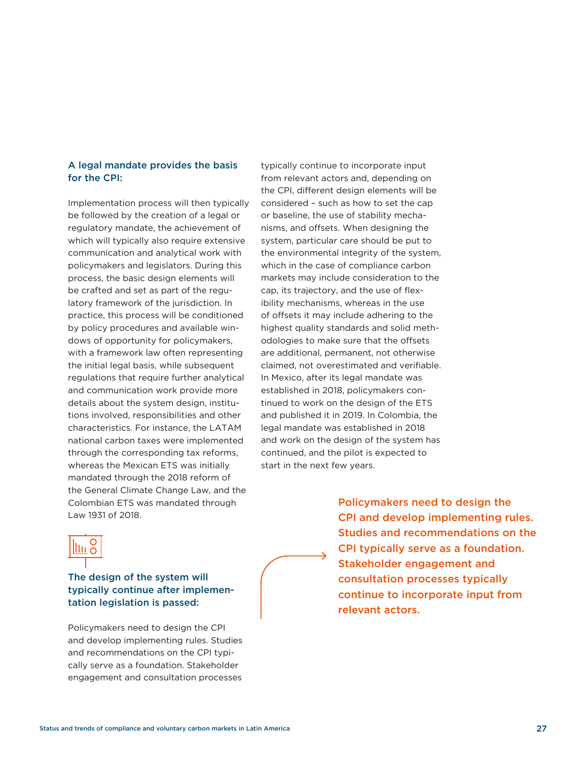### A legal mandate provides the basis for the CPI:

Implementation process will then typically be followed by the creation of a legal or regulatory mandate, the achievement of which will typically also require extensive communication and analytical work with policymakers and legislators. During this process, the basic design elements will be crafted and set as part of the regulatory framework of the jurisdiction. In practice, this process will be conditioned by policy procedures and available windows of opportunity for policymakers, with a framework law often representing the initial legal basis, while subsequent regulations that require further analytical and communication work provide more details about the system design, institutions involved, responsibilities and other characteristics. For instance, the LATAM national carbon taxes were implemented through the corresponding tax reforms, whereas the Mexican ETS was initially mandated through the 2018 reform of the General Climate Change Law, and the Colombian ETS was mandated through Law 1931 of 2018.

### The design of the system will typically continue after implementation legislation is passed:

Policymakers need to design the CPI and develop implementing rules. Studies and recommendations on the CPI typically serve as a foundation. Stakeholder engagement and consultation processes typically continue to incorporate input from relevant actors and, depending on the CPI, different design elements will be considered – such as how to set the cap or baseline, the use of stability mechanisms, and offsets. When designing the system, particular care should be put to the environmental integrity of the system, which in the case of compliance carbon markets may include consideration to the cap, its trajectory, and the use of flexibility mechanisms, whereas in the use of offsets it may include adhering to the highest quality standards and solid methodologies to make sure that the offsets are additional, permanent, not otherwise claimed, not overestimated and verifiable. In Mexico, after its legal mandate was established in 2018, policymakers continued to work on the design of the ETS and published it in 2019. In Colombia, the legal mandate was established in 2018 and work on the design of the system has continued, and the pilot is expected to start in the next few years.

**Policymakers need to design the CPI and develop implementing rules. Studies and recommendations on the CPI typically serve as a foundation. Stakeholder engagement and consultation processes typically continue to incorporate input from relevant actors.**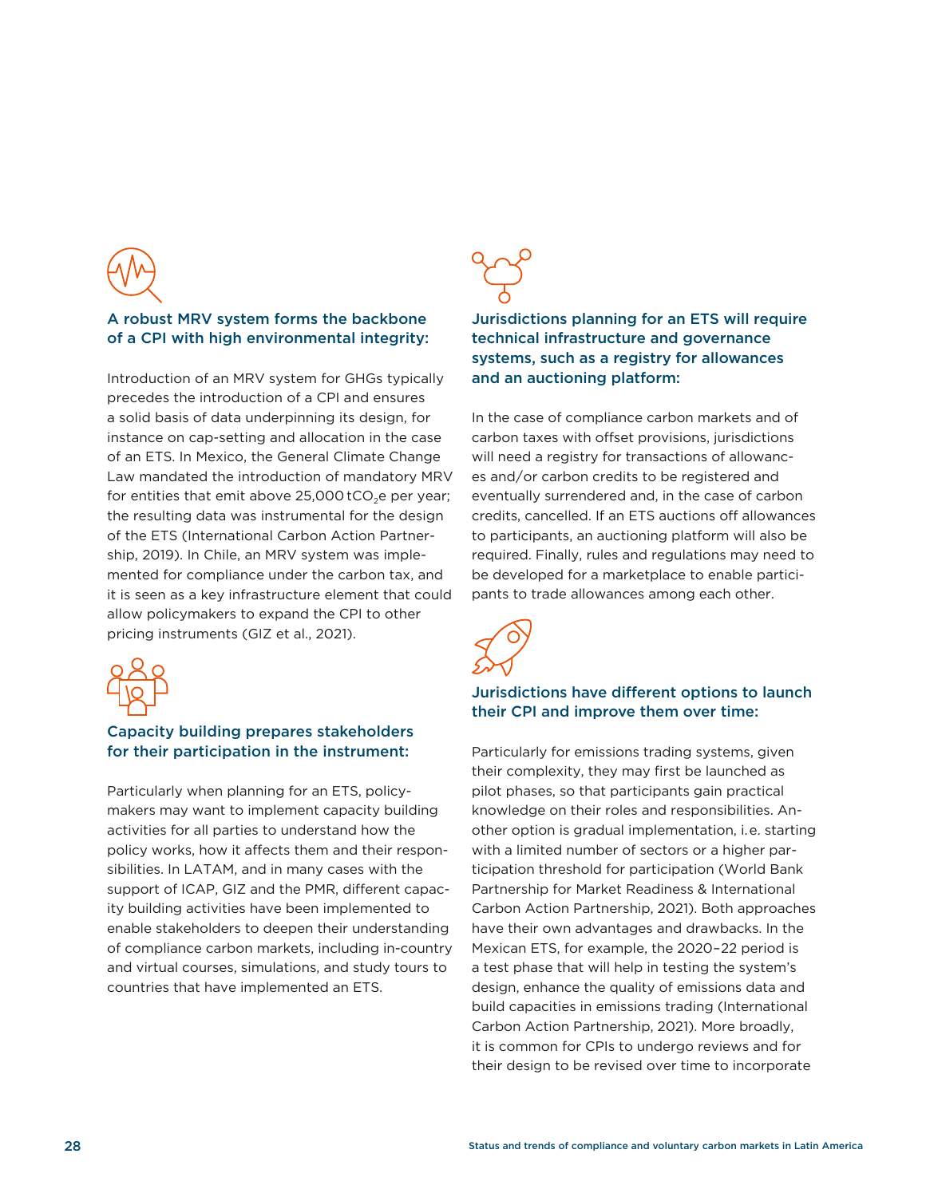**A robust MRV system forms the backbone of a CPI with high environmental integrity:**

Introduction of an MRV system for GHGs typically precedes the introduction of a CPI and ensures a solid basis of data underpinning its design, for instance on cap-setting and allocation in the case of an ETS. In Mexico, the General Climate Change Law mandated the introduction of mandatory MRV for entities that emit above 25,000 $tCO_2e$ per year; the resulting data was instrumental for the design of the ETS (International Carbon Action Partnership, 2019). In Chile, an MRV system was implemented for compliance under the carbon tax, and it is seen as a key infrastructure element that could allow policymakers to expand the CPI to other pricing instruments (GIZ et al., 2021).

**Capacity building prepares stakeholders for their participation in the instrument:**

Particularly when planning for an ETS, policymakers may want to implement capacity building activities for all parties to understand how the policy works, how it affects them and their responsibilities. In LATAM, and in many cases with the support of ICAP, GIZ and the PMR, different capacity building activities have been implemented to enable stakeholders to deepen their understanding of compliance carbon markets, including in-country and virtual courses, simulations, and study tours to countries that have implemented an ETS.

**Jurisdictions planning for an ETS will require technical infrastructure and governance systems, such as a registry for allowances and an auctioning platform:**

In the case of compliance carbon markets and of carbon taxes with offset provisions, jurisdictions will need a registry for transactions of allowances and/or carbon credits to be registered and eventually surrendered and, in the case of carbon credits, cancelled. If an ETS auctions off allowances to participants, an auctioning platform will also be required. Finally, rules and regulations may need to be developed for a marketplace to enable participants to trade allowances among each other.

**Jurisdictions have different options to launch their CPI and improve them over time:**

Particularly for emissions trading systems, given their complexity, they may first be launched as pilot phases, so that participants gain practical knowledge on their roles and responsibilities. Another option is gradual implementation, i.e. starting with a limited number of sectors or a higher participation threshold for participation (World Bank Partnership for Market Readiness & International Carbon Action Partnership, 2021). Both approaches have their own advantages and drawbacks. In the Mexican ETS, for example, the 2020–22 period is a test phase that will help in testing the system's design, enhance the quality of emissions data and build capacities in emissions trading (International Carbon Action Partnership, 2021). More broadly, it is common for CPIs to undergo reviews and for their design to be revised over time to incorporate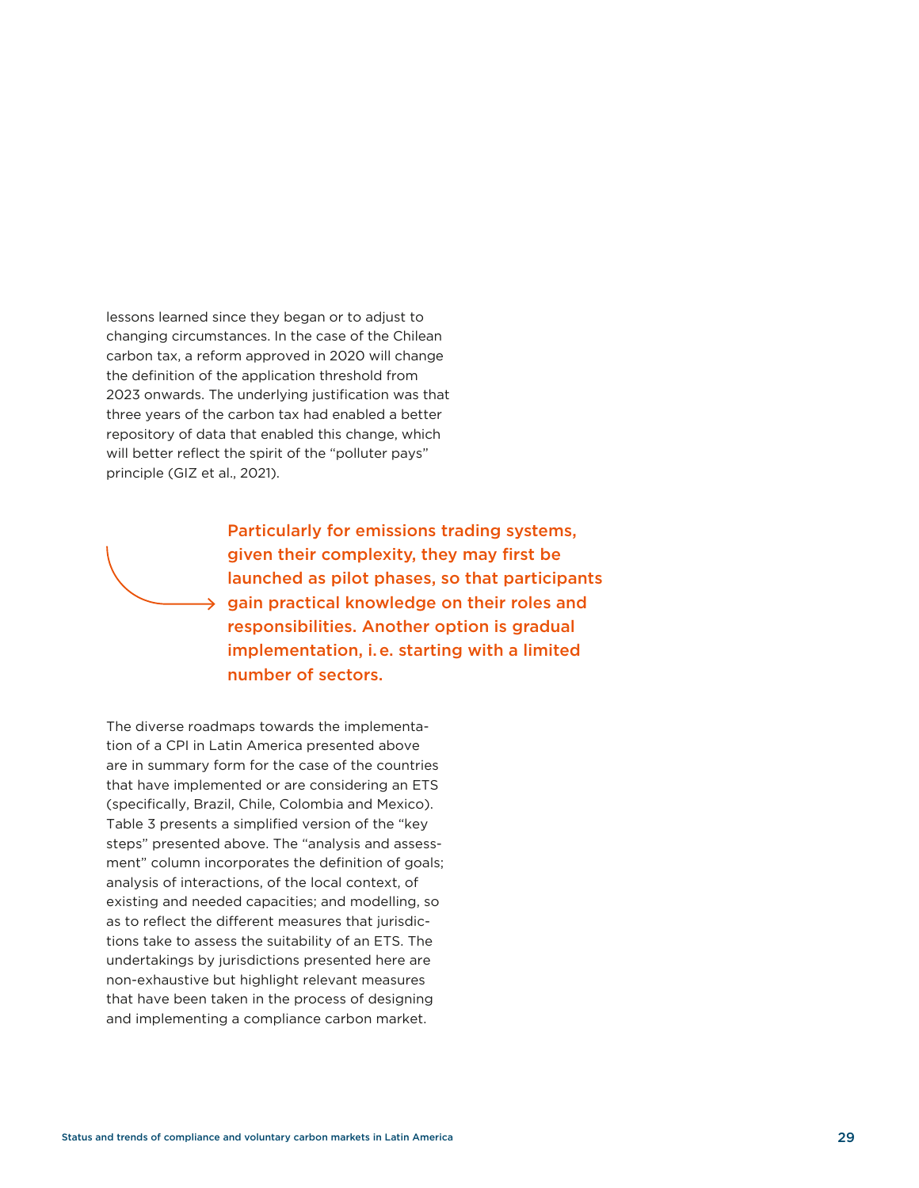lessons learned since they began or to adjust to changing circumstances. In the case of the Chilean carbon tax, a reform approved in 2020 will change the definition of the application threshold from 2023 onwards. The underlying justification was that three years of the carbon tax had enabled a better repository of data that enabled this change, which will better reflect the spirit of the "polluter pays" principle (GIZ et al., 2021).

**Particularly for emissions trading systems, given their complexity, they may first be launched as pilot phases, so that participants gain practical knowledge on their roles and responsibilities. Another option is gradual implementation, i.e. starting with a limited number of sectors.**

The diverse roadmaps towards the implementation of a CPI in Latin America presented above are in summary form for the case of the countries that have implemented or are considering an ETS (specifically, Brazil, Chile, Colombia and Mexico). Table 3 presents a simplified version of the "key steps" presented above. The "analysis and assessment" column incorporates the definition of goals; analysis of interactions, of the local context, of existing and needed capacities; and modelling, so as to reflect the different measures that jurisdictions take to assess the suitability of an ETS. The undertakings by jurisdictions presented here are non-exhaustive but highlight relevant measures that have been taken in the process of designing and implementing a compliance carbon market.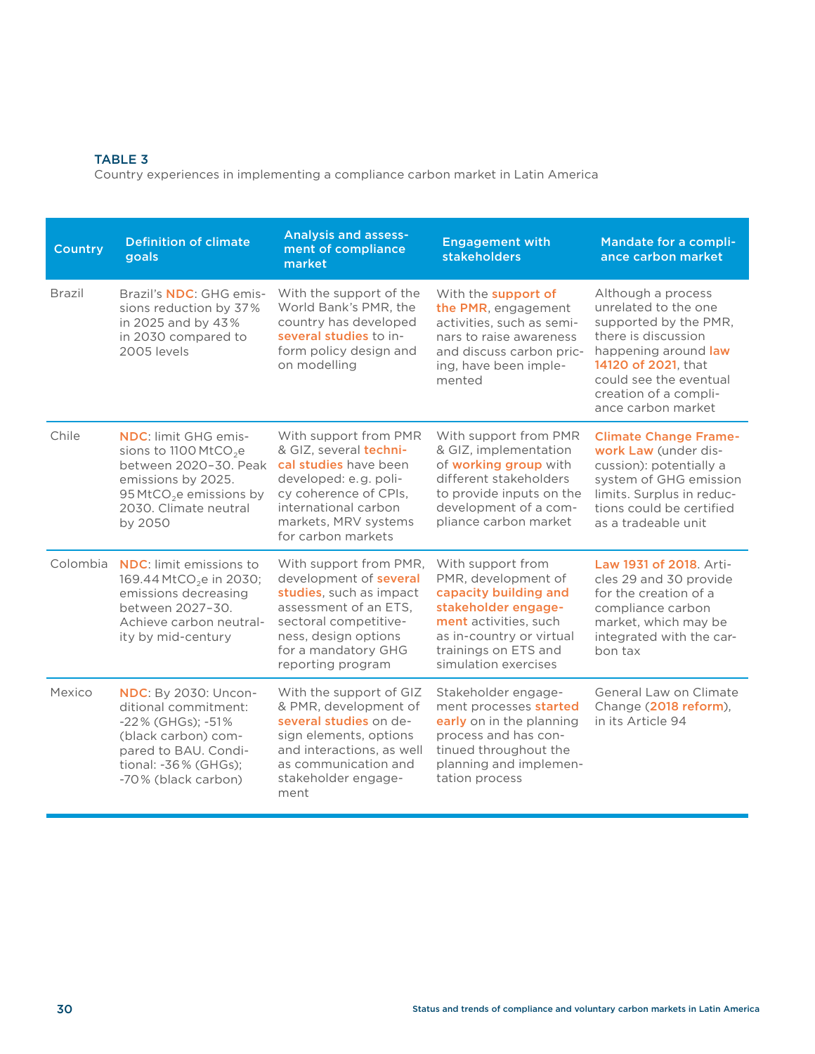**TABLE 3**
Country experiences in implementing a compliance carbon market in Latin America

| Country | Definition of climate goals | Analysis and assessment of compliance market | Engagement with stakeholders | Mandate for a compliance carbon market |
|---|---|---|---|---|
| Brazil | Brazil's NDC: GHG emissions reduction by 37% in 2025 and by 43% in 2030 compared to 2005 levels | With the support of the World Bank's PMR, the country has developed several studies to inform policy design and on modelling | With the support of the PMR, engagement activities, such as seminars to raise awareness and discuss carbon pricing, have been implemented | Although a process unrelated to the one supported by the PMR, there is discussion happening around law 14120 of 2021, that could see the eventual creation of a compliance carbon market |
| Chile | NDC: limit GHG emissions to 1100 $MtCO_2e$ between 2020–30. Peak emissions by 2025. 95 $MtCO_2e$ emissions by 2030. Climate neutral by 2050 | With support from PMR & GIZ, several technical studies have been developed: e.g. policy coherence of CPIs, international carbon markets, MRV systems for carbon markets | With support from PMR & GIZ, implementation of working group with different stakeholders to provide inputs on the development of a compliance carbon market | Climate Change Framework Law (under discussion): potentially a system of GHG emission limits. Surplus in reductions could be certified as a tradeable unit |
| Colombia | NDC: limit emissions to 169.44 $MtCO_2e$ in 2030; emissions decreasing between 2027–30. Achieve carbon neutrality by mid-century | With support from PMR, development of several studies, such as impact assessment of an ETS, sectoral competitiveness, design options for a mandatory GHG reporting program | With support from PMR, development of capacity building and stakeholder engagement activities, such as in-country or virtual trainings on ETS and simulation exercises | Law 1931 of 2018. Articles 29 and 30 provide for the creation of a compliance carbon market, which may be integrated with the carbon tax |
| Mexico | NDC: By 2030: Unconditional commitment: -22% (GHGs); -51% (black carbon) compared to BAU. Conditional: -36% (GHGs); -70% (black carbon) | With the support of GIZ & PMR, development of several studies on design elements, options and interactions, as well as communication and stakeholder engagement | Stakeholder engagement processes started early on in the planning process and has continued throughout the planning and implementation process | General Law on Climate Change (2018 reform), in its Article 94 |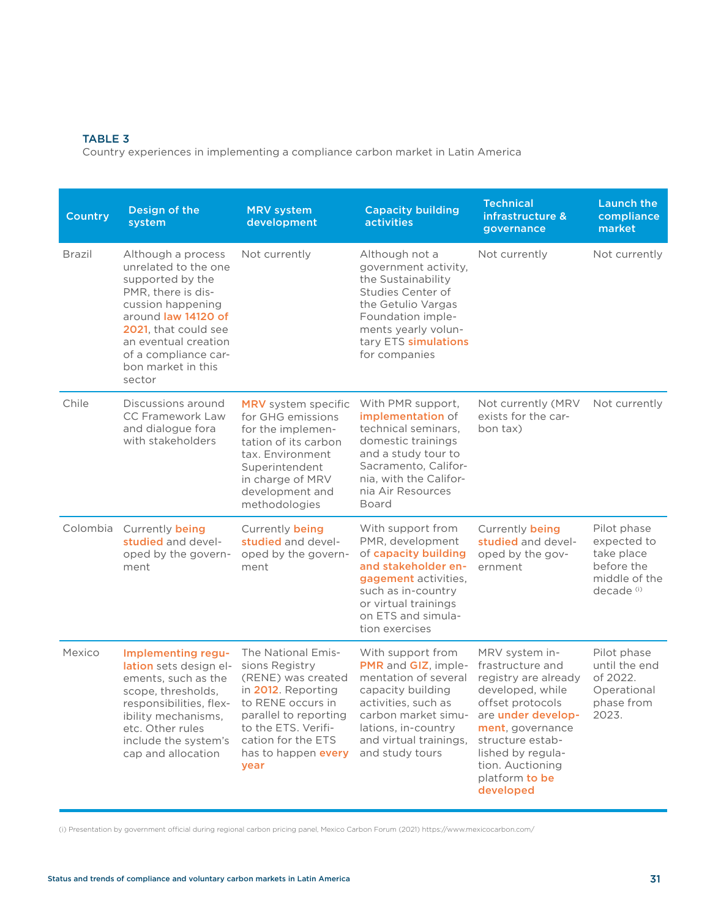**TABLE 3**
Country experiences in implementing a compliance carbon market in Latin America

| Country | Design of the system | MRV system development | Capacity building activities | Technical infrastructure & governance | Launch the compliance market |
|---|---|---|---|---|---|
| Brazil | Although a process unrelated to the one supported by the PMR, there is discussion happening around law 14120 of 2021, that could see an eventual creation of a compliance carbon market in this sector | Not currently | Although not a government activity, the Sustainability Studies Center of the Getulio Vargas Foundation implements yearly voluntary ETS simulations for companies | Not currently | Not currently |
| Chile | Discussions around CC Framework Law and dialogue fora with stakeholders | MRV system specific for GHG emissions for the implementation of its carbon tax. Environment Superintendent in charge of MRV development and methodologies | With PMR support, implementation of technical seminars, domestic trainings and a study tour to Sacramento, California, with the California Air Resources Board | Not currently (MRV exists for the carbon tax) | Not currently |
| Colombia | Currently being studied and developed by the government | Currently being studied and developed by the government | With support from PMR, development of capacity building and stakeholder engagement activities, such as in-country or virtual trainings on ETS and simulation exercises | Currently being studied and developed by the government | Pilot phase expected to take place before the middle of the decade [(i)] |
| Mexico | Implementing regulation sets design elements, such as the scope, thresholds, responsibilities, flexibility mechanisms, etc. Other rules include the system's cap and allocation | The National Emissions Registry (RENE) was created in 2012. Reporting to RENE occurs in parallel to reporting to the ETS. Verification for the ETS has to happen every year | With support from PMR and GIZ, implementation of several capacity building activities, such as carbon market simulations, in-country and virtual trainings, and study tours | MRV system infrastructure and registry are already developed, while offset protocols are under development, governance structure established by regulation. Auctioning platform to be developed | Pilot phase until the end of 2022. Operational phase from 2023. |

(i) Presentation by government official during regional carbon pricing panel, Mexico Carbon Forum (2021) https://www.mexicocarbon.com/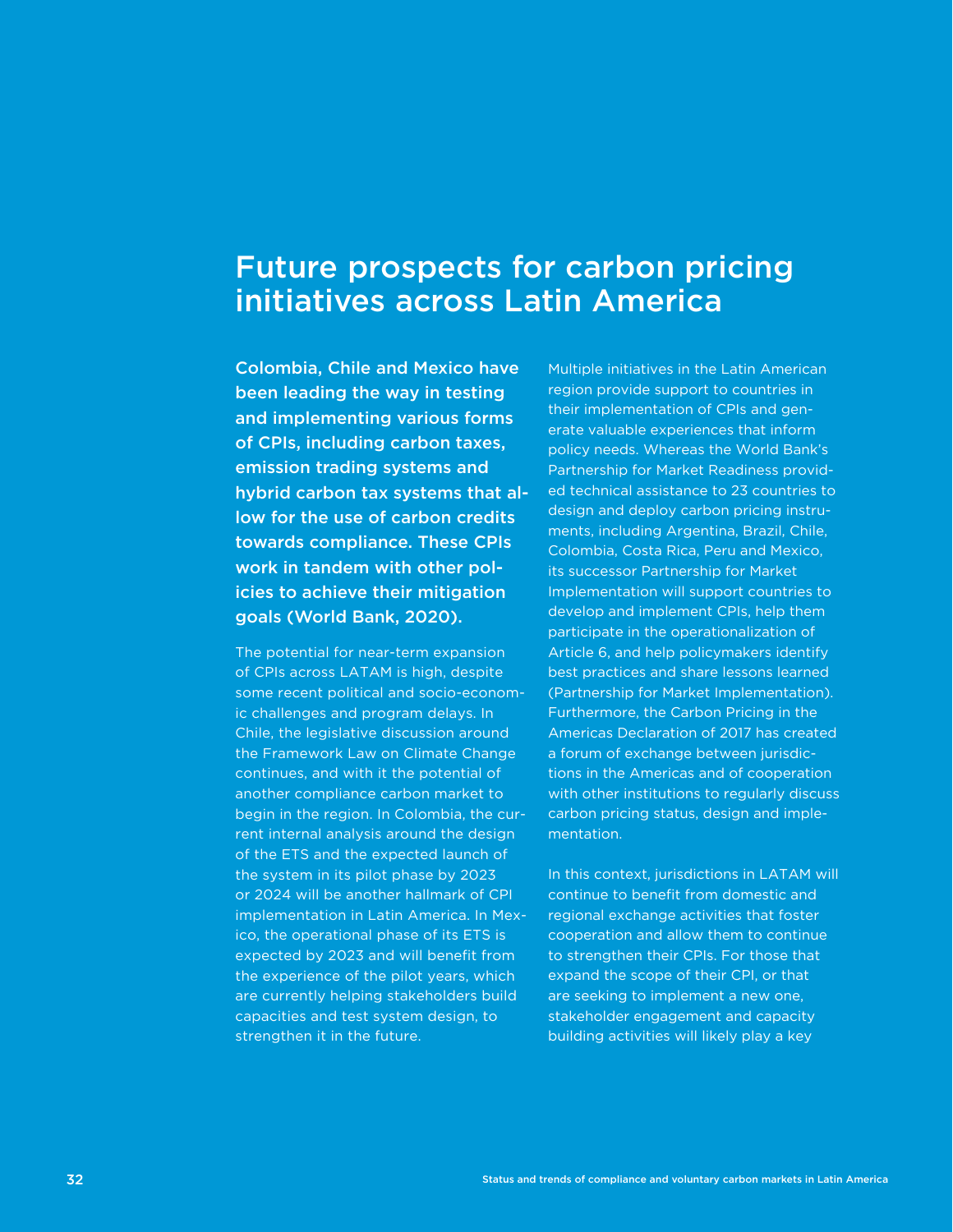# Future prospects for carbon pricing initiatives across Latin America

**Colombia, Chile and Mexico have been leading the way in testing and implementing various forms of CPIs, including carbon taxes, emission trading systems and hybrid carbon tax systems that allow for the use of carbon credits towards compliance. These CPIs work in tandem with other policies to achieve their mitigation goals (World Bank, 2020).**

The potential for near-term expansion of CPIs across LATAM is high, despite some recent political and socio-economic challenges and program delays. In Chile, the legislative discussion around the Framework Law on Climate Change continues, and with it the potential of another compliance carbon market to begin in the region. In Colombia, the current internal analysis around the design of the ETS and the expected launch of the system in its pilot phase by 2023 or 2024 will be another hallmark of CPI implementation in Latin America. In Mexico, the operational phase of its ETS is expected by 2023 and will benefit from the experience of the pilot years, which are currently helping stakeholders build capacities and test system design, to strengthen it in the future.

Multiple initiatives in the Latin American region provide support to countries in their implementation of CPIs and generate valuable experiences that inform policy needs. Whereas the World Bank's Partnership for Market Readiness provided technical assistance to 23 countries to design and deploy carbon pricing instruments, including Argentina, Brazil, Chile, Colombia, Costa Rica, Peru and Mexico, its successor Partnership for Market Implementation will support countries to develop and implement CPIs, help them participate in the operationalization of Article 6, and help policymakers identify best practices and share lessons learned (Partnership for Market Implementation). Furthermore, the Carbon Pricing in the Americas Declaration of 2017 has created a forum of exchange between jurisdictions in the Americas and of cooperation with other institutions to regularly discuss carbon pricing status, design and implementation.

In this context, jurisdictions in LATAM will continue to benefit from domestic and regional exchange activities that foster cooperation and allow them to continue to strengthen their CPIs. For those that expand the scope of their CPI, or that are seeking to implement a new one, stakeholder engagement and capacity building activities will likely play a key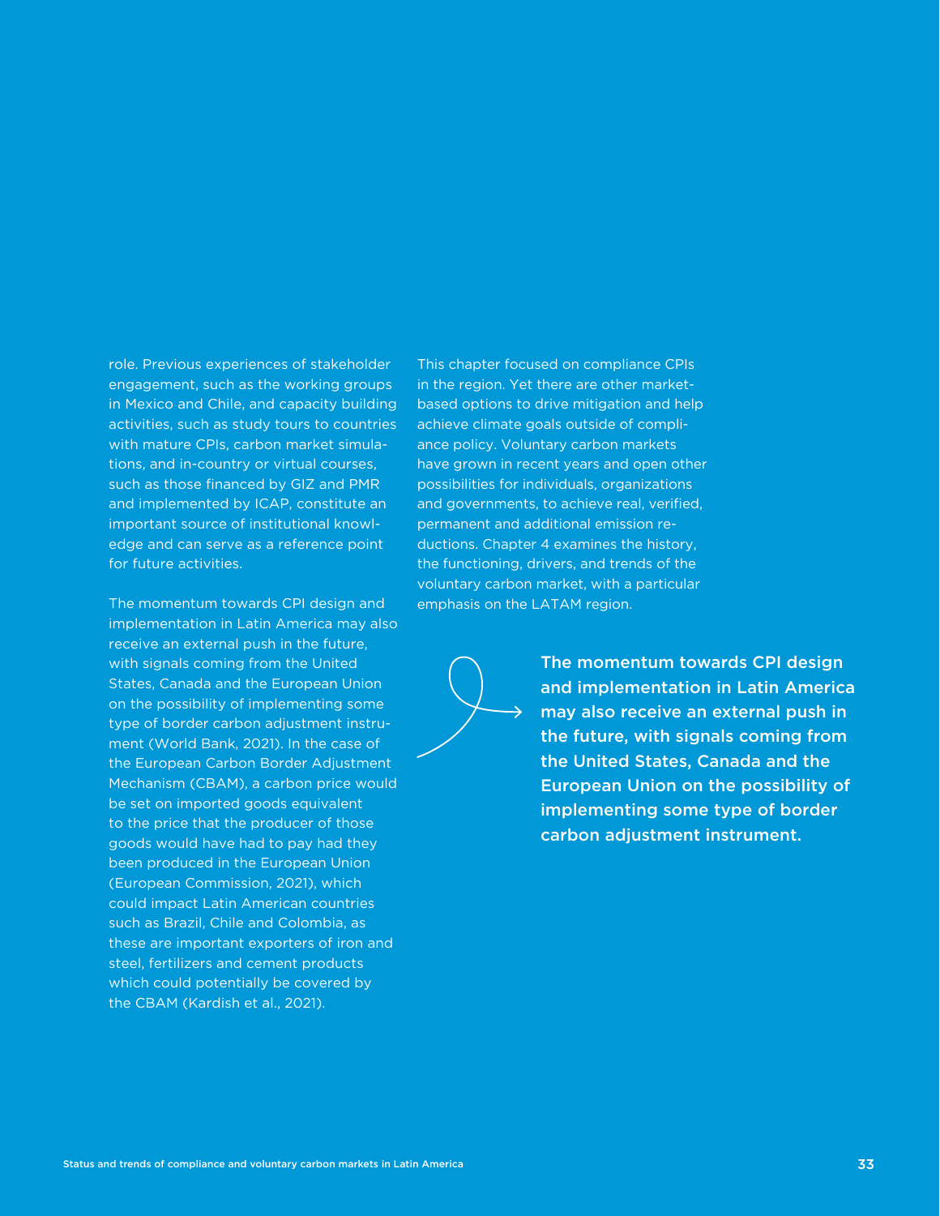role. Previous experiences of stakeholder engagement, such as the working groups in Mexico and Chile, and capacity building activities, such as study tours to countries with mature CPIs, carbon market simulations, and in-country or virtual courses, such as those financed by GIZ and PMR and implemented by ICAP, constitute an important source of institutional knowledge and can serve as a reference point for future activities.

The momentum towards CPI design and implementation in Latin America may also receive an external push in the future, with signals coming from the United States, Canada and the European Union on the possibility of implementing some type of border carbon adjustment instrument (World Bank, 2021). In the case of the European Carbon Border Adjustment Mechanism (CBAM), a carbon price would be set on imported goods equivalent to the price that the producer of those goods would have had to pay had they been produced in the European Union (European Commission, 2021), which could impact Latin American countries such as Brazil, Chile and Colombia, as these are important exporters of iron and steel, fertilizers and cement products which could potentially be covered by the CBAM (Kardish et al., 2021).

This chapter focused on compliance CPIs in the region. Yet there are other market-based options to drive mitigation and help achieve climate goals outside of compliance policy. Voluntary carbon markets have grown in recent years and open other possibilities for individuals, organizations and governments, to achieve real, verified, permanent and additional emission reductions. Chapter 4 examines the history, the functioning, drivers, and trends of the voluntary carbon market, with a particular emphasis on the LATAM region.

**The momentum towards CPI design and implementation in Latin America may also receive an external push in the future, with signals coming from the United States, Canada and the European Union on the possibility of implementing some type of border carbon adjustment instrument.**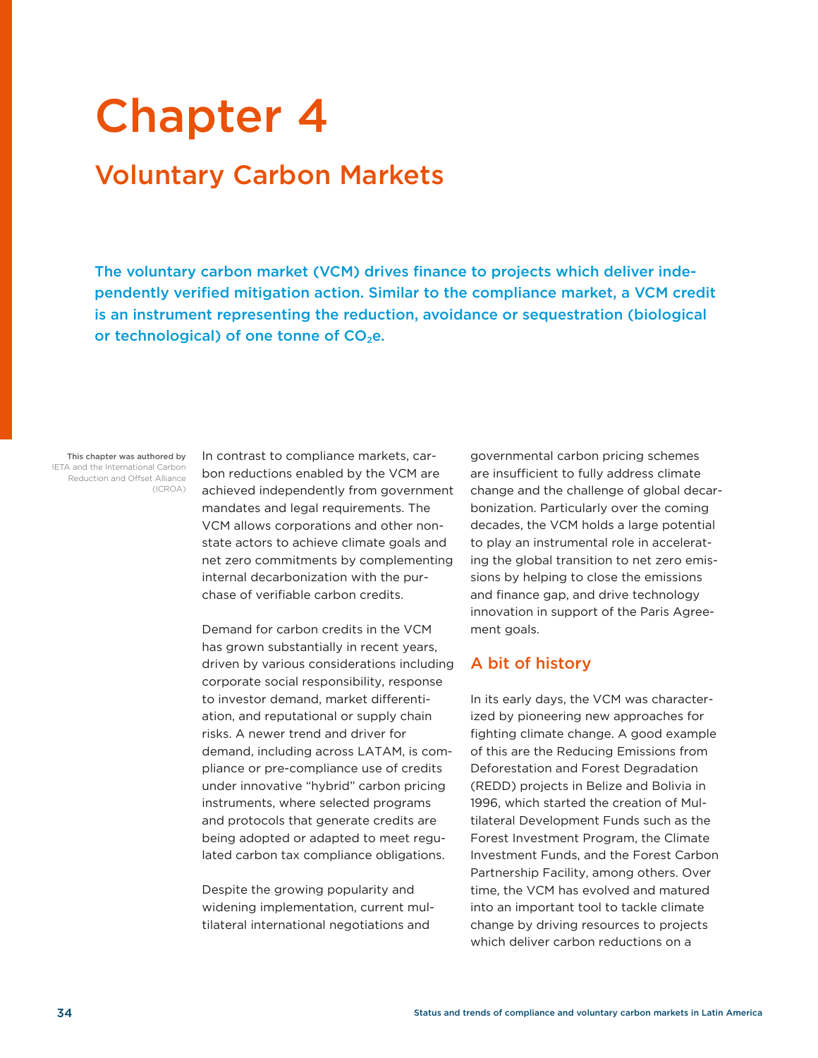# Chapter 4

## Voluntary Carbon Markets

**The voluntary carbon market (VCM) drives finance to projects which deliver independently verified mitigation action. Similar to the compliance market, a VCM credit is an instrument representing the reduction, avoidance or sequestration (biological or technological) of one tonne of $CO_2$e.**

**This chapter was authored by** IETA and the International Carbon Reduction and Offset Alliance (ICROA)

In contrast to compliance markets, carbon reductions enabled by the VCM are achieved independently from government mandates and legal requirements. The VCM allows corporations and other non-state actors to achieve climate goals and net zero commitments by complementing internal decarbonization with the purchase of verifiable carbon credits.

Demand for carbon credits in the VCM has grown substantially in recent years, driven by various considerations including corporate social responsibility, response to investor demand, market differentiation, and reputational or supply chain risks. A newer trend and driver for demand, including across LATAM, is compliance or pre-compliance use of credits under innovative "hybrid" carbon pricing instruments, where selected programs and protocols that generate credits are being adopted or adapted to meet regulated carbon tax compliance obligations.

Despite the growing popularity and widening implementation, current multilateral international negotiations and governmental carbon pricing schemes are insufficient to fully address climate change and the challenge of global decarbonization. Particularly over the coming decades, the VCM holds a large potential to play an instrumental role in accelerating the global transition to net zero emissions by helping to close the emissions and finance gap, and drive technology innovation in support of the Paris Agreement goals.

### A bit of history

In its early days, the VCM was characterized by pioneering new approaches for fighting climate change. A good example of this are the Reducing Emissions from Deforestation and Forest Degradation (REDD) projects in Belize and Bolivia in 1996, which started the creation of Multilateral Development Funds such as the Forest Investment Program, the Climate Investment Funds, and the Forest Carbon Partnership Facility, among others. Over time, the VCM has evolved and matured into an important tool to tackle climate change by driving resources to projects which deliver carbon reductions on a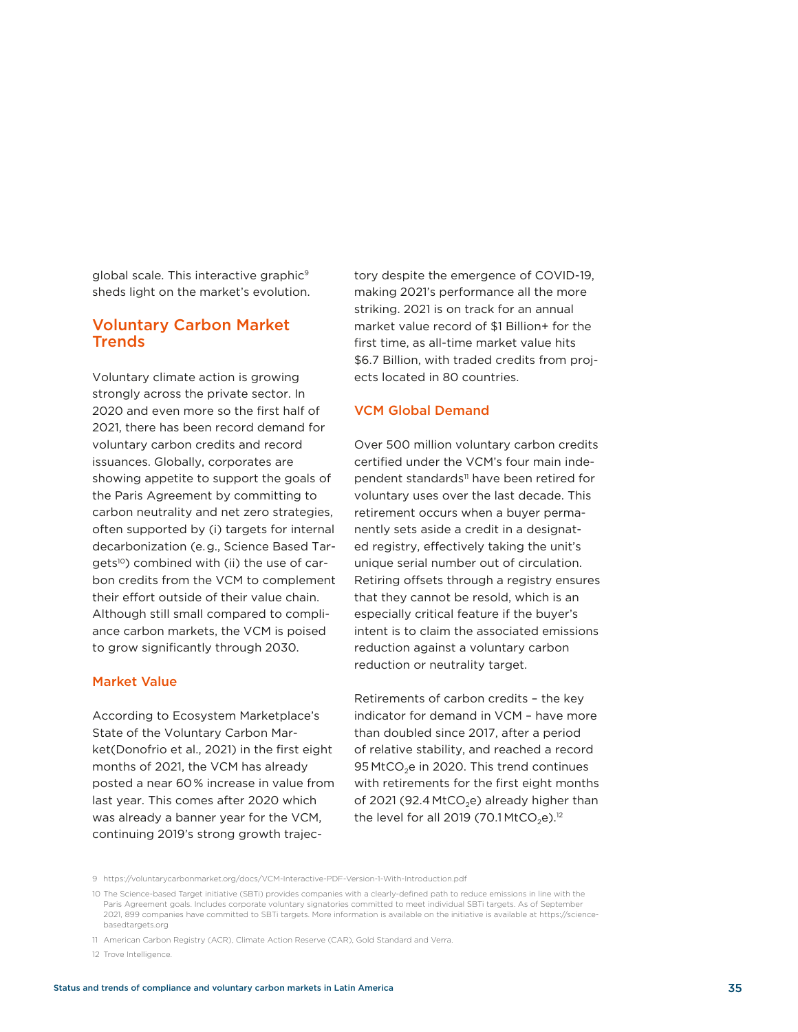global scale. This interactive graphic[9] sheds light on the market's evolution.

## Voluntary Carbon Market Trends

Voluntary climate action is growing strongly across the private sector. In 2020 and even more so the first half of 2021, there has been record demand for voluntary carbon credits and record issuances. Globally, corporates are showing appetite to support the goals of the Paris Agreement by committing to carbon neutrality and net zero strategies, often supported by (i) targets for internal decarbonization (e.g., Science Based Targets[10]) combined with (ii) the use of carbon credits from the VCM to complement their effort outside of their value chain. Although still small compared to compliance carbon markets, the VCM is poised to grow significantly through 2030.

### Market Value

According to Ecosystem Marketplace's State of the Voluntary Carbon Market(Donofrio et al., 2021) in the first eight months of 2021, the VCM has already posted a near 60% increase in value from last year. This comes after 2020 which was already a banner year for the VCM, continuing 2019's strong growth trajectory despite the emergence of COVID-19, making 2021's performance all the more striking. 2021 is on track for an annual market value record of $1 Billion+ for the first time, as all-time market value hits $6.7 Billion, with traded credits from projects located in 80 countries.

### VCM Global Demand

Over 500 million voluntary carbon credits certified under the VCM's four main independent standards[11] have been retired for voluntary uses over the last decade. This retirement occurs when a buyer permanently sets aside a credit in a designated registry, effectively taking the unit's unique serial number out of circulation. Retiring offsets through a registry ensures that they cannot be resold, which is an especially critical feature if the buyer's intent is to claim the associated emissions reduction against a voluntary carbon reduction or neutrality target.

Retirements of carbon credits – the key indicator for demand in VCM – have more than doubled since 2017, after a period of relative stability, and reached a record 95 $MtCO_2e$ in 2020. This trend continues with retirements for the first eight months of 2021 (92.4 $MtCO_2e$) already higher than the level for all 2019 (70.1 $MtCO_2e$).[12]

---

9 https://voluntarycarbonmarket.org/docs/VCM-Interactive-PDF-Version-1-With-Introduction.pdf

10 The Science-based Target initiative (SBTi) provides companies with a clearly-defined path to reduce emissions in line with the Paris Agreement goals. Includes corporate voluntary signatories committed to meet individual SBTi targets. As of September 2021, 899 companies have committed to SBTi targets. More information is available on the initiative is available at https://sciencebasedtargets.org

11 American Carbon Registry (ACR), Climate Action Reserve (CAR), Gold Standard and Verra.

12 Trove Intelligence.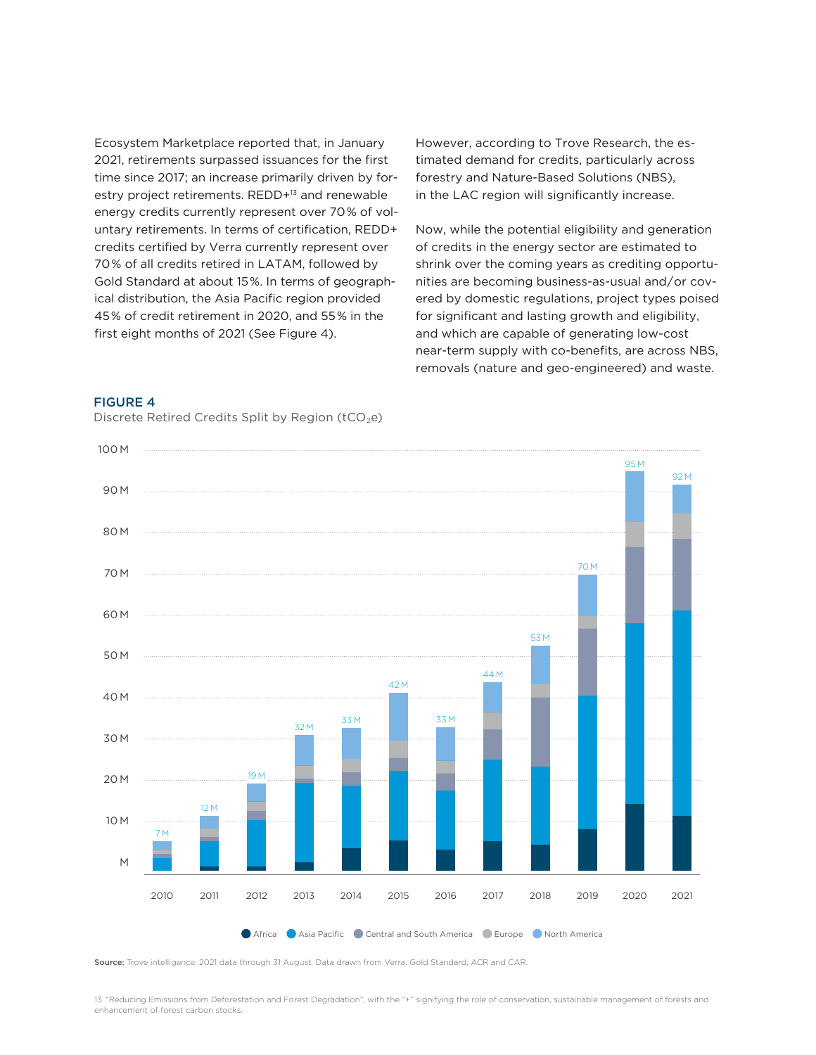Ecosystem Marketplace reported that, in January 2021, retirements surpassed issuances for the first time since 2017; an increase primarily driven by forestry project retirements. REDD+[13] and renewable energy credits currently represent over 70% of voluntary retirements. In terms of certification, REDD+ credits certified by Verra currently represent over 70% of all credits retired in LATAM, followed by Gold Standard at about 15%. In terms of geographical distribution, the Asia Pacific region provided 45% of credit retirement in 2020, and 55% in the first eight months of 2021 (See Figure 4).

However, according to Trove Research, the estimated demand for credits, particularly across forestry and Nature-Based Solutions (NBS), in the LAC region will significantly increase.

Now, while the potential eligibility and generation of credits in the energy sector are estimated to shrink over the coming years as crediting opportunities are becoming business-as-usual and/or covered by domestic regulations, project types poised for significant and lasting growth and eligibility, and which are capable of generating low-cost near-term supply with co-benefits, are across NBS, removals (nature and geo-engineered) and waste.

**FIGURE 4**

Discrete Retired Credits Split by Region ($tCO_2e$)

| Year | Total |
|---|---|
| 2010 | 7 M |
| 2011 | 12 M |
| 2012 | 19 M |
| 2013 | 32 M |
| 2014 | 33 M |
| 2015 | 42 M |
| 2016 | 33 M |
| 2017 | 44 M |
| 2018 | 53 M |
| 2019 | 70 M |
| 2020 | 95 M |
| 2021 | 92 M |

Africa · Asia Pacific · Central and South America · Europe · North America

**Source:** Trove intelligence. 2021 data through 31 August. Data drawn from Verra, Gold Standard, ACR and CAR.

13 "Reducing Emissions from Deforestation and Forest Degradation", with the "+" signifying the role of conservation, sustainable management of forests and enhancement of forest carbon stocks.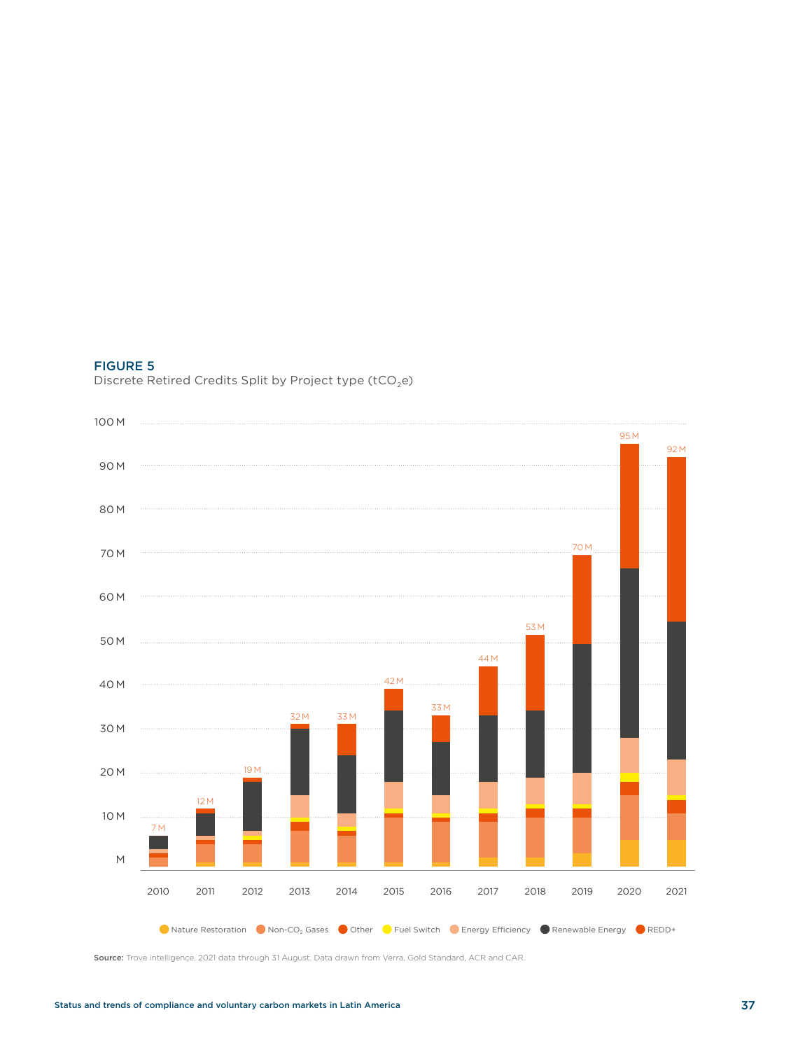**FIGURE 5**

Discrete Retired Credits Split by Project type ($tCO_2e$)

| Year | Total |
| --- | --- |
| 2010 | 7 M |
| 2011 | 12 M |
| 2012 | 19 M |
| 2013 | 32 M |
| 2014 | 33 M |
| 2015 | 42 M |
| 2016 | 33 M |
| 2017 | 44 M |
| 2018 | 53 M |
| 2019 | 70 M |
| 2020 | 95 M |
| 2021 | 92 M |

Legend: Nature Restoration, Non-$CO_2$ Gases, Other, Fuel Switch, Energy Efficiency, Renewable Energy, REDD+

**Source:** Trove intelligence. 2021 data through 31 August. Data drawn from Verra, Gold Standard, ACR and CAR.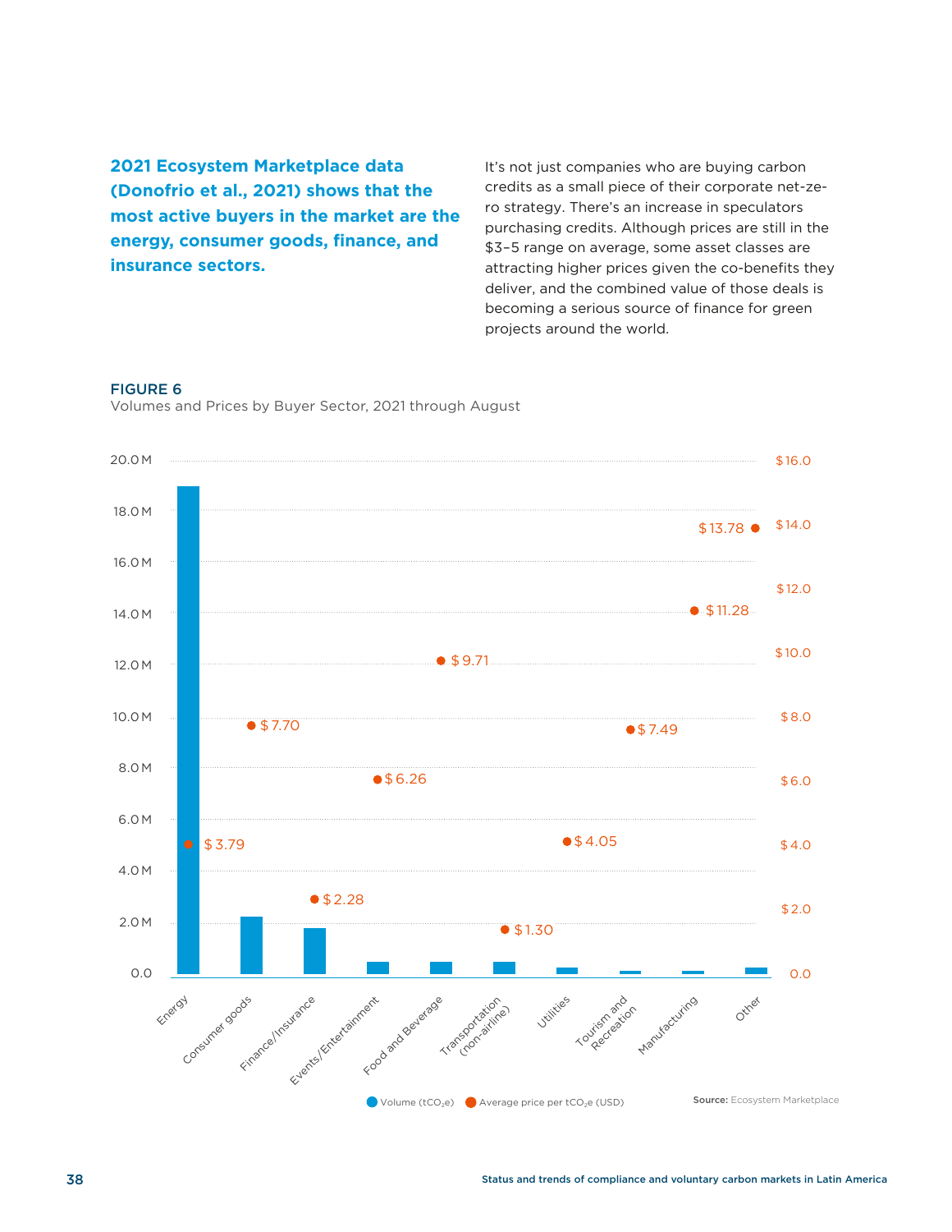**2021 Ecosystem Marketplace data (Donofrio et al., 2021) shows that the most active buyers in the market are the energy, consumer goods, finance, and insurance sectors.**

It's not just companies who are buying carbon credits as a small piece of their corporate net-zero strategy. There's an increase in speculators purchasing credits. Although prices are still in the $3–5 range on average, some asset classes are attracting higher prices given the co-benefits they deliver, and the combined value of those deals is becoming a serious source of finance for green projects around the world.

**FIGURE 6**

Volumes and Prices by Buyer Sector, 2021 through August

| Buyer sector | Average price per $tCO_2e$ (USD) |
|---|---|
| Energy | $3.79 |
| Consumer goods | $7.70 |
| Finance/Insurance | $2.28 |
| Events/Entertainment | $6.26 |
| Food and Beverage | $9.71 |
| Transportation (non-airline) | $1.30 |
| Utilities | $4.05 |
| Tourism and Recreation | $7.49 |
| Manufacturing | $11.28 |
| Other | $13.78 |

Volume ($tCO_2e$) · Average price per $tCO_2e$ (USD)

**Source:** Ecosystem Marketplace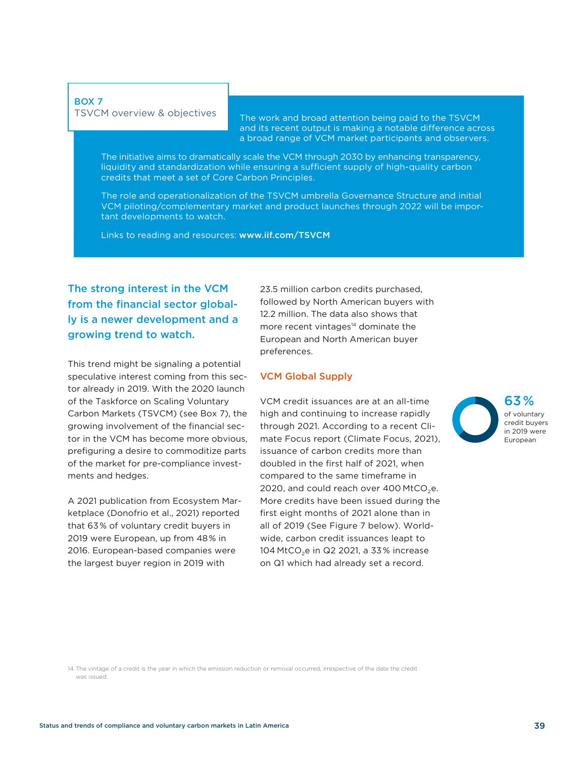**BOX 7**
TSVCM overview & objectives

The work and broad attention being paid to the TSVCM and its recent output is making a notable difference across a broad range of VCM market participants and observers.

The initiative aims to dramatically scale the VCM through 2030 by enhancing transparency, liquidity and standardization while ensuring a sufficient supply of high-quality carbon credits that meet a set of Core Carbon Principles.

The role and operationalization of the TSVCM umbrella Governance Structure and initial VCM piloting/complementary market and product launches through 2022 will be important developments to watch.

Links to reading and resources: **www.iif.com/TSVCM**

**The strong interest in the VCM from the financial sector globally is a newer development and a growing trend to watch.**

This trend might be signaling a potential speculative interest coming from this sector already in 2019. With the 2020 launch of the Taskforce on Scaling Voluntary Carbon Markets (TSVCM) (see Box 7), the growing involvement of the financial sector in the VCM has become more obvious, prefiguring a desire to commoditize parts of the market for pre-compliance investments and hedges.

A 2021 publication from Ecosystem Marketplace (Donofrio et al., 2021) reported that 63% of voluntary credit buyers in 2019 were European, up from 48% in 2016. European-based companies were the largest buyer region in 2019 with 23.5 million carbon credits purchased, followed by North American buyers with 12.2 million. The data also shows that more recent vintages[14] dominate the European and North American buyer preferences.

## VCM Global Supply

VCM credit issuances are at an all-time high and continuing to increase rapidly through 2021. According to a recent Climate Focus report (Climate Focus, 2021), issuance of carbon credits more than doubled in the first half of 2021, when compared to the same timeframe in 2020, and could reach over 400 $MtCO_2e$. More credits have been issued during the first eight months of 2021 alone than in all of 2019 (See Figure 7 below). Worldwide, carbon credit issuances leapt to 104 $MtCO_2e$ in Q2 2021, a 33% increase on Q1 which had already set a record.

**63%** of voluntary credit buyers in 2019 were European

[14] The vintage of a credit is the year in which the emission reduction or removal occurred, irrespective of the date the credit was issued.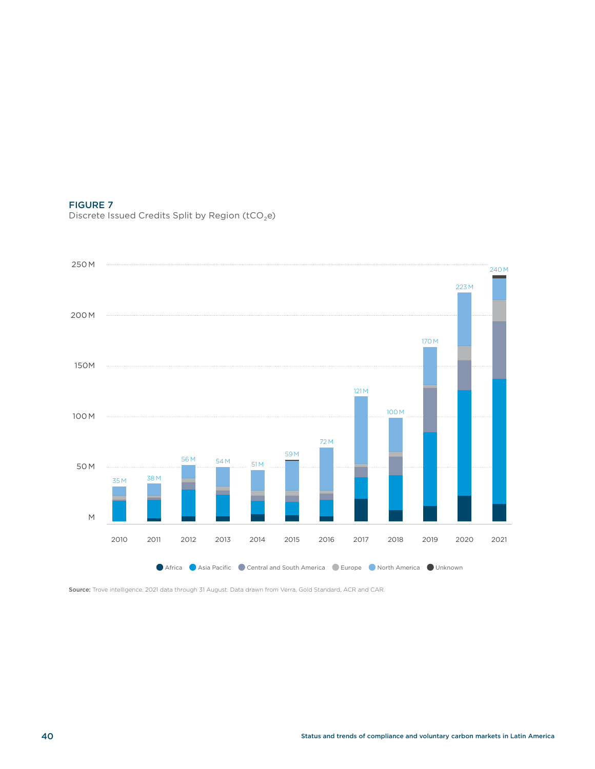**FIGURE 7**
Discrete Issued Credits Split by Region ($tCO_2e$)

| Year | Total |
|---|---|
| 2010 | 35 M |
| 2011 | 38 M |
| 2012 | 56 M |
| 2013 | 54 M |
| 2014 | 51 M |
| 2015 | 59 M |
| 2016 | 72 M |
| 2017 | 121 M |
| 2018 | 100 M |
| 2019 | 170 M |
| 2020 | 223 M |
| 2021 | 240 M |

Africa · Asia Pacific · Central and South America · Europe · North America · Unknown

**Source:** Trove intelligence. 2021 data through 31 August. Data drawn from Verra, Gold Standard, ACR and CAR.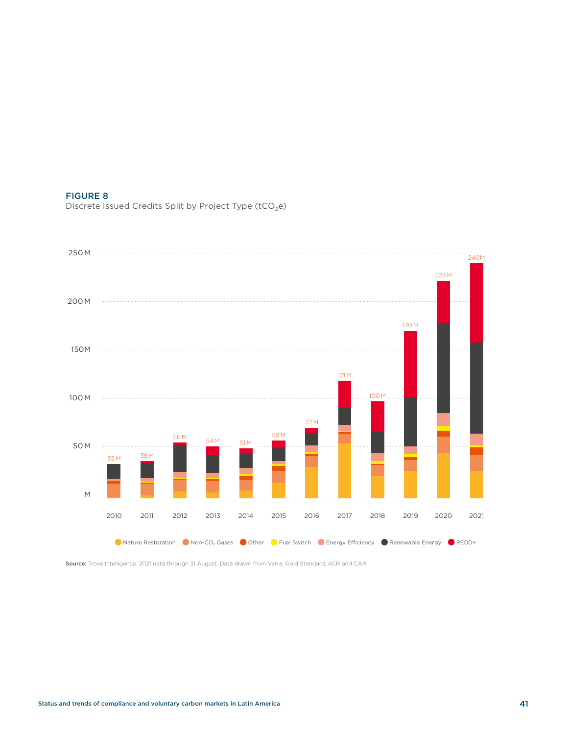**FIGURE 8**

Discrete Issued Credits Split by Project Type ($tCO_2e$)

| Year | Total |
|---|---|
| 2010 | 35 M |
| 2011 | 38 M |
| 2012 | 56 M |
| 2013 | 54 M |
| 2014 | 51 M |
| 2015 | 59 M |
| 2016 | 72 M |
| 2017 | 121 M |
| 2018 | 100 M |
| 2019 | 170 M |
| 2020 | 223 M |
| 2021 | 240M |

Nature Restoration · Non-$CO_2$ Gases · Other · Fuel Switch · Energy Efficiency · Renewable Energy · REDD+

**Source:** Trove Intelligence. 2021 data through 31 August. Data drawn from Verra, Gold Standard, ACR and CAR.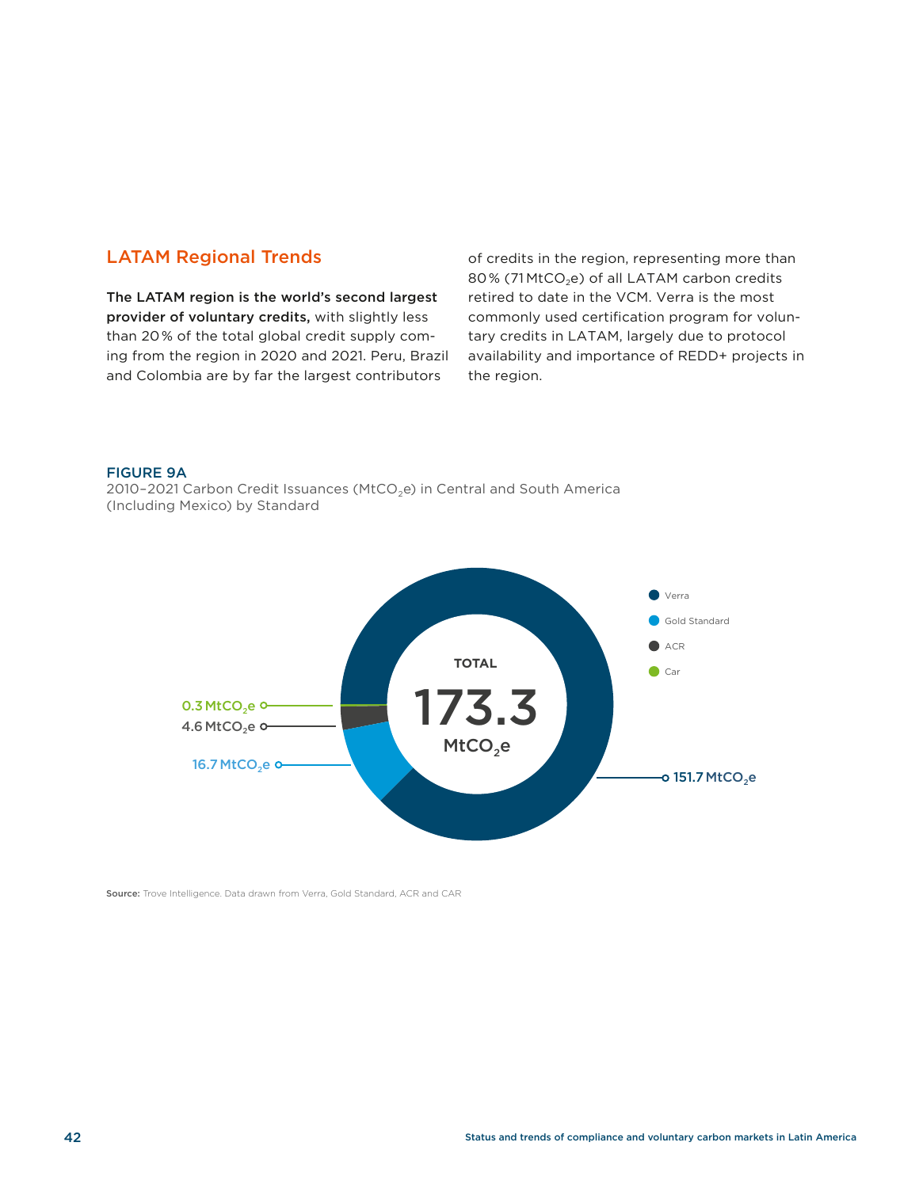## LATAM Regional Trends

**The LATAM region is the world's second largest provider of voluntary credits,** with slightly less than 20 % of the total global credit supply coming from the region in 2020 and 2021. Peru, Brazil and Colombia are by far the largest contributors of credits in the region, representing more than 80 % (71 $MtCO_2e$) of all LATAM carbon credits retired to date in the VCM. Verra is the most commonly used certification program for voluntary credits in LATAM, largely due to protocol availability and importance of REDD+ projects in the region.

**FIGURE 9A**

2010–2021 Carbon Credit Issuances ($MtCO_2e$) in Central and South America (Including Mexico) by Standard

TOTAL 173.3 $MtCO_2e$

- Verra: 151.7 $MtCO_2e$
- Gold Standard: 16.7 $MtCO_2e$
- ACR: 4.6 $MtCO_2e$
- Car: 0.3 $MtCO_2e$

**Source:** Trove Intelligence. Data drawn from Verra, Gold Standard, ACR and CAR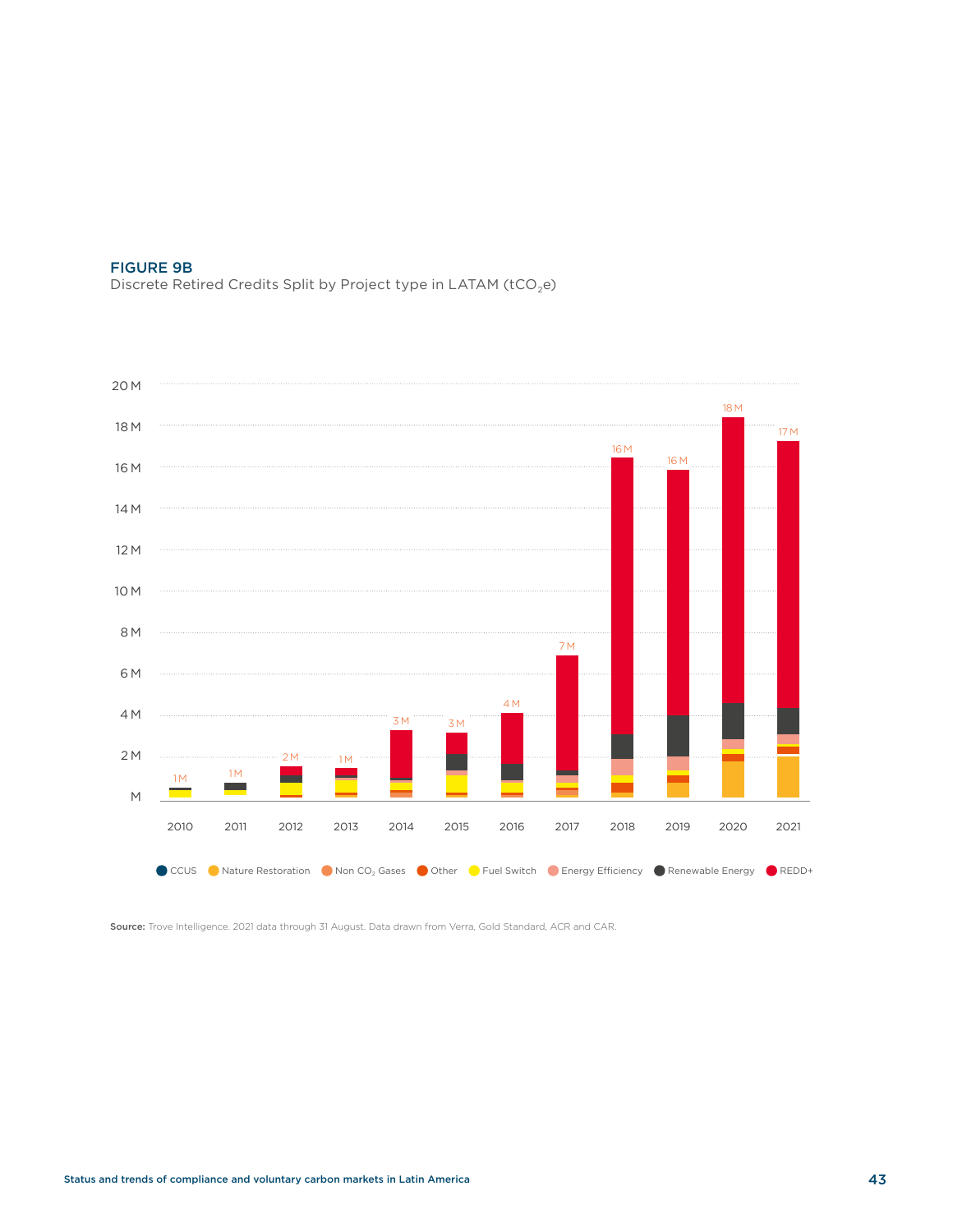**FIGURE 9B**

Discrete Retired Credits Split by Project type in LATAM ($tCO_2e$)

Source: Trove Intelligence. 2021 data through 31 August. Data drawn from Verra, Gold Standard, ACR and CAR.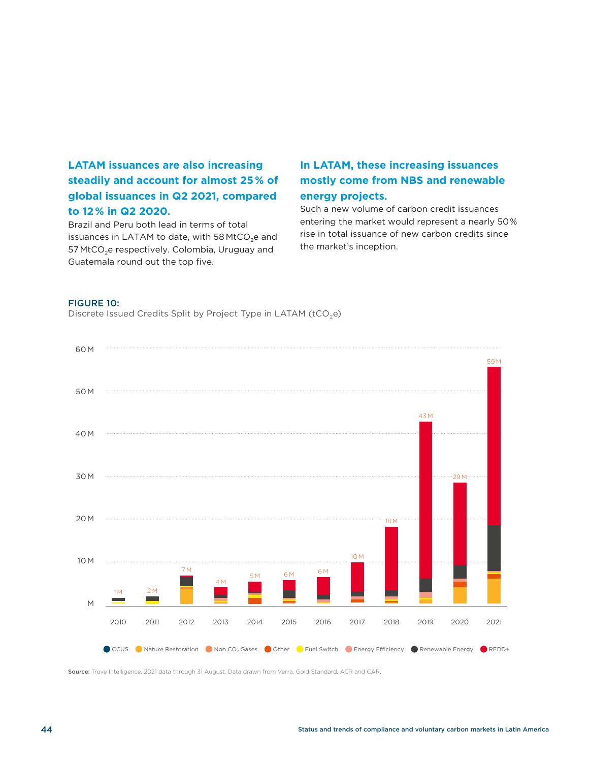### LATAM issuances are also increasing steadily and account for almost 25 % of global issuances in Q2 2021, compared to 12 % in Q2 2020.

Brazil and Peru both lead in terms of total issuances in LATAM to date, with 58 $MtCO_2e$ and 57 $MtCO_2e$ respectively. Colombia, Uruguay and Guatemala round out the top five.

### In LATAM, these increasing issuances mostly come from NBS and renewable energy projects.

Such a new volume of carbon credit issuances entering the market would represent a nearly 50 % rise in total issuance of new carbon credits since the market's inception.

**FIGURE 10:**
Discrete Issued Credits Split by Project Type in LATAM ($tCO_2e$)

| Year | Total |
|---|---|
| 2010 | 1 M |
| 2011 | 2 M |
| 2012 | 7 M |
| 2013 | 4 M |
| 2014 | 5 M |
| 2015 | 6 M |
| 2016 | 6 M |
| 2017 | 10 M |
| 2018 | 18 M |
| 2019 | 43 M |
| 2020 | 29 M |
| 2021 | 59 M |

Legend: CCUS, Nature Restoration, Non $CO_2$ Gases, Other, Fuel Switch, Energy Efficiency, Renewable Energy, REDD+

**Source:** Trove Intelligence. 2021 data through 31 August. Data drawn from Verra, Gold Standard, ACR and CAR.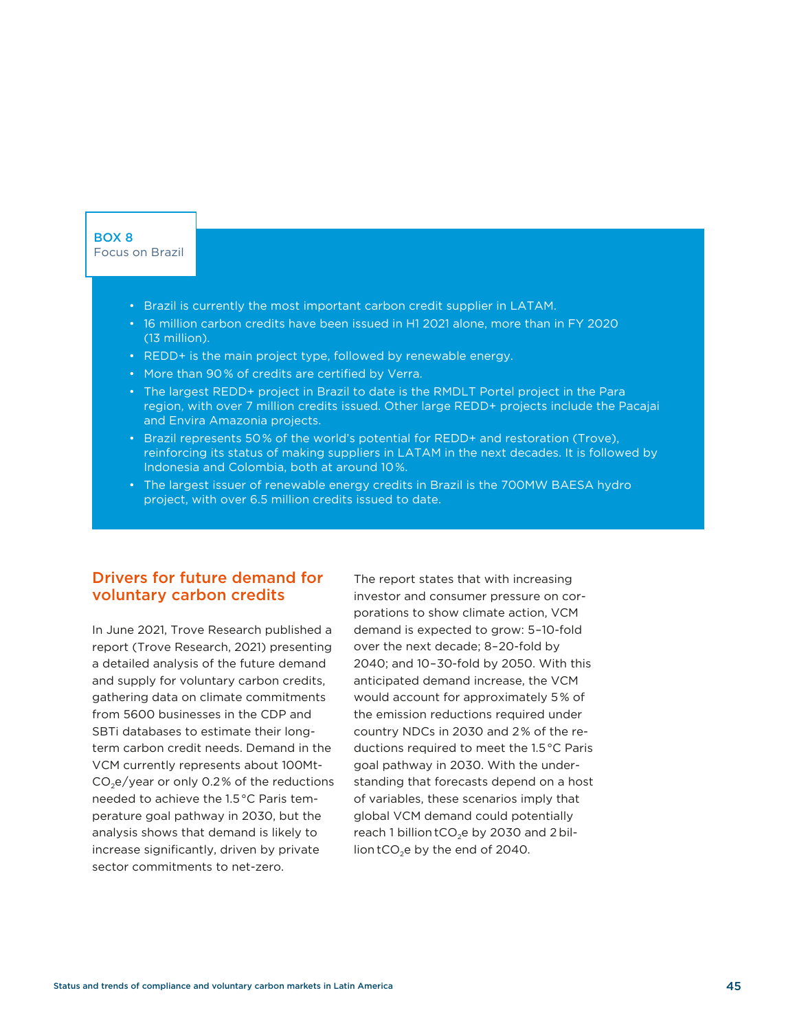**BOX 8**
Focus on Brazil

- Brazil is currently the most important carbon credit supplier in LATAM.
- 16 million carbon credits have been issued in H1 2021 alone, more than in FY 2020 (13 million).
- REDD+ is the main project type, followed by renewable energy.
- More than 90 % of credits are certified by Verra.
- The largest REDD+ project in Brazil to date is the RMDLT Portel project in the Para region, with over 7 million credits issued. Other large REDD+ projects include the Pacajai and Envira Amazonia projects.
- Brazil represents 50 % of the world's potential for REDD+ and restoration (Trove), reinforcing its status of making suppliers in LATAM in the next decades. It is followed by Indonesia and Colombia, both at around 10 %.
- The largest issuer of renewable energy credits in Brazil is the 700MW BAESA hydro project, with over 6.5 million credits issued to date.

## Drivers for future demand for voluntary carbon credits

In June 2021, Trove Research published a report (Trove Research, 2021) presenting a detailed analysis of the future demand and supply for voluntary carbon credits, gathering data on climate commitments from 5600 businesses in the CDP and SBTi databases to estimate their long-term carbon credit needs. Demand in the VCM currently represents about 100Mt-$CO_2$e/year or only 0.2 % of the reductions needed to achieve the 1.5 °C Paris temperature goal pathway in 2030, but the analysis shows that demand is likely to increase significantly, driven by private sector commitments to net-zero.

The report states that with increasing investor and consumer pressure on corporations to show climate action, VCM demand is expected to grow: 5–10-fold over the next decade; 8–20-fold by 2040; and 10–30-fold by 2050. With this anticipated demand increase, the VCM would account for approximately 5 % of the emission reductions required under country NDCs in 2030 and 2 % of the reductions required to meet the 1.5 °C Paris goal pathway in 2030. With the understanding that forecasts depend on a host of variables, these scenarios imply that global VCM demand could potentially reach 1 billion t$CO_2$e by 2030 and 2 billion t$CO_2$e by the end of 2040.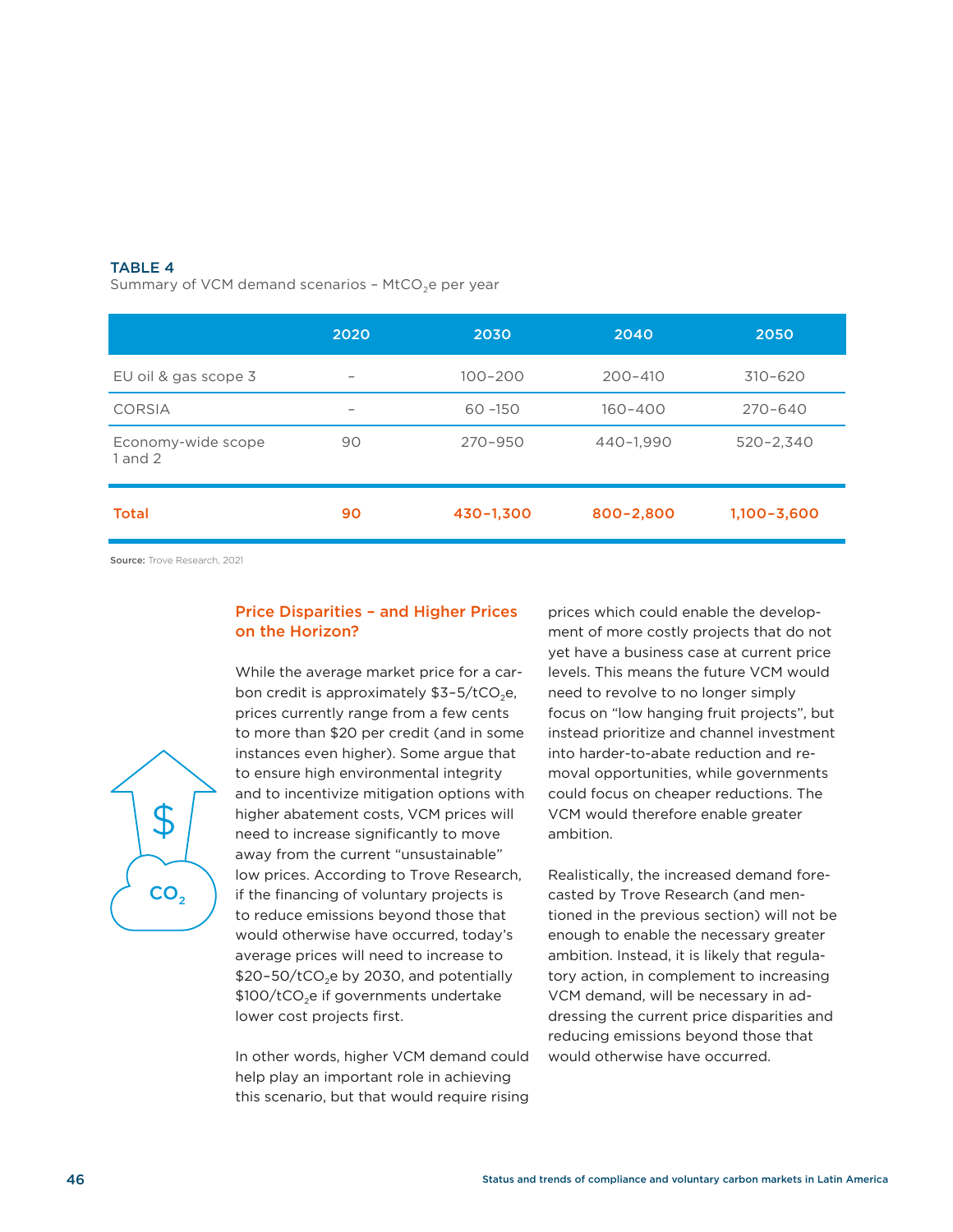**TABLE 4**
Summary of VCM demand scenarios – $MtCO_2e$ per year

| | 2020 | 2030 | 2040 | 2050 |
|---|---|---|---|---|
| EU oil & gas scope 3 | – | 100–200 | 200–410 | 310–620 |
| CORSIA | – | 60 -150 | 160–400 | 270–640 |
| Economy-wide scope 1 and 2 | 90 | 270–950 | 440–1,990 | 520–2,340 |
| **Total** | **90** | **430–1,300** | **800–2,800** | **1,100–3,600** |

**Source:** Trove Research, 2021

### Price Disparities – and Higher Prices on the Horizon?

While the average market price for a carbon credit is approximately $3–5/tCO_2e$, prices currently range from a few cents to more than $20 per credit (and in some instances even higher). Some argue that to ensure high environmental integrity and to incentivize mitigation options with higher abatement costs, VCM prices will need to increase significantly to move away from the current "unsustainable" low prices. According to Trove Research, if the financing of voluntary projects is to reduce emissions beyond those that would otherwise have occurred, today's average prices will need to increase to $20–50/tCO_2e$ by 2030, and potentially $100/tCO_2e$ if governments undertake lower cost projects first.

In other words, higher VCM demand could help play an important role in achieving this scenario, but that would require rising prices which could enable the development of more costly projects that do not yet have a business case at current price levels. This means the future VCM would need to revolve to no longer simply focus on "low hanging fruit projects", but instead prioritize and channel investment into harder-to-abate reduction and removal opportunities, while governments could focus on cheaper reductions. The VCM would therefore enable greater ambition.

Realistically, the increased demand forecasted by Trove Research (and mentioned in the previous section) will not be enough to enable the necessary greater ambition. Instead, it is likely that regulatory action, in complement to increasing VCM demand, will be necessary in addressing the current price disparities and reducing emissions beyond those that would otherwise have occurred.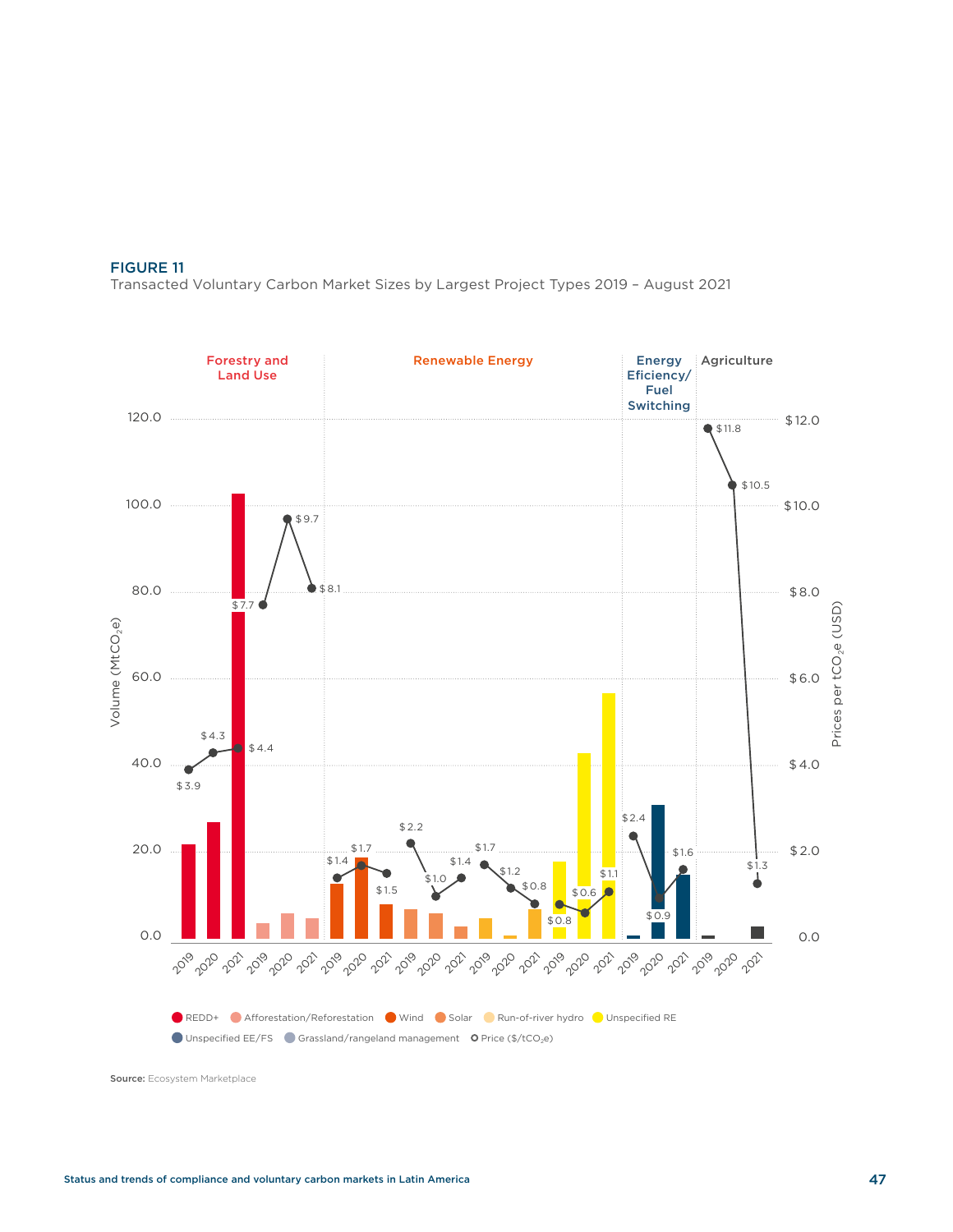**FIGURE 11**

Transacted Voluntary Carbon Market Sizes by Largest Project Types 2019 – August 2021

Source: Ecosystem Marketplace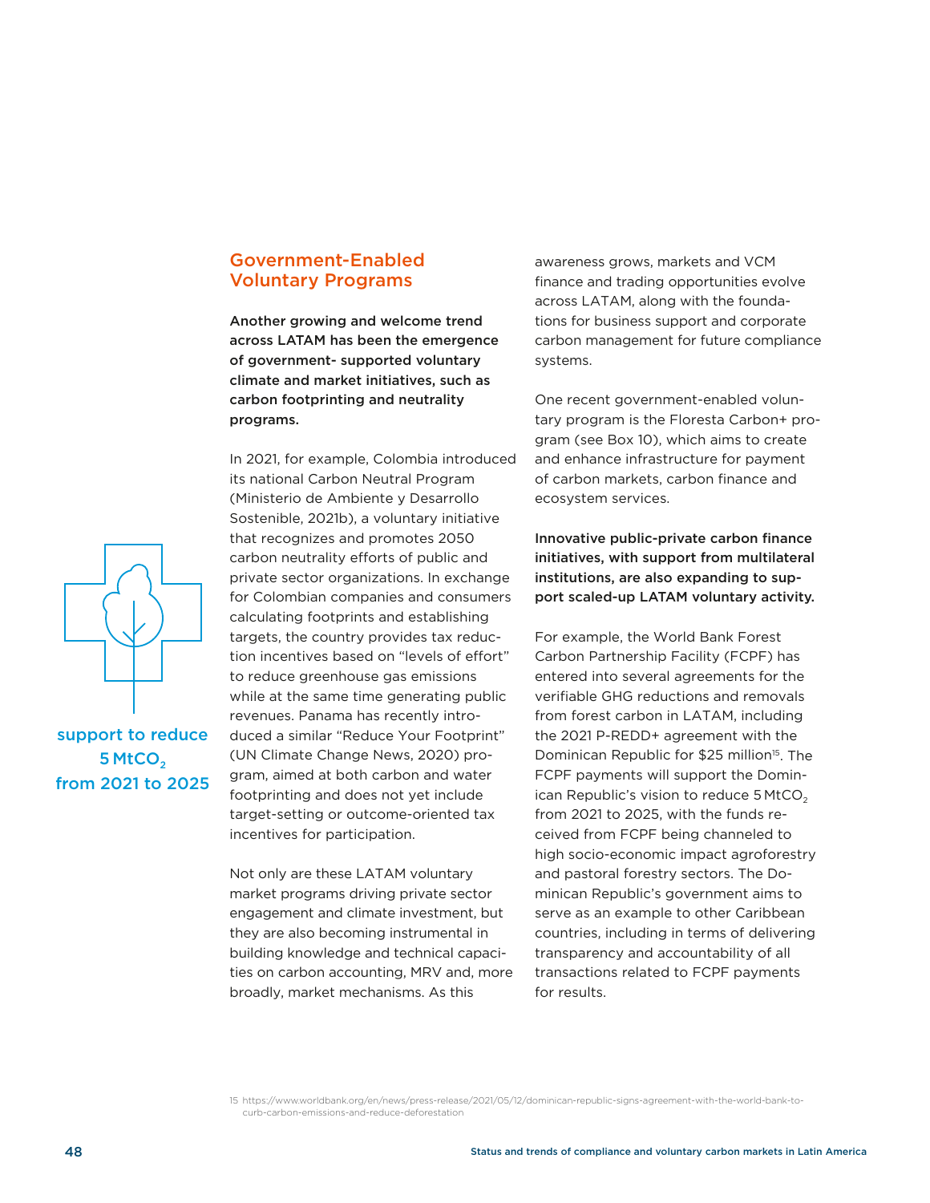## Government-Enabled Voluntary Programs

**Another growing and welcome trend across LATAM has been the emergence of government- supported voluntary climate and market initiatives, such as carbon footprinting and neutrality programs.**

In 2021, for example, Colombia introduced its national Carbon Neutral Program (Ministerio de Ambiente y Desarrollo Sostenible, 2021b), a voluntary initiative that recognizes and promotes 2050 carbon neutrality efforts of public and private sector organizations. In exchange for Colombian companies and consumers calculating footprints and establishing targets, the country provides tax reduction incentives based on "levels of effort" to reduce greenhouse gas emissions while at the same time generating public revenues. Panama has recently introduced a similar "Reduce Your Footprint" (UN Climate Change News, 2020) program, aimed at both carbon and water footprinting and does not yet include target-setting or outcome-oriented tax incentives for participation.

Not only are these LATAM voluntary market programs driving private sector engagement and climate investment, but they are also becoming instrumental in building knowledge and technical capacities on carbon accounting, MRV and, more broadly, market mechanisms. As this awareness grows, markets and VCM finance and trading opportunities evolve across LATAM, along with the foundations for business support and corporate carbon management for future compliance systems.

One recent government-enabled voluntary program is the Floresta Carbon+ program (see Box 10), which aims to create and enhance infrastructure for payment of carbon markets, carbon finance and ecosystem services.

**Innovative public-private carbon finance initiatives, with support from multilateral institutions, are also expanding to support scaled-up LATAM voluntary activity.**

For example, the World Bank Forest Carbon Partnership Facility (FCPF) has entered into several agreements for the verifiable GHG reductions and removals from forest carbon in LATAM, including the 2021 P-REDD+ agreement with the Dominican Republic for $25 million[15]. The FCPF payments will support the Dominican Republic's vision to reduce 5 $MtCO_2$ from 2021 to 2025, with the funds received from FCPF being channeled to high socio-economic impact agroforestry and pastoral forestry sectors. The Dominican Republic's government aims to serve as an example to other Caribbean countries, including in terms of delivering transparency and accountability of all transactions related to FCPF payments for results.

support to reduce 5 $MtCO_2$ from 2021 to 2025

15 https://www.worldbank.org/en/news/press-release/2021/05/12/dominican-republic-signs-agreement-with-the-world-bank-to-curb-carbon-emissions-and-reduce-deforestation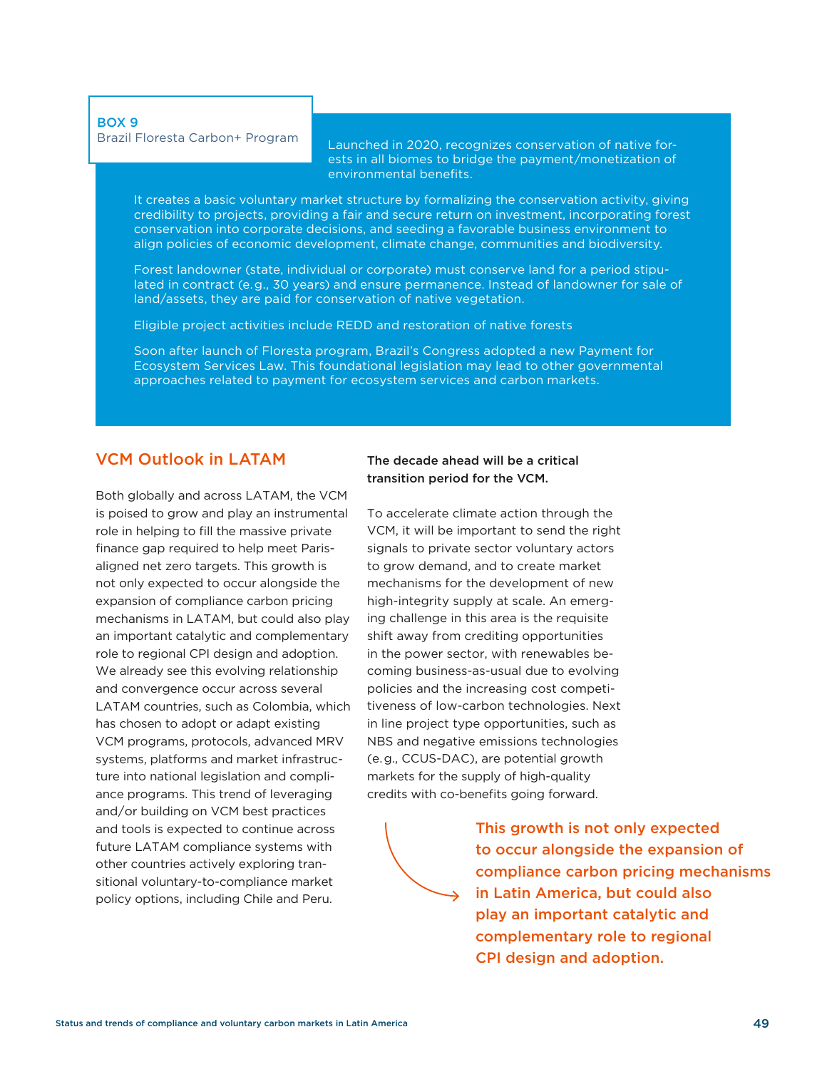**BOX 9**
Brazil Floresta Carbon+ Program

Launched in 2020, recognizes conservation of native forests in all biomes to bridge the payment/monetization of environmental benefits.

It creates a basic voluntary market structure by formalizing the conservation activity, giving credibility to projects, providing a fair and secure return on investment, incorporating forest conservation into corporate decisions, and seeding a favorable business environment to align policies of economic development, climate change, communities and biodiversity.

Forest landowner (state, individual or corporate) must conserve land for a period stipulated in contract (e.g., 30 years) and ensure permanence. Instead of landowner for sale of land/assets, they are paid for conservation of native vegetation.

Eligible project activities include REDD and restoration of native forests

Soon after launch of Floresta program, Brazil's Congress adopted a new Payment for Ecosystem Services Law. This foundational legislation may lead to other governmental approaches related to payment for ecosystem services and carbon markets.

## VCM Outlook in LATAM

Both globally and across LATAM, the VCM is poised to grow and play an instrumental role in helping to fill the massive private finance gap required to help meet Paris-aligned net zero targets. This growth is not only expected to occur alongside the expansion of compliance carbon pricing mechanisms in LATAM, but could also play an important catalytic and complementary role to regional CPI design and adoption. We already see this evolving relationship and convergence occur across several LATAM countries, such as Colombia, which has chosen to adopt or adapt existing VCM programs, protocols, advanced MRV systems, platforms and market infrastructure into national legislation and compliance programs. This trend of leveraging and/or building on VCM best practices and tools is expected to continue across future LATAM compliance systems with other countries actively exploring transitional voluntary-to-compliance market policy options, including Chile and Peru.

**The decade ahead will be a critical transition period for the VCM.**

To accelerate climate action through the VCM, it will be important to send the right signals to private sector voluntary actors to grow demand, and to create market mechanisms for the development of new high-integrity supply at scale. An emerging challenge in this area is the requisite shift away from crediting opportunities in the power sector, with renewables becoming business-as-usual due to evolving policies and the increasing cost competitiveness of low-carbon technologies. Next in line project type opportunities, such as NBS and negative emissions technologies (e.g., CCUS-DAC), are potential growth markets for the supply of high-quality credits with co-benefits going forward.

**This growth is not only expected to occur alongside the expansion of compliance carbon pricing mechanisms in Latin America, but could also play an important catalytic and complementary role to regional CPI design and adoption.**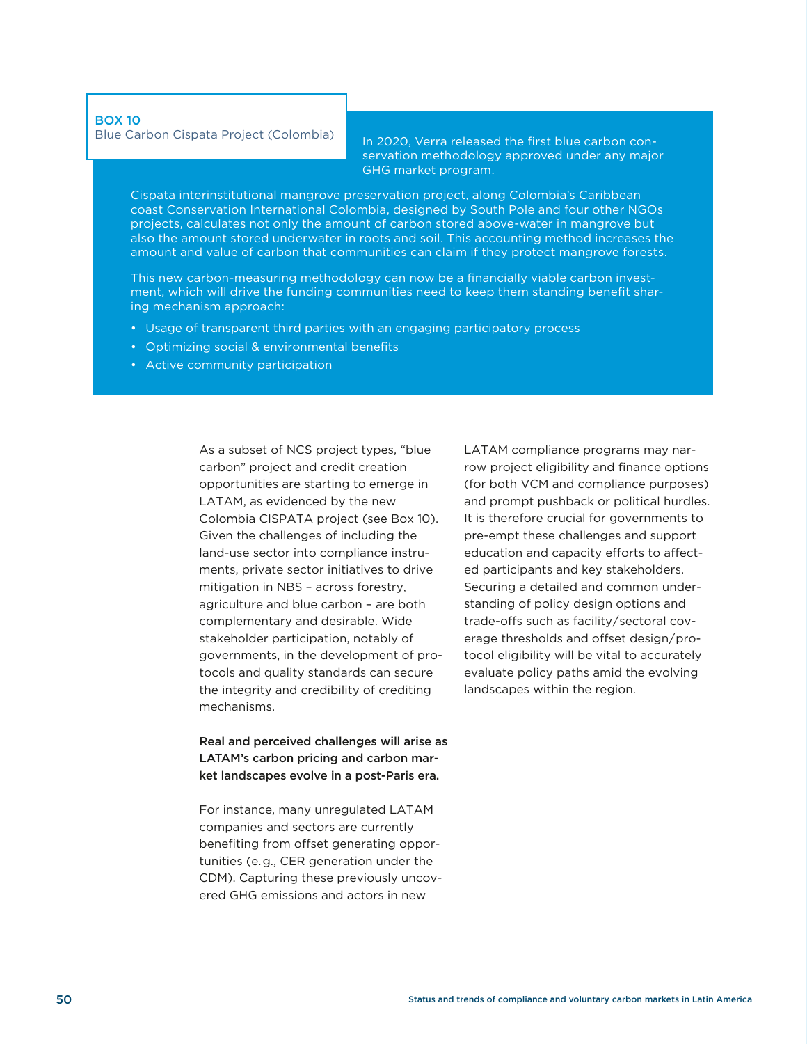**BOX 10**
Blue Carbon Cispata Project (Colombia)

In 2020, Verra released the first blue carbon conservation methodology approved under any major GHG market program.

Cispata interinstitutional mangrove preservation project, along Colombia's Caribbean coast Conservation International Colombia, designed by South Pole and four other NGOs projects, calculates not only the amount of carbon stored above-water in mangrove but also the amount stored underwater in roots and soil. This accounting method increases the amount and value of carbon that communities can claim if they protect mangrove forests.

This new carbon-measuring methodology can now be a financially viable carbon investment, which will drive the funding communities need to keep them standing benefit sharing mechanism approach:

- Usage of transparent third parties with an engaging participatory process
- Optimizing social & environmental benefits
- Active community participation

As a subset of NCS project types, "blue carbon" project and credit creation opportunities are starting to emerge in LATAM, as evidenced by the new Colombia CISPATA project (see Box 10). Given the challenges of including the land-use sector into compliance instruments, private sector initiatives to drive mitigation in NBS – across forestry, agriculture and blue carbon – are both complementary and desirable. Wide stakeholder participation, notably of governments, in the development of protocols and quality standards can secure the integrity and credibility of crediting mechanisms.

**Real and perceived challenges will arise as LATAM's carbon pricing and carbon market landscapes evolve in a post-Paris era.**

For instance, many unregulated LATAM companies and sectors are currently benefiting from offset generating opportunities (e.g., CER generation under the CDM). Capturing these previously uncovered GHG emissions and actors in new LATAM compliance programs may narrow project eligibility and finance options (for both VCM and compliance purposes) and prompt pushback or political hurdles. It is therefore crucial for governments to pre-empt these challenges and support education and capacity efforts to affected participants and key stakeholders. Securing a detailed and common understanding of policy design options and trade-offs such as facility/sectoral coverage thresholds and offset design/protocol eligibility will be vital to accurately evaluate policy paths amid the evolving landscapes within the region.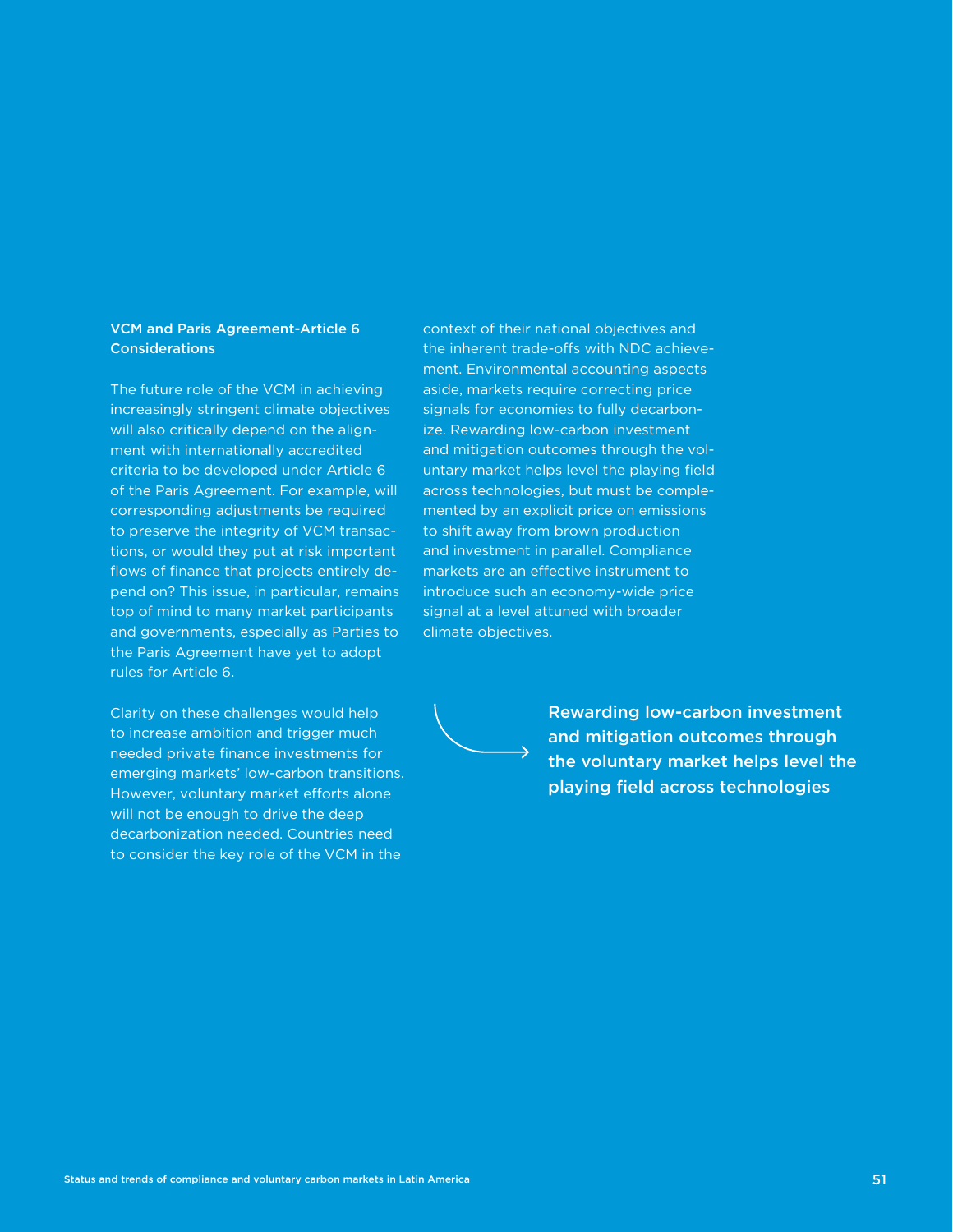### VCM and Paris Agreement-Article 6 Considerations

The future role of the VCM in achieving increasingly stringent climate objectives will also critically depend on the alignment with internationally accredited criteria to be developed under Article 6 of the Paris Agreement. For example, will corresponding adjustments be required to preserve the integrity of VCM transactions, or would they put at risk important flows of finance that projects entirely depend on? This issue, in particular, remains top of mind to many market participants and governments, especially as Parties to the Paris Agreement have yet to adopt rules for Article 6.

Clarity on these challenges would help to increase ambition and trigger much needed private finance investments for emerging markets' low-carbon transitions. However, voluntary market efforts alone will not be enough to drive the deep decarbonization needed. Countries need to consider the key role of the VCM in the context of their national objectives and the inherent trade-offs with NDC achievement. Environmental accounting aspects aside, markets require correcting price signals for economies to fully decarbonize. Rewarding low-carbon investment and mitigation outcomes through the voluntary market helps level the playing field across technologies, but must be complemented by an explicit price on emissions to shift away from brown production and investment in parallel. Compliance markets are an effective instrument to introduce such an economy-wide price signal at a level attuned with broader climate objectives.

**Rewarding low-carbon investment and mitigation outcomes through the voluntary market helps level the playing field across technologies**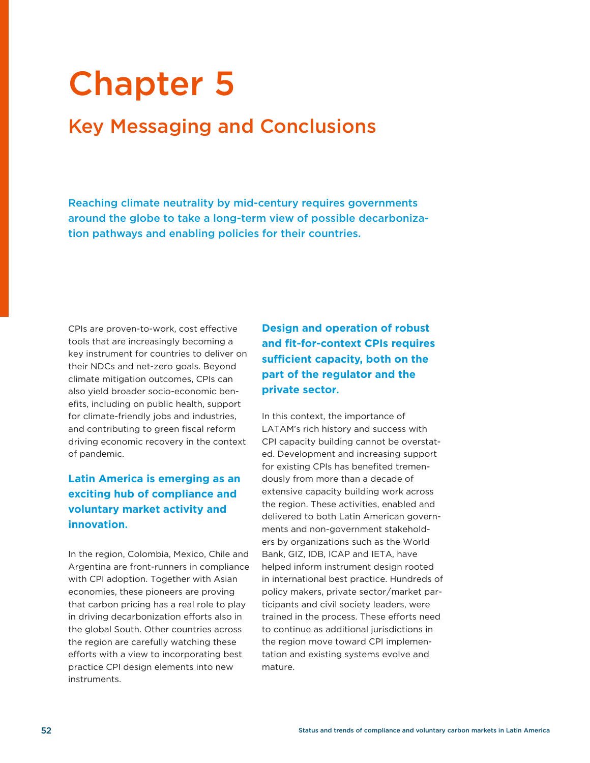# Chapter 5

## Key Messaging and Conclusions

**Reaching climate neutrality by mid-century requires governments around the globe to take a long-term view of possible decarbonization pathways and enabling policies for their countries.**

CPIs are proven-to-work, cost effective tools that are increasingly becoming a key instrument for countries to deliver on their NDCs and net-zero goals. Beyond climate mitigation outcomes, CPIs can also yield broader socio-economic benefits, including on public health, support for climate-friendly jobs and industries, and contributing to green fiscal reform driving economic recovery in the context of pandemic.

### Latin America is emerging as an exciting hub of compliance and voluntary market activity and innovation.

In the region, Colombia, Mexico, Chile and Argentina are front-runners in compliance with CPI adoption. Together with Asian economies, these pioneers are proving that carbon pricing has a real role to play in driving decarbonization efforts also in the global South. Other countries across the region are carefully watching these efforts with a view to incorporating best practice CPI design elements into new instruments.

### Design and operation of robust and fit-for-context CPIs requires sufficient capacity, both on the part of the regulator and the private sector.

In this context, the importance of LATAM's rich history and success with CPI capacity building cannot be overstated. Development and increasing support for existing CPIs has benefited tremendously from more than a decade of extensive capacity building work across the region. These activities, enabled and delivered to both Latin American governments and non-government stakeholders by organizations such as the World Bank, GIZ, IDB, ICAP and IETA, have helped inform instrument design rooted in international best practice. Hundreds of policy makers, private sector/market participants and civil society leaders, were trained in the process. These efforts need to continue as additional jurisdictions in the region move toward CPI implementation and existing systems evolve and mature.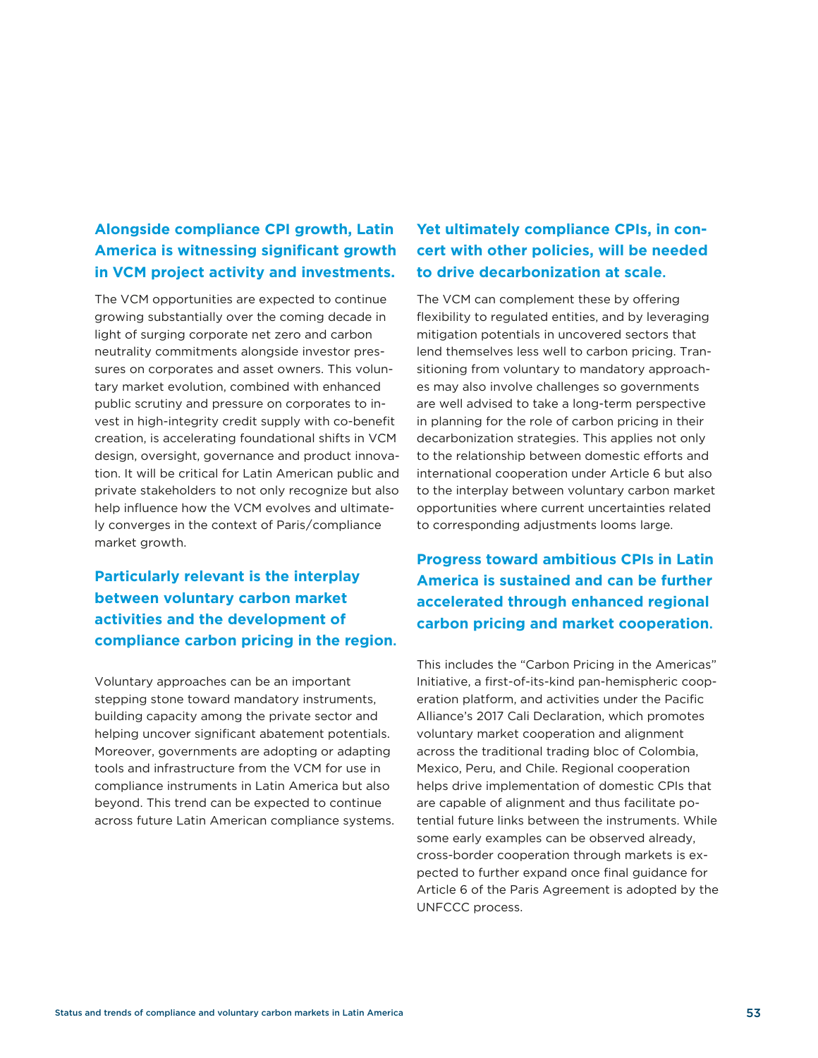### Alongside compliance CPI growth, Latin America is witnessing significant growth in VCM project activity and investments.

The VCM opportunities are expected to continue growing substantially over the coming decade in light of surging corporate net zero and carbon neutrality commitments alongside investor pressures on corporates and asset owners. This voluntary market evolution, combined with enhanced public scrutiny and pressure on corporates to invest in high-integrity credit supply with co-benefit creation, is accelerating foundational shifts in VCM design, oversight, governance and product innovation. It will be critical for Latin American public and private stakeholders to not only recognize but also help influence how the VCM evolves and ultimately converges in the context of Paris/compliance market growth.

### Particularly relevant is the interplay between voluntary carbon market activities and the development of compliance carbon pricing in the region.

Voluntary approaches can be an important stepping stone toward mandatory instruments, building capacity among the private sector and helping uncover significant abatement potentials. Moreover, governments are adopting or adapting tools and infrastructure from the VCM for use in compliance instruments in Latin America but also beyond. This trend can be expected to continue across future Latin American compliance systems.

### Yet ultimately compliance CPIs, in concert with other policies, will be needed to drive decarbonization at scale.

The VCM can complement these by offering flexibility to regulated entities, and by leveraging mitigation potentials in uncovered sectors that lend themselves less well to carbon pricing. Transitioning from voluntary to mandatory approaches may also involve challenges so governments are well advised to take a long-term perspective in planning for the role of carbon pricing in their decarbonization strategies. This applies not only to the relationship between domestic efforts and international cooperation under Article 6 but also to the interplay between voluntary carbon market opportunities where current uncertainties related to corresponding adjustments looms large.

### Progress toward ambitious CPIs in Latin America is sustained and can be further accelerated through enhanced regional carbon pricing and market cooperation.

This includes the "Carbon Pricing in the Americas" Initiative, a first-of-its-kind pan-hemispheric cooperation platform, and activities under the Pacific Alliance's 2017 Cali Declaration, which promotes voluntary market cooperation and alignment across the traditional trading bloc of Colombia, Mexico, Peru, and Chile. Regional cooperation helps drive implementation of domestic CPIs that are capable of alignment and thus facilitate potential future links between the instruments. While some early examples can be observed already, cross-border cooperation through markets is expected to further expand once final guidance for Article 6 of the Paris Agreement is adopted by the UNFCCC process.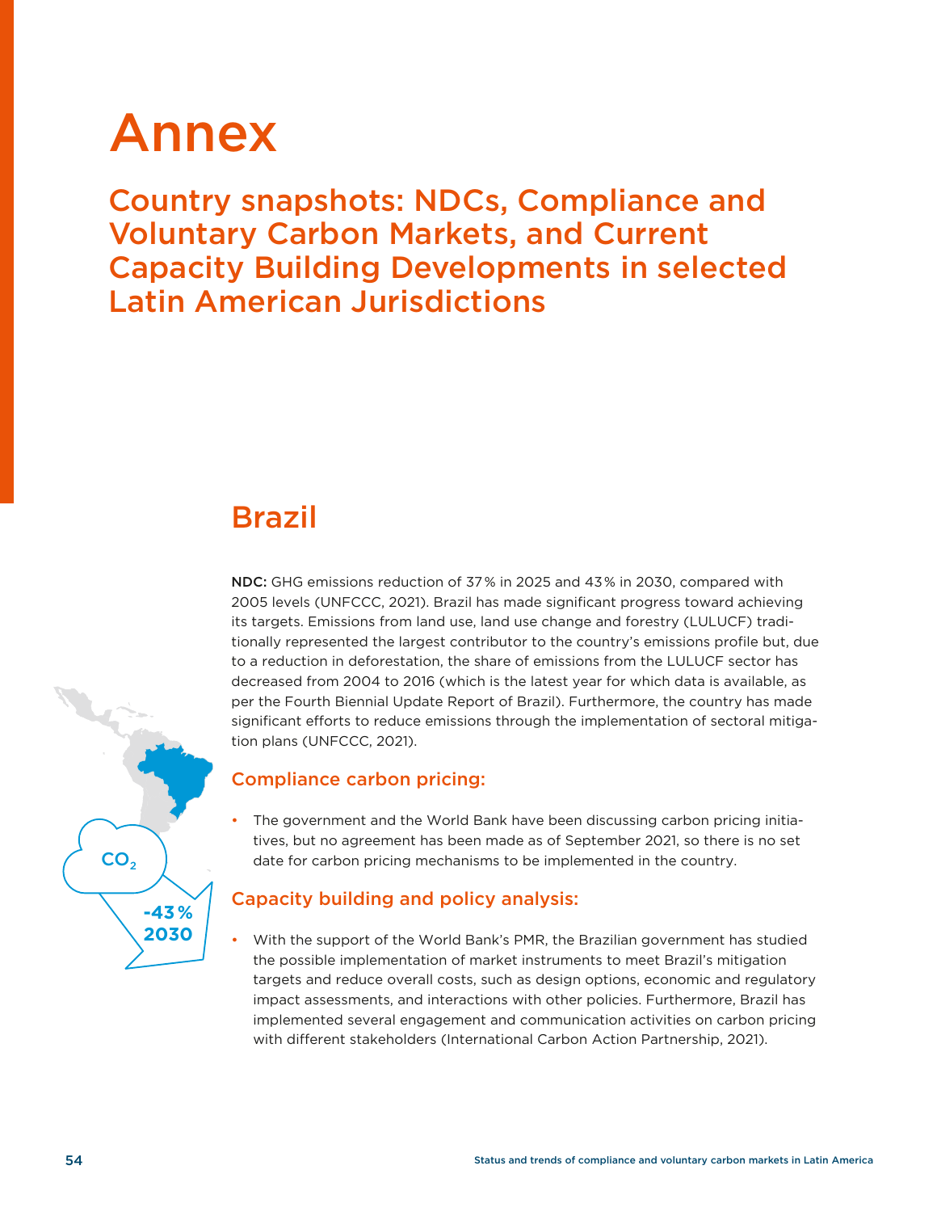# Annex

## Country snapshots: NDCs, Compliance and Voluntary Carbon Markets, and Current Capacity Building Developments in selected Latin American Jurisdictions

## Brazil

$CO_2$

-43 %
2030

**NDC:** GHG emissions reduction of 37 % in 2025 and 43 % in 2030, compared with 2005 levels (UNFCCC, 2021). Brazil has made significant progress toward achieving its targets. Emissions from land use, land use change and forestry (LULUCF) traditionally represented the largest contributor to the country's emissions profile but, due to a reduction in deforestation, the share of emissions from the LULUCF sector has decreased from 2004 to 2016 (which is the latest year for which data is available, as per the Fourth Biennial Update Report of Brazil). Furthermore, the country has made significant efforts to reduce emissions through the implementation of sectoral mitigation plans (UNFCCC, 2021).

### Compliance carbon pricing:

- The government and the World Bank have been discussing carbon pricing initiatives, but no agreement has been made as of September 2021, so there is no set date for carbon pricing mechanisms to be implemented in the country.

### Capacity building and policy analysis:

- With the support of the World Bank's PMR, the Brazilian government has studied the possible implementation of market instruments to meet Brazil's mitigation targets and reduce overall costs, such as design options, economic and regulatory impact assessments, and interactions with other policies. Furthermore, Brazil has implemented several engagement and communication activities on carbon pricing with different stakeholders (International Carbon Action Partnership, 2021).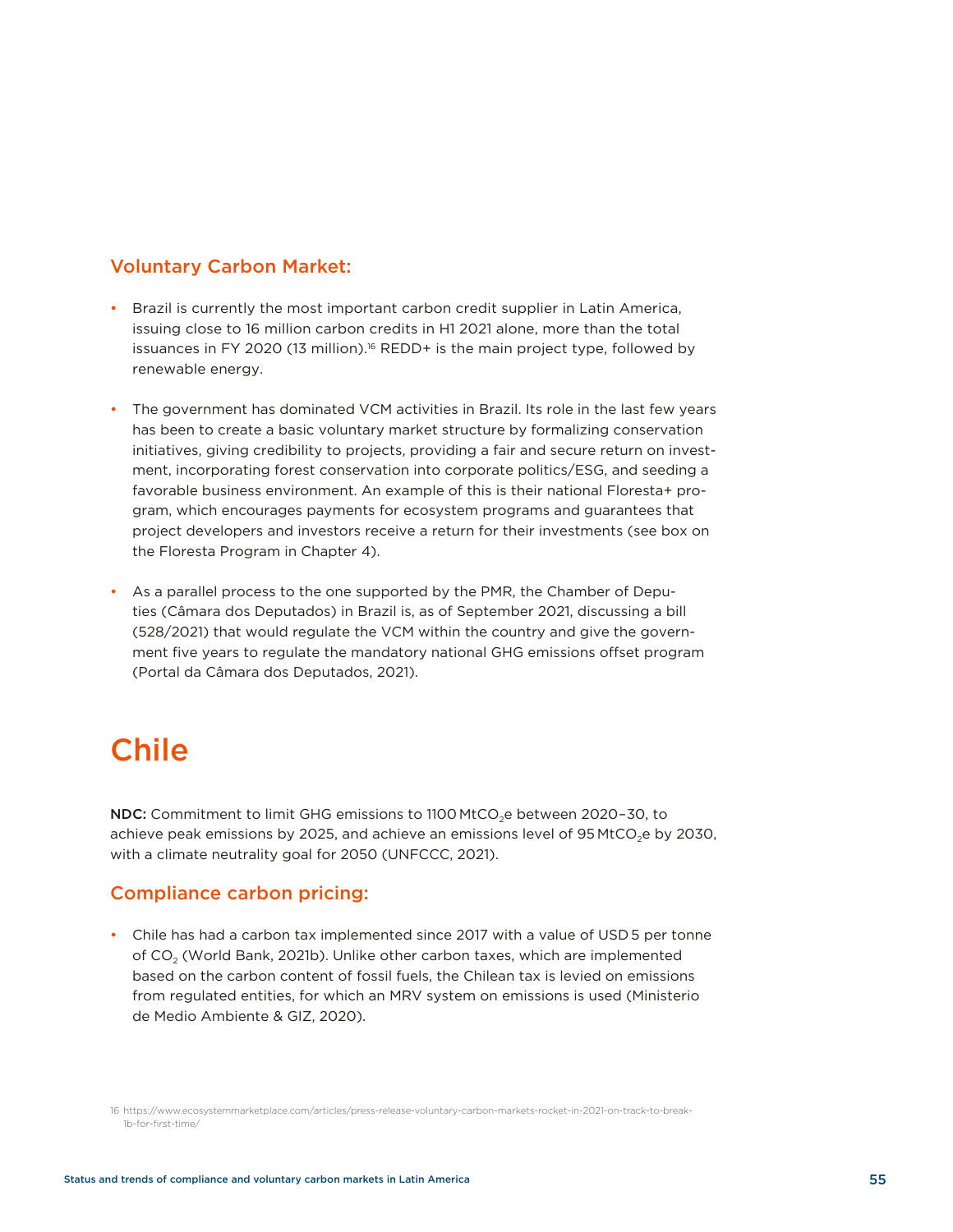### Voluntary Carbon Market:

- Brazil is currently the most important carbon credit supplier in Latin America, issuing close to 16 million carbon credits in H1 2021 alone, more than the total issuances in FY 2020 (13 million).[16] REDD+ is the main project type, followed by renewable energy.
- The government has dominated VCM activities in Brazil. Its role in the last few years has been to create a basic voluntary market structure by formalizing conservation initiatives, giving credibility to projects, providing a fair and secure return on investment, incorporating forest conservation into corporate politics/ESG, and seeding a favorable business environment. An example of this is their national Floresta+ program, which encourages payments for ecosystem programs and guarantees that project developers and investors receive a return for their investments (see box on the Floresta Program in Chapter 4).
- As a parallel process to the one supported by the PMR, the Chamber of Deputies (Câmara dos Deputados) in Brazil is, as of September 2021, discussing a bill (528/2021) that would regulate the VCM within the country and give the government five years to regulate the mandatory national GHG emissions offset program (Portal da Câmara dos Deputados, 2021).

# Chile

**NDC:** Commitment to limit GHG emissions to 1100 $MtCO_2e$ between 2020–30, to achieve peak emissions by 2025, and achieve an emissions level of 95 $MtCO_2e$ by 2030, with a climate neutrality goal for 2050 (UNFCCC, 2021).

### Compliance carbon pricing:

- Chile has had a carbon tax implemented since 2017 with a value of USD 5 per tonne of $CO_2$ (World Bank, 2021b). Unlike other carbon taxes, which are implemented based on the carbon content of fossil fuels, the Chilean tax is levied on emissions from regulated entities, for which an MRV system on emissions is used (Ministerio de Medio Ambiente & GIZ, 2020).

16 https://www.ecosystemmarketplace.com/articles/press-release-voluntary-carbon-markets-rocket-in-2021-on-track-to-break-1b-for-first-time/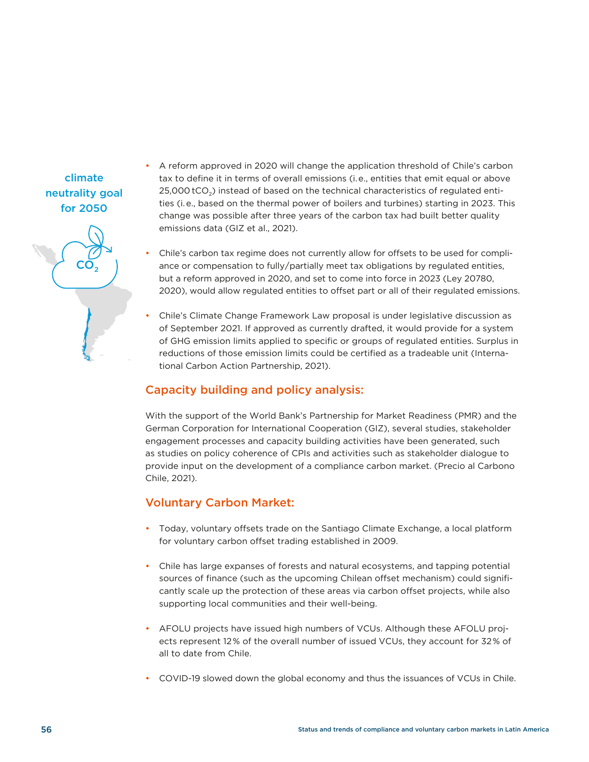climate neutrality goal for 2050

- A reform approved in 2020 will change the application threshold of Chile's carbon tax to define it in terms of overall emissions (i.e., entities that emit equal or above 25,000 $tCO_2$) instead of based on the technical characteristics of regulated entities (i.e., based on the thermal power of boilers and turbines) starting in 2023. This change was possible after three years of the carbon tax had built better quality emissions data (GIZ et al., 2021).

- Chile's carbon tax regime does not currently allow for offsets to be used for compliance or compensation to fully/partially meet tax obligations by regulated entities, but a reform approved in 2020, and set to come into force in 2023 (Ley 20780, 2020), would allow regulated entities to offset part or all of their regulated emissions.

- Chile's Climate Change Framework Law proposal is under legislative discussion as of September 2021. If approved as currently drafted, it would provide for a system of GHG emission limits applied to specific or groups of regulated entities. Surplus in reductions of those emission limits could be certified as a tradeable unit (International Carbon Action Partnership, 2021).

## Capacity building and policy analysis:

With the support of the World Bank's Partnership for Market Readiness (PMR) and the German Corporation for International Cooperation (GIZ), several studies, stakeholder engagement processes and capacity building activities have been generated, such as studies on policy coherence of CPIs and activities such as stakeholder dialogue to provide input on the development of a compliance carbon market. (Precio al Carbono Chile, 2021).

## Voluntary Carbon Market:

- Today, voluntary offsets trade on the Santiago Climate Exchange, a local platform for voluntary carbon offset trading established in 2009.

- Chile has large expanses of forests and natural ecosystems, and tapping potential sources of finance (such as the upcoming Chilean offset mechanism) could significantly scale up the protection of these areas via carbon offset projects, while also supporting local communities and their well-being.

- AFOLU projects have issued high numbers of VCUs. Although these AFOLU projects represent 12% of the overall number of issued VCUs, they account for 32% of all to date from Chile.

- COVID-19 slowed down the global economy and thus the issuances of VCUs in Chile.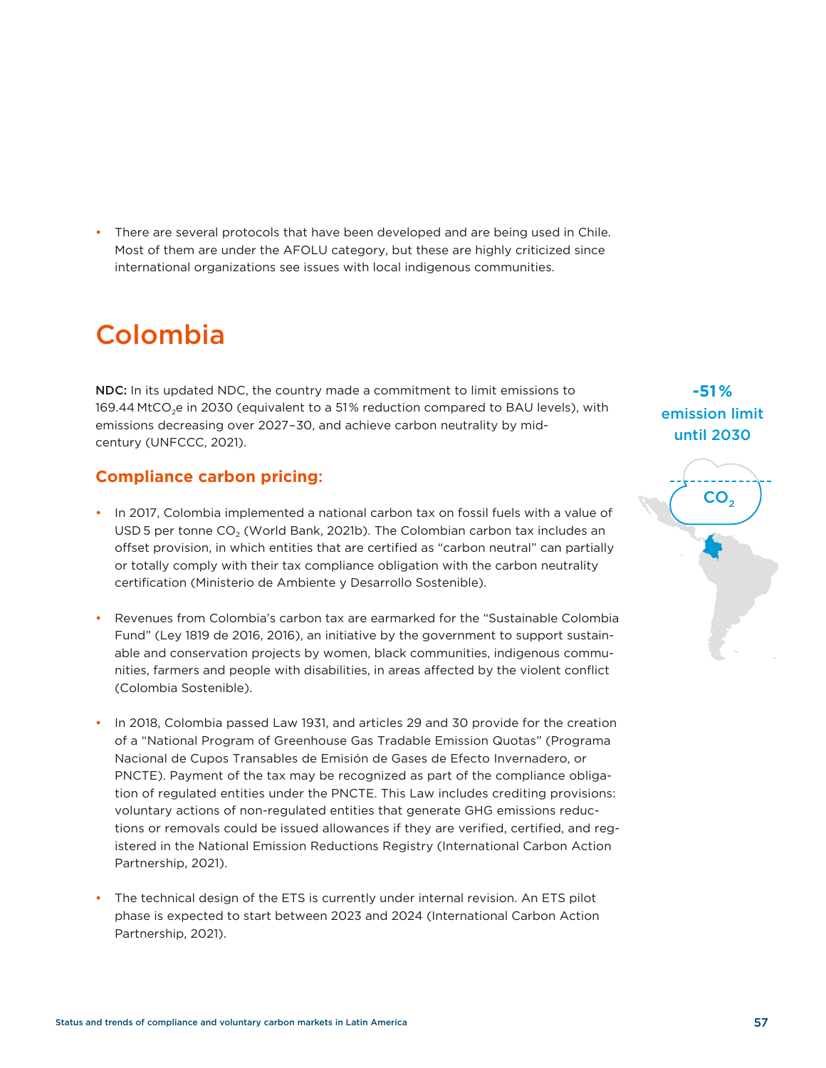- There are several protocols that have been developed and are being used in Chile. Most of them are under the AFOLU category, but these are highly criticized since international organizations see issues with local indigenous communities.

# Colombia

**NDC:** In its updated NDC, the country made a commitment to limit emissions to 169.44 $MtCO_2e$ in 2030 (equivalent to a 51% reduction compared to BAU levels), with emissions decreasing over 2027–30, and achieve carbon neutrality by mid-century (UNFCCC, 2021).

-51% emission limit until 2030

$CO_2$

## Compliance carbon pricing:

- In 2017, Colombia implemented a national carbon tax on fossil fuels with a value of USD 5 per tonne $CO_2$ (World Bank, 2021b). The Colombian carbon tax includes an offset provision, in which entities that are certified as "carbon neutral" can partially or totally comply with their tax compliance obligation with the carbon neutrality certification (Ministerio de Ambiente y Desarrollo Sostenible).

- Revenues from Colombia's carbon tax are earmarked for the "Sustainable Colombia Fund" (Ley 1819 de 2016, 2016), an initiative by the government to support sustainable and conservation projects by women, black communities, indigenous communities, farmers and people with disabilities, in areas affected by the violent conflict (Colombia Sostenible).

- In 2018, Colombia passed Law 1931, and articles 29 and 30 provide for the creation of a "National Program of Greenhouse Gas Tradable Emission Quotas" (Programa Nacional de Cupos Transables de Emisión de Gases de Efecto Invernadero, or PNCTE). Payment of the tax may be recognized as part of the compliance obligation of regulated entities under the PNCTE. This Law includes crediting provisions: voluntary actions of non-regulated entities that generate GHG emissions reductions or removals could be issued allowances if they are verified, certified, and registered in the National Emission Reductions Registry (International Carbon Action Partnership, 2021).

- The technical design of the ETS is currently under internal revision. An ETS pilot phase is expected to start between 2023 and 2024 (International Carbon Action Partnership, 2021).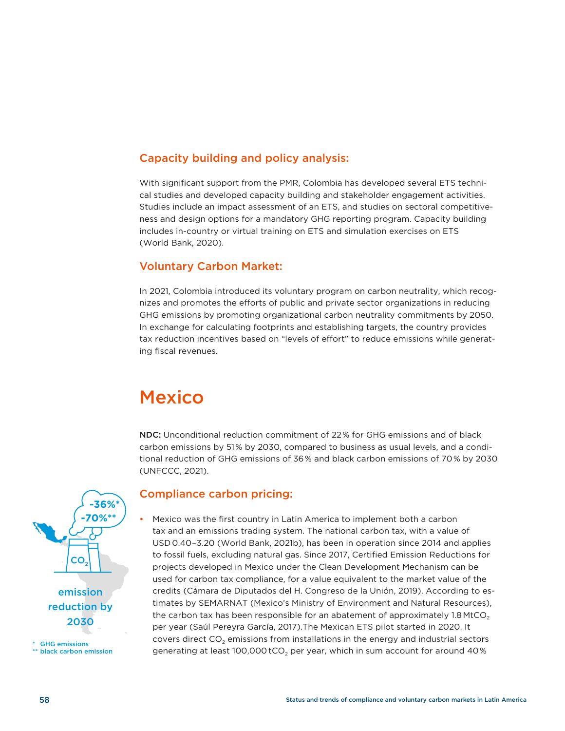### Capacity building and policy analysis:

With significant support from the PMR, Colombia has developed several ETS technical studies and developed capacity building and stakeholder engagement activities. Studies include an impact assessment of an ETS, and studies on sectoral competitiveness and design options for a mandatory GHG reporting program. Capacity building includes in-country or virtual training on ETS and simulation exercises on ETS (World Bank, 2020).

### Voluntary Carbon Market:

In 2021, Colombia introduced its voluntary program on carbon neutrality, which recognizes and promotes the efforts of public and private sector organizations in reducing GHG emissions by promoting organizational carbon neutrality commitments by 2050. In exchange for calculating footprints and establishing targets, the country provides tax reduction incentives based on "levels of effort" to reduce emissions while generating fiscal revenues.

## Mexico

**NDC:** Unconditional reduction commitment of 22 % for GHG emissions and of black carbon emissions by 51 % by 2030, compared to business as usual levels, and a conditional reduction of GHG emissions of 36 % and black carbon emissions of 70 % by 2030 (UNFCCC, 2021).

-36%*
-70%**
$CO_2$
emission reduction by 2030

\* GHG emissions
\*\* black carbon emission

### Compliance carbon pricing:

- Mexico was the first country in Latin America to implement both a carbon tax and an emissions trading system. The national carbon tax, with a value of USD 0.40–3.20 (World Bank, 2021b), has been in operation since 2014 and applies to fossil fuels, excluding natural gas. Since 2017, Certified Emission Reductions for projects developed in Mexico under the Clean Development Mechanism can be used for carbon tax compliance, for a value equivalent to the market value of the credits (Cámara de Diputados del H. Congreso de la Unión, 2019). According to estimates by SEMARNAT (Mexico's Ministry of Environment and Natural Resources), the carbon tax has been responsible for an abatement of approximately 1.8 $MtCO_2$ per year (Saúl Pereyra García, 2017).The Mexican ETS pilot started in 2020. It covers direct $CO_2$ emissions from installations in the energy and industrial sectors generating at least 100,000 $tCO_2$ per year, which in sum account for around 40 %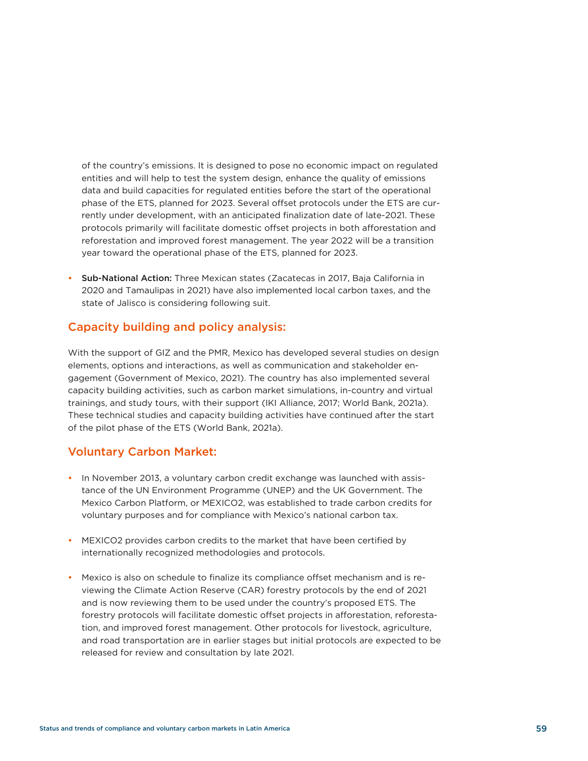of the country's emissions. It is designed to pose no economic impact on regulated entities and will help to test the system design, enhance the quality of emissions data and build capacities for regulated entities before the start of the operational phase of the ETS, planned for 2023. Several offset protocols under the ETS are currently under development, with an anticipated finalization date of late-2021. These protocols primarily will facilitate domestic offset projects in both afforestation and reforestation and improved forest management. The year 2022 will be a transition year toward the operational phase of the ETS, planned for 2023.

- **Sub-National Action:** Three Mexican states (Zacatecas in 2017, Baja California in 2020 and Tamaulipas in 2021) have also implemented local carbon taxes, and the state of Jalisco is considering following suit.

## Capacity building and policy analysis:

With the support of GIZ and the PMR, Mexico has developed several studies on design elements, options and interactions, as well as communication and stakeholder engagement (Government of Mexico, 2021). The country has also implemented several capacity building activities, such as carbon market simulations, in-country and virtual trainings, and study tours, with their support (IKI Alliance, 2017; World Bank, 2021a). These technical studies and capacity building activities have continued after the start of the pilot phase of the ETS (World Bank, 2021a).

## Voluntary Carbon Market:

- In November 2013, a voluntary carbon credit exchange was launched with assistance of the UN Environment Programme (UNEP) and the UK Government. The Mexico Carbon Platform, or MEXICO2, was established to trade carbon credits for voluntary purposes and for compliance with Mexico's national carbon tax.

- MEXICO2 provides carbon credits to the market that have been certified by internationally recognized methodologies and protocols.

- Mexico is also on schedule to finalize its compliance offset mechanism and is reviewing the Climate Action Reserve (CAR) forestry protocols by the end of 2021 and is now reviewing them to be used under the country's proposed ETS. The forestry protocols will facilitate domestic offset projects in afforestation, reforestation, and improved forest management. Other protocols for livestock, agriculture, and road transportation are in earlier stages but initial protocols are expected to be released for review and consultation by late 2021.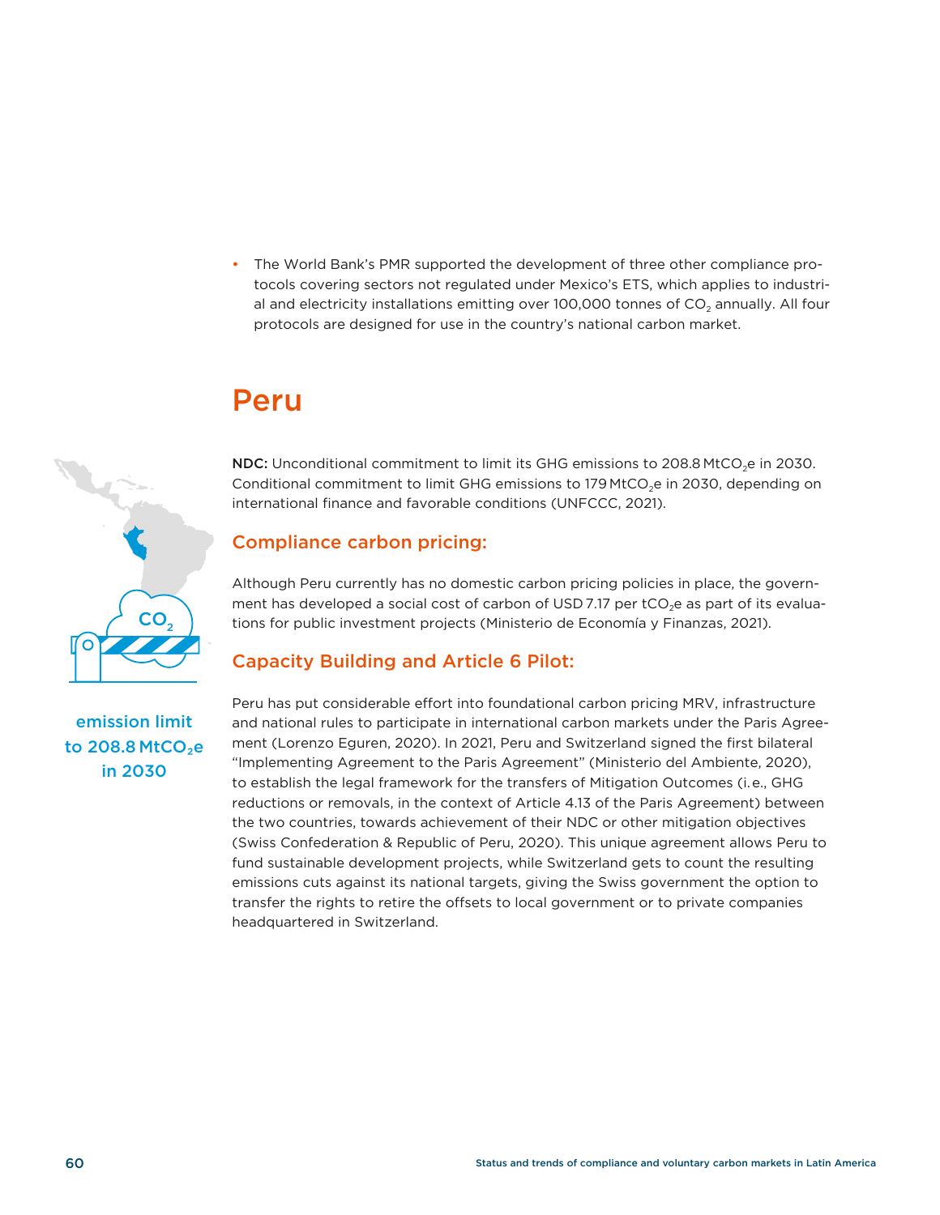- The World Bank's PMR supported the development of three other compliance protocols covering sectors not regulated under Mexico's ETS, which applies to industrial and electricity installations emitting over 100,000 tonnes of $CO_2$ annually. All four protocols are designed for use in the country's national carbon market.

## Peru

emission limit to 208.8 $MtCO_2e$ in 2030

**NDC:** Unconditional commitment to limit its GHG emissions to 208.8 $MtCO_2e$ in 2030. Conditional commitment to limit GHG emissions to 179 $MtCO_2e$ in 2030, depending on international finance and favorable conditions (UNFCCC, 2021).

### Compliance carbon pricing:

Although Peru currently has no domestic carbon pricing policies in place, the government has developed a social cost of carbon of USD 7.17 per $tCO_2e$ as part of its evaluations for public investment projects (Ministerio de Economía y Finanzas, 2021).

### Capacity Building and Article 6 Pilot:

Peru has put considerable effort into foundational carbon pricing MRV, infrastructure and national rules to participate in international carbon markets under the Paris Agreement (Lorenzo Eguren, 2020). In 2021, Peru and Switzerland signed the first bilateral "Implementing Agreement to the Paris Agreement" (Ministerio del Ambiente, 2020), to establish the legal framework for the transfers of Mitigation Outcomes (i.e., GHG reductions or removals, in the context of Article 4.13 of the Paris Agreement) between the two countries, towards achievement of their NDC or other mitigation objectives (Swiss Confederation & Republic of Peru, 2020). This unique agreement allows Peru to fund sustainable development projects, while Switzerland gets to count the resulting emissions cuts against its national targets, giving the Swiss government the option to transfer the rights to retire the offsets to local government or to private companies headquartered in Switzerland.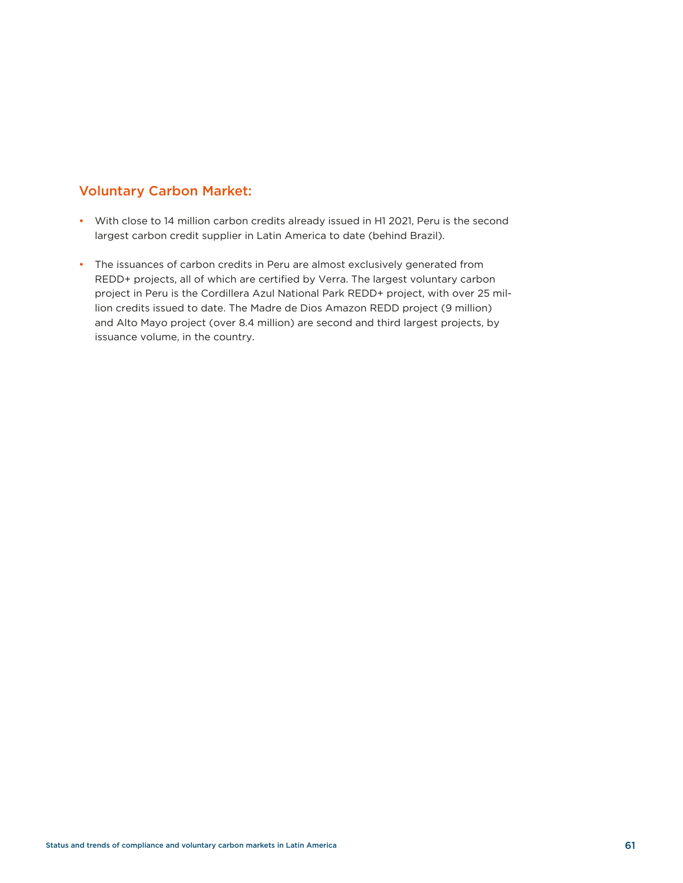### Voluntary Carbon Market:

- With close to 14 million carbon credits already issued in H1 2021, Peru is the second largest carbon credit supplier in Latin America to date (behind Brazil).
- The issuances of carbon credits in Peru are almost exclusively generated from REDD+ projects, all of which are certified by Verra. The largest voluntary carbon project in Peru is the Cordillera Azul National Park REDD+ project, with over 25 million credits issued to date. The Madre de Dios Amazon REDD project (9 million) and Alto Mayo project (over 8.4 million) are second and third largest projects, by issuance volume, in the country.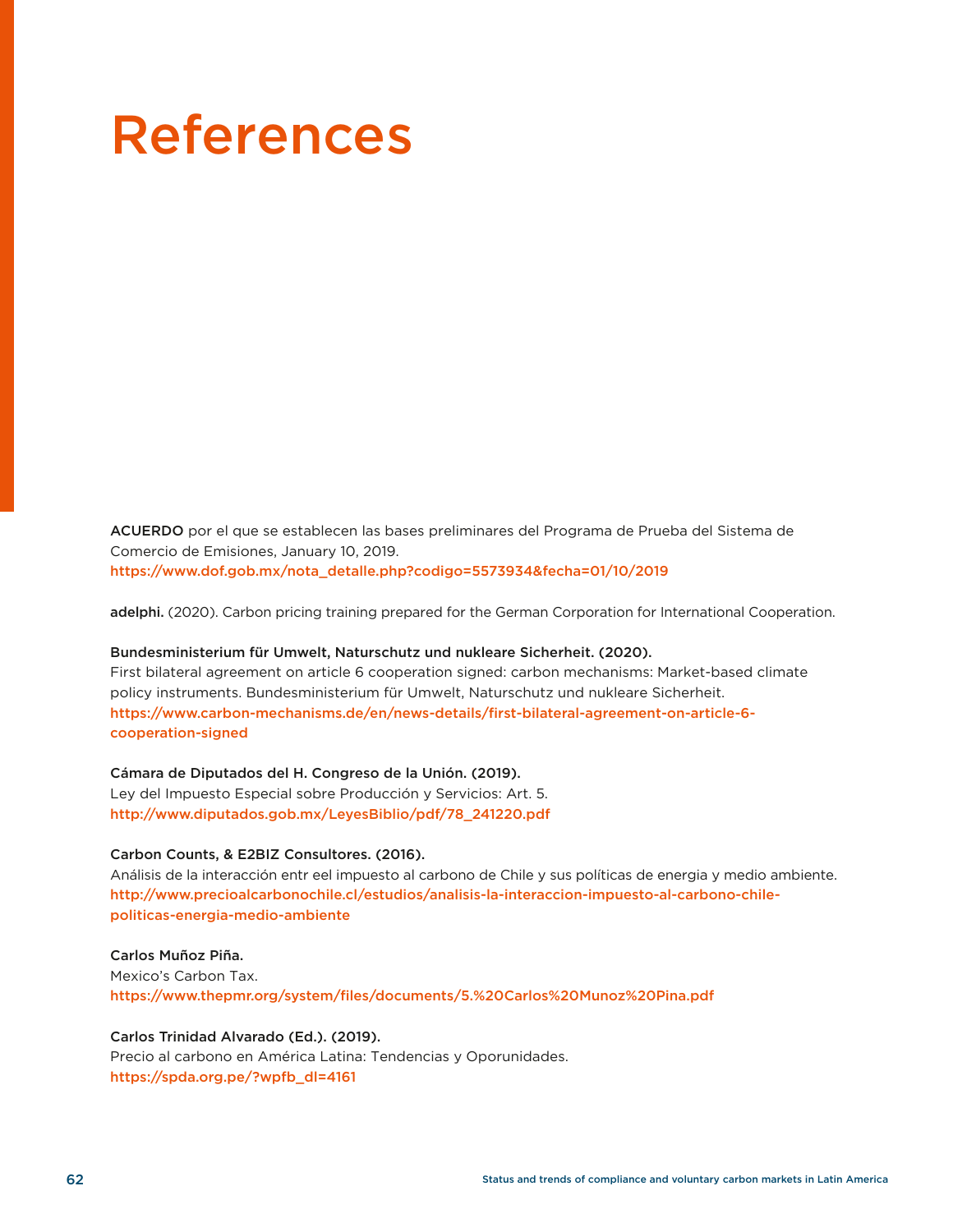# References

**ACUERDO** por el que se establecen las bases preliminares del Programa de Prueba del Sistema de Comercio de Emisiones, January 10, 2019.
https://www.dof.gob.mx/nota_detalle.php?codigo=5573934&fecha=01/10/2019

**adelphi.** (2020). Carbon pricing training prepared for the German Corporation for International Cooperation.

**Bundesministerium für Umwelt, Naturschutz und nukleare Sicherheit. (2020).**
First bilateral agreement on article 6 cooperation signed: carbon mechanisms: Market-based climate policy instruments. Bundesministerium für Umwelt, Naturschutz und nukleare Sicherheit.
https://www.carbon-mechanisms.de/en/news-details/first-bilateral-agreement-on-article-6-cooperation-signed

**Cámara de Diputados del H. Congreso de la Unión. (2019).**
Ley del Impuesto Especial sobre Producción y Servicios: Art. 5.
http://www.diputados.gob.mx/LeyesBiblio/pdf/78_241220.pdf

**Carbon Counts, & E2BIZ Consultores. (2016).**
Análisis de la interacción entr eel impuesto al carbono de Chile y sus políticas de energia y medio ambiente.
http://www.precioalcarbonochile.cl/estudios/analisis-la-interaccion-impuesto-al-carbono-chile-politicas-energia-medio-ambiente

**Carlos Muñoz Piña.**
Mexico's Carbon Tax.
https://www.thepmr.org/system/files/documents/5.%20Carlos%20Munoz%20Pina.pdf

**Carlos Trinidad Alvarado (Ed.). (2019).**
Precio al carbono en América Latina: Tendencias y Oporunidades.
https://spda.org.pe/?wpfb_dl=4161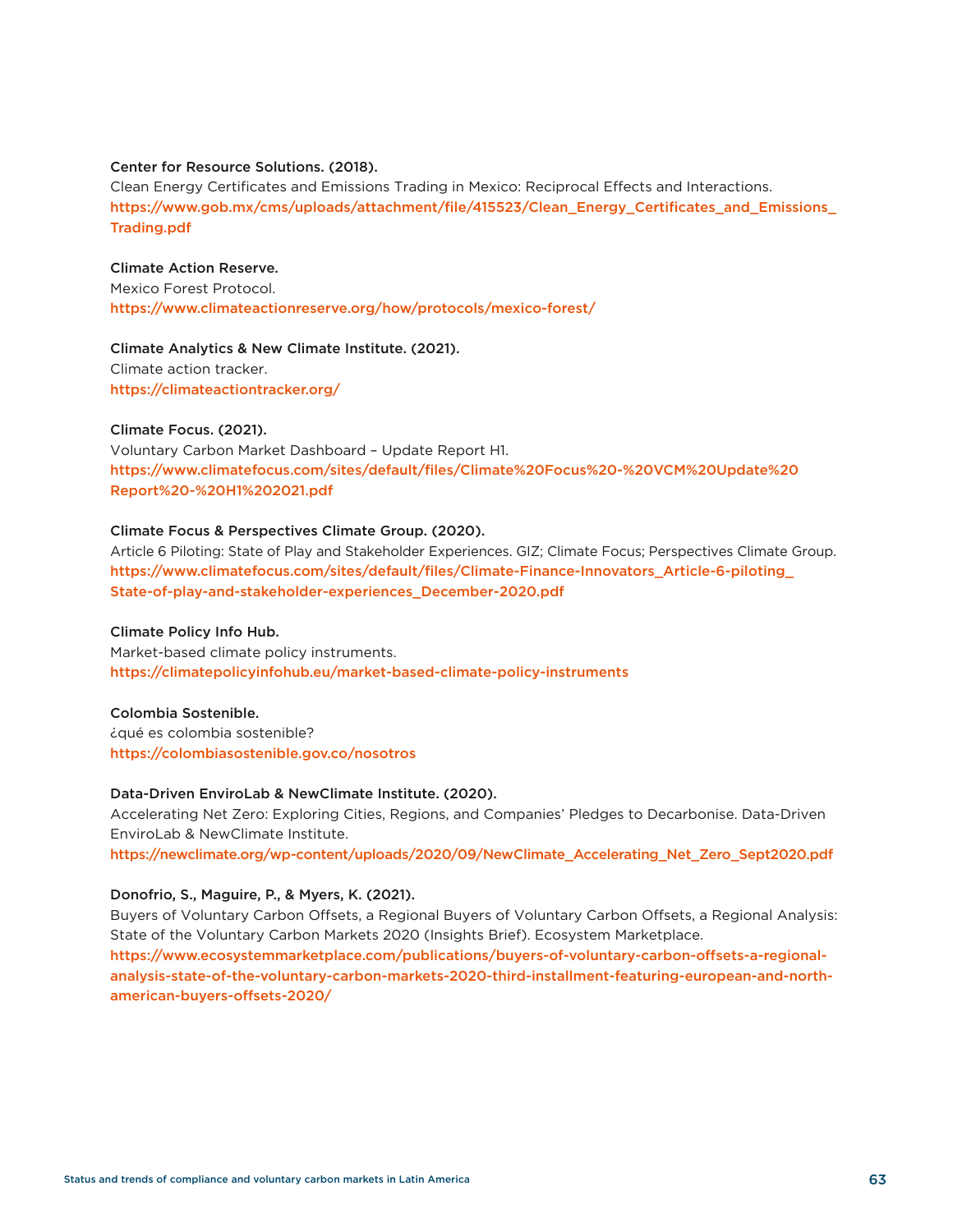**Center for Resource Solutions. (2018).**
Clean Energy Certificates and Emissions Trading in Mexico: Reciprocal Effects and Interactions.
https://www.gob.mx/cms/uploads/attachment/file/415523/Clean_Energy_Certificates_and_Emissions_Trading.pdf

**Climate Action Reserve.**
Mexico Forest Protocol.
https://www.climateactionreserve.org/how/protocols/mexico-forest/

**Climate Analytics & New Climate Institute. (2021).**
Climate action tracker.
https://climateactiontracker.org/

**Climate Focus. (2021).**
Voluntary Carbon Market Dashboard – Update Report H1.
https://www.climatefocus.com/sites/default/files/Climate%20Focus%20-%20VCM%20Update%20Report%20-%20H1%202021.pdf

**Climate Focus & Perspectives Climate Group. (2020).**
Article 6 Piloting: State of Play and Stakeholder Experiences. GIZ; Climate Focus; Perspectives Climate Group.
https://www.climatefocus.com/sites/default/files/Climate-Finance-Innovators_Article-6-piloting_State-of-play-and-stakeholder-experiences_December-2020.pdf

**Climate Policy Info Hub.**
Market-based climate policy instruments.
https://climatepolicyinfohub.eu/market-based-climate-policy-instruments

**Colombia Sostenible.**
¿qué es colombia sostenible?
https://colombiasostenible.gov.co/nosotros

**Data-Driven EnviroLab & NewClimate Institute. (2020).**
Accelerating Net Zero: Exploring Cities, Regions, and Companies' Pledges to Decarbonise. Data-Driven EnviroLab & NewClimate Institute.
https://newclimate.org/wp-content/uploads/2020/09/NewClimate_Accelerating_Net_Zero_Sept2020.pdf

**Donofrio, S., Maguire, P., & Myers, K. (2021).**
Buyers of Voluntary Carbon Offsets, a Regional Buyers of Voluntary Carbon Offsets, a Regional Analysis: State of the Voluntary Carbon Markets 2020 (Insights Brief). Ecosystem Marketplace.
https://www.ecosystemmarketplace.com/publications/buyers-of-voluntary-carbon-offsets-a-regional-analysis-state-of-the-voluntary-carbon-markets-2020-third-installment-featuring-european-and-north-american-buyers-offsets-2020/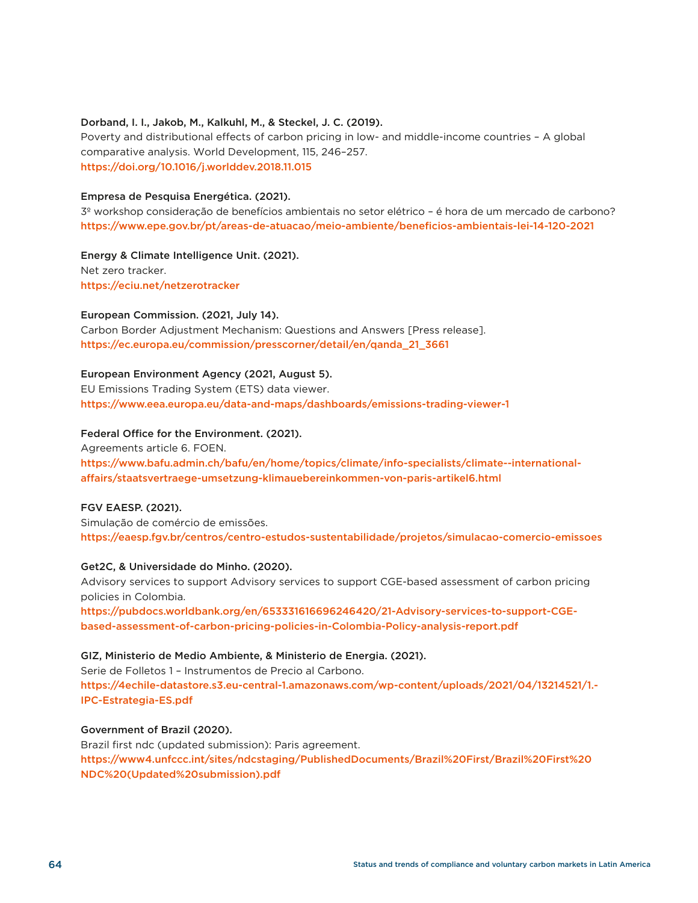**Dorband, I. I., Jakob, M., Kalkuhl, M., & Steckel, J. C. (2019).**
Poverty and distributional effects of carbon pricing in low- and middle-income countries – A global comparative analysis. World Development, 115, 246–257.
https://doi.org/10.1016/j.worlddev.2018.11.015

**Empresa de Pesquisa Energética. (2021).**
3º workshop consideração de benefícios ambientais no setor elétrico – é hora de um mercado de carbono?
https://www.epe.gov.br/pt/areas-de-atuacao/meio-ambiente/beneficios-ambientais-lei-14-120-2021

**Energy & Climate Intelligence Unit. (2021).**
Net zero tracker.
https://eciu.net/netzerotracker

**European Commission. (2021, July 14).**
Carbon Border Adjustment Mechanism: Questions and Answers [Press release].
https://ec.europa.eu/commission/presscorner/detail/en/qanda_21_3661

**European Environment Agency (2021, August 5).**
EU Emissions Trading System (ETS) data viewer.
https://www.eea.europa.eu/data-and-maps/dashboards/emissions-trading-viewer-1

**Federal Office for the Environment. (2021).**
Agreements article 6. FOEN.
https://www.bafu.admin.ch/bafu/en/home/topics/climate/info-specialists/climate--international-affairs/staatsvertraege-umsetzung-klimauebereinkommen-von-paris-artikel6.html

**FGV EAESP. (2021).**
Simulação de comércio de emissões.
https://eaesp.fgv.br/centros/centro-estudos-sustentabilidade/projetos/simulacao-comercio-emissoes

**Get2C, & Universidade do Minho. (2020).**
Advisory services to support Advisory services to support CGE-based assessment of carbon pricing policies in Colombia.
https://pubdocs.worldbank.org/en/653331616696246420/21-Advisory-services-to-support-CGE-based-assessment-of-carbon-pricing-policies-in-Colombia-Policy-analysis-report.pdf

**GIZ, Ministerio de Medio Ambiente, & Ministerio de Energia. (2021).**
Serie de Folletos 1 – Instrumentos de Precio al Carbono.
https://4echile-datastore.s3.eu-central-1.amazonaws.com/wp-content/uploads/2021/04/13214521/1.-IPC-Estrategia-ES.pdf

**Government of Brazil (2020).**
Brazil first ndc (updated submission): Paris agreement.
https://www4.unfccc.int/sites/ndcstaging/PublishedDocuments/Brazil%20First/Brazil%20First%20NDC%20(Updated%20submission).pdf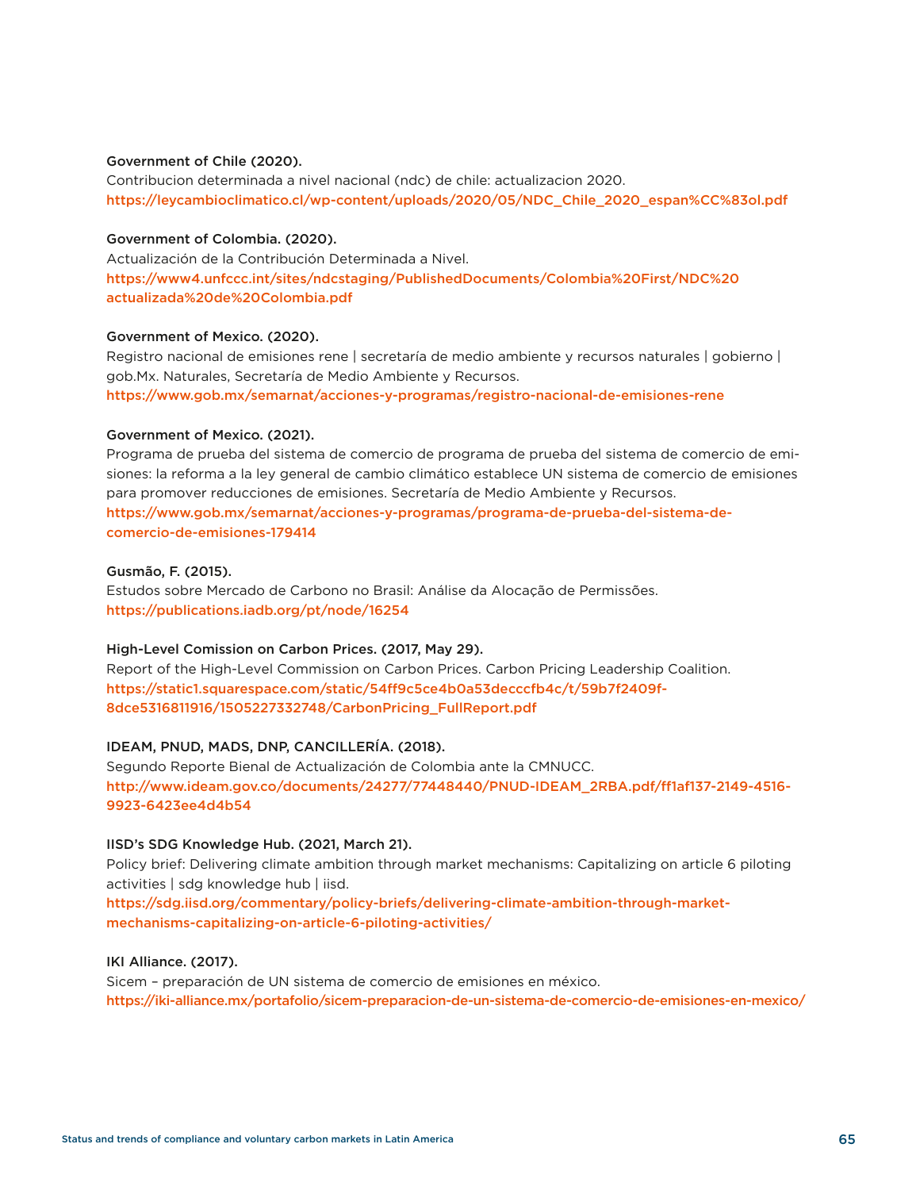**Government of Chile (2020).**
Contribucion determinada a nivel nacional (ndc) de chile: actualizacion 2020.
https://leycambioclimatico.cl/wp-content/uploads/2020/05/NDC_Chile_2020_espan%CC%83ol.pdf

**Government of Colombia. (2020).**
Actualización de la Contribución Determinada a Nivel.
https://www4.unfccc.int/sites/ndcstaging/PublishedDocuments/Colombia%20First/NDC%20actualizada%20de%20Colombia.pdf

**Government of Mexico. (2020).**
Registro nacional de emisiones rene | secretaría de medio ambiente y recursos naturales | gobierno | gob.Mx. Naturales, Secretaría de Medio Ambiente y Recursos.
https://www.gob.mx/semarnat/acciones-y-programas/registro-nacional-de-emisiones-rene

**Government of Mexico. (2021).**
Programa de prueba del sistema de comercio de programa de prueba del sistema de comercio de emisiones: la reforma a la ley general de cambio climático establece UN sistema de comercio de emisiones para promover reducciones de emisiones. Secretaría de Medio Ambiente y Recursos.
https://www.gob.mx/semarnat/acciones-y-programas/programa-de-prueba-del-sistema-de-comercio-de-emisiones-179414

**Gusmão, F. (2015).**
Estudos sobre Mercado de Carbono no Brasil: Análise da Alocação de Permissões.
https://publications.iadb.org/pt/node/16254

**High-Level Comission on Carbon Prices. (2017, May 29).**
Report of the High-Level Commission on Carbon Prices. Carbon Pricing Leadership Coalition.
https://static1.squarespace.com/static/54ff9c5ce4b0a53decccfb4c/t/59b7f2409f8dce5316811916/1505227332748/CarbonPricing_FullReport.pdf

**IDEAM, PNUD, MADS, DNP, CANCILLERÍA. (2018).**
Segundo Reporte Bienal de Actualización de Colombia ante la CMNUCC.
http://www.ideam.gov.co/documents/24277/77448440/PNUD-IDEAM_2RBA.pdf/ff1af137-2149-4516-9923-6423ee4d4b54

**IISD's SDG Knowledge Hub. (2021, March 21).**
Policy brief: Delivering climate ambition through market mechanisms: Capitalizing on article 6 piloting activities | sdg knowledge hub | iisd.
https://sdg.iisd.org/commentary/policy-briefs/delivering-climate-ambition-through-market-mechanisms-capitalizing-on-article-6-piloting-activities/

**IKI Alliance. (2017).**
Sicem – preparación de UN sistema de comercio de emisiones en méxico.
https://iki-alliance.mx/portafolio/sicem-preparacion-de-un-sistema-de-comercio-de-emisiones-en-mexico/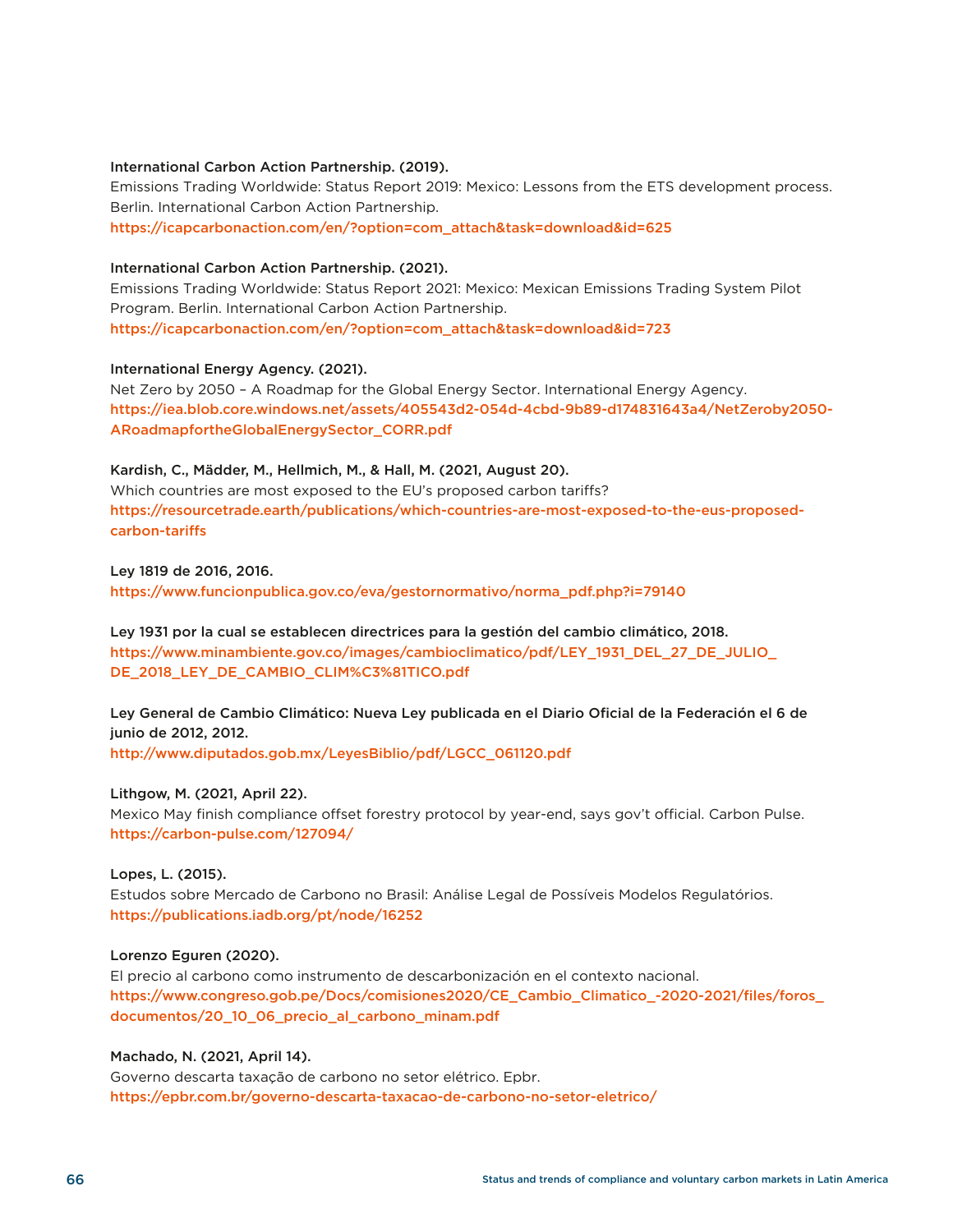**International Carbon Action Partnership. (2019).**
Emissions Trading Worldwide: Status Report 2019: Mexico: Lessons from the ETS development process. Berlin. International Carbon Action Partnership.
https://icapcarbonaction.com/en/?option=com_attach&task=download&id=625

**International Carbon Action Partnership. (2021).**
Emissions Trading Worldwide: Status Report 2021: Mexico: Mexican Emissions Trading System Pilot Program. Berlin. International Carbon Action Partnership.
https://icapcarbonaction.com/en/?option=com_attach&task=download&id=723

**International Energy Agency. (2021).**
Net Zero by 2050 – A Roadmap for the Global Energy Sector. International Energy Agency.
https://iea.blob.core.windows.net/assets/405543d2-054d-4cbd-9b89-d174831643a4/NetZeroby2050-ARoadmapfortheGlobalEnergySector_CORR.pdf

**Kardish, C., Mädder, M., Hellmich, M., & Hall, M. (2021, August 20).**
Which countries are most exposed to the EU's proposed carbon tariffs?
https://resourcetrade.earth/publications/which-countries-are-most-exposed-to-the-eus-proposed-carbon-tariffs

**Ley 1819 de 2016, 2016.**
https://www.funcionpublica.gov.co/eva/gestornormativo/norma_pdf.php?i=79140

**Ley 1931 por la cual se establecen directrices para la gestión del cambio climático, 2018.**
https://www.minambiente.gov.co/images/cambioclimatico/pdf/LEY_1931_DEL_27_DE_JULIO_DE_2018_LEY_DE_CAMBIO_CLIM%C3%81TICO.pdf

**Ley General de Cambio Climático: Nueva Ley publicada en el Diario Oficial de la Federación el 6 de junio de 2012, 2012.**
http://www.diputados.gob.mx/LeyesBiblio/pdf/LGCC_061120.pdf

**Lithgow, M. (2021, April 22).**
Mexico May finish compliance offset forestry protocol by year-end, says gov't official. Carbon Pulse.
https://carbon-pulse.com/127094/

**Lopes, L. (2015).**
Estudos sobre Mercado de Carbono no Brasil: Análise Legal de Possíveis Modelos Regulatórios.
https://publications.iadb.org/pt/node/16252

**Lorenzo Eguren (2020).**
El precio al carbono como instrumento de descarbonización en el contexto nacional.
https://www.congreso.gob.pe/Docs/comisiones2020/CE_Cambio_Climatico_-2020-2021/files/foros_documentos/20_10_06_precio_al_carbono_minam.pdf

**Machado, N. (2021, April 14).**
Governo descarta taxação de carbono no setor elétrico. Epbr.
https://epbr.com.br/governo-descarta-taxacao-de-carbono-no-setor-eletrico/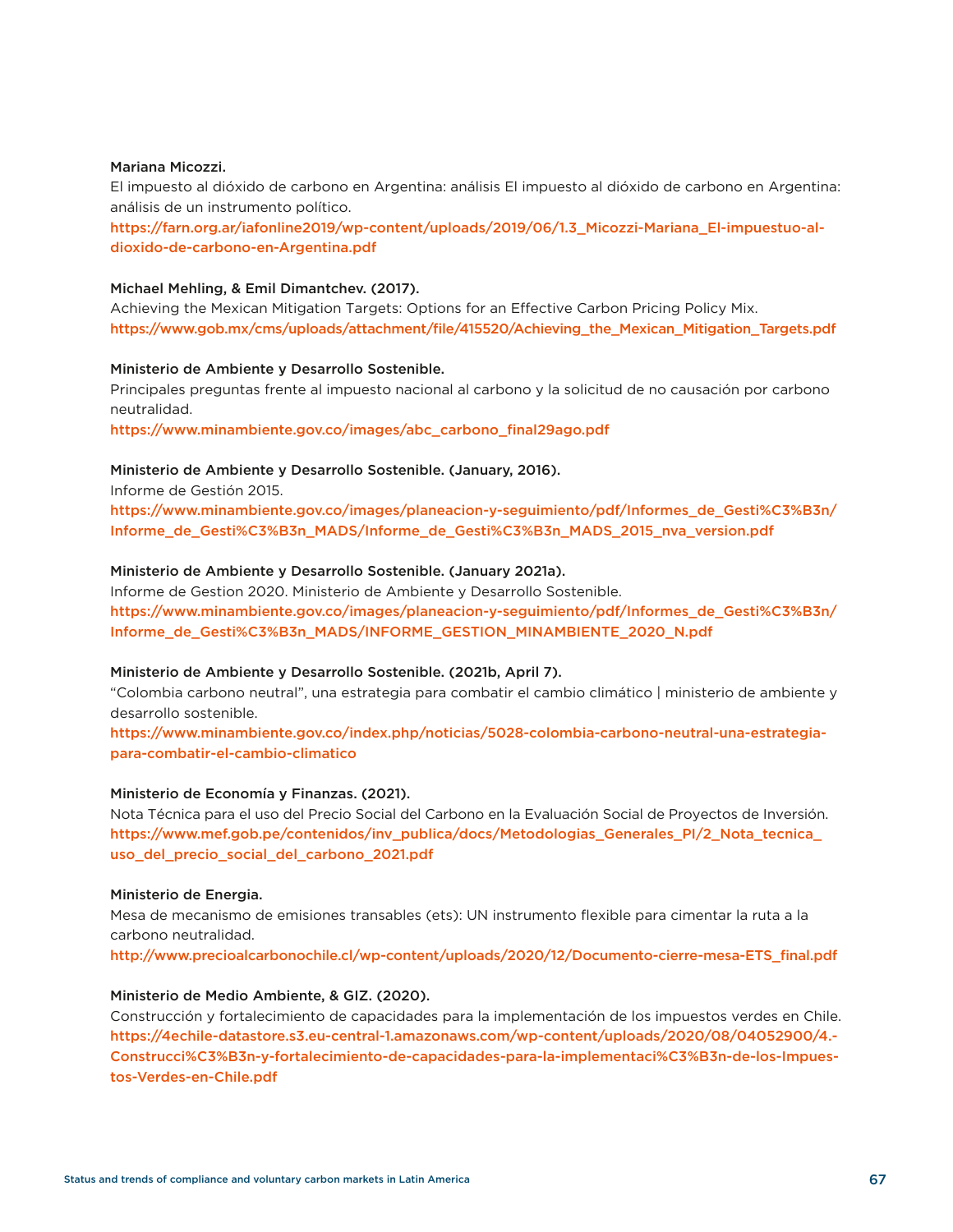**Mariana Micozzi.**
El impuesto al dióxido de carbono en Argentina: análisis El impuesto al dióxido de carbono en Argentina: análisis de un instrumento político.
https://farn.org.ar/iafonline2019/wp-content/uploads/2019/06/1.3_Micozzi-Mariana_El-impuestuo-al-dioxido-de-carbono-en-Argentina.pdf

**Michael Mehling, & Emil Dimantchev. (2017).**
Achieving the Mexican Mitigation Targets: Options for an Effective Carbon Pricing Policy Mix.
https://www.gob.mx/cms/uploads/attachment/file/415520/Achieving_the_Mexican_Mitigation_Targets.pdf

**Ministerio de Ambiente y Desarrollo Sostenible.**
Principales preguntas frente al impuesto nacional al carbono y la solicitud de no causación por carbono neutralidad.
https://www.minambiente.gov.co/images/abc_carbono_final29ago.pdf

**Ministerio de Ambiente y Desarrollo Sostenible. (January, 2016).**
Informe de Gestión 2015.
https://www.minambiente.gov.co/images/planeacion-y-seguimiento/pdf/Informes_de_Gesti%C3%B3n/Informe_de_Gesti%C3%B3n_MADS/Informe_de_Gesti%C3%B3n_MADS_2015_nva_version.pdf

**Ministerio de Ambiente y Desarrollo Sostenible. (January 2021a).**
Informe de Gestion 2020. Ministerio de Ambiente y Desarrollo Sostenible.
https://www.minambiente.gov.co/images/planeacion-y-seguimiento/pdf/Informes_de_Gesti%C3%B3n/Informe_de_Gesti%C3%B3n_MADS/INFORME_GESTION_MINAMBIENTE_2020_N.pdf

**Ministerio de Ambiente y Desarrollo Sostenible. (2021b, April 7).**
"Colombia carbono neutral", una estrategia para combatir el cambio climático | ministerio de ambiente y desarrollo sostenible.
https://www.minambiente.gov.co/index.php/noticias/5028-colombia-carbono-neutral-una-estrategia-para-combatir-el-cambio-climatico

**Ministerio de Economía y Finanzas. (2021).**
Nota Técnica para el uso del Precio Social del Carbono en la Evaluación Social de Proyectos de Inversión.
https://www.mef.gob.pe/contenidos/inv_publica/docs/Metodologias_Generales_PI/2_Nota_tecnica_uso_del_precio_social_del_carbono_2021.pdf

**Ministerio de Energia.**
Mesa de mecanismo de emisiones transables (ets): UN instrumento flexible para cimentar la ruta a la carbono neutralidad.
http://www.precioalcarbonochile.cl/wp-content/uploads/2020/12/Documento-cierre-mesa-ETS_final.pdf

**Ministerio de Medio Ambiente, & GIZ. (2020).**
Construcción y fortalecimiento de capacidades para la implementación de los impuestos verdes en Chile.
https://4echile-datastore.s3.eu-central-1.amazonaws.com/wp-content/uploads/2020/08/04052900/4.-Construcci%C3%B3n-y-fortalecimiento-de-capacidades-para-la-implementaci%C3%B3n-de-los-Impuestos-Verdes-en-Chile.pdf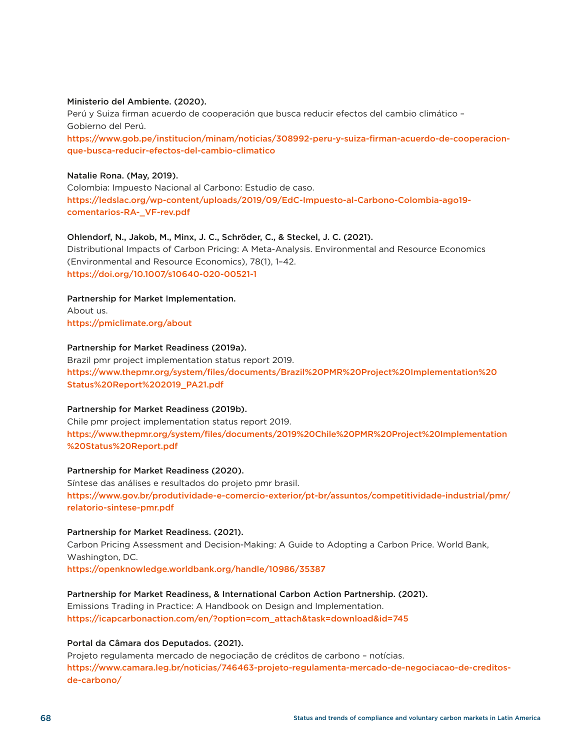**Ministerio del Ambiente. (2020).**
Perú y Suiza firman acuerdo de cooperación que busca reducir efectos del cambio climático – Gobierno del Perú.
https://www.gob.pe/institucion/minam/noticias/308992-peru-y-suiza-firman-acuerdo-de-cooperacion-que-busca-reducir-efectos-del-cambio-climatico

**Natalie Rona. (May, 2019).**
Colombia: Impuesto Nacional al Carbono: Estudio de caso.
https://ledslac.org/wp-content/uploads/2019/09/EdC-Impuesto-al-Carbono-Colombia-ago19-comentarios-RA-_VF-rev.pdf

**Ohlendorf, N., Jakob, M., Minx, J. C., Schröder, C., & Steckel, J. C. (2021).**
Distributional Impacts of Carbon Pricing: A Meta-Analysis. Environmental and Resource Economics (Environmental and Resource Economics), 78(1), 1–42.
https://doi.org/10.1007/s10640-020-00521-1

**Partnership for Market Implementation.**
About us.
https://pmiclimate.org/about

**Partnership for Market Readiness (2019a).**
Brazil pmr project implementation status report 2019.
https://www.thepmr.org/system/files/documents/Brazil%20PMR%20Project%20Implementation%20Status%20Report%202019_PA21.pdf

**Partnership for Market Readiness (2019b).**
Chile pmr project implementation status report 2019.
https://www.thepmr.org/system/files/documents/2019%20Chile%20PMR%20Project%20Implementation%20Status%20Report.pdf

**Partnership for Market Readiness (2020).**
Síntese das análises e resultados do projeto pmr brasil.
https://www.gov.br/produtividade-e-comercio-exterior/pt-br/assuntos/competitividade-industrial/pmr/relatorio-sintese-pmr.pdf

**Partnership for Market Readiness. (2021).**
Carbon Pricing Assessment and Decision-Making: A Guide to Adopting a Carbon Price. World Bank, Washington, DC.
https://openknowledge.worldbank.org/handle/10986/35387

**Partnership for Market Readiness, & International Carbon Action Partnership. (2021).**
Emissions Trading in Practice: A Handbook on Design and Implementation.
https://icapcarbonaction.com/en/?option=com_attach&task=download&id=745

**Portal da Câmara dos Deputados. (2021).**
Projeto regulamenta mercado de negociação de créditos de carbono – notícias.
https://www.camara.leg.br/noticias/746463-projeto-regulamenta-mercado-de-negociacao-de-creditos-de-carbono/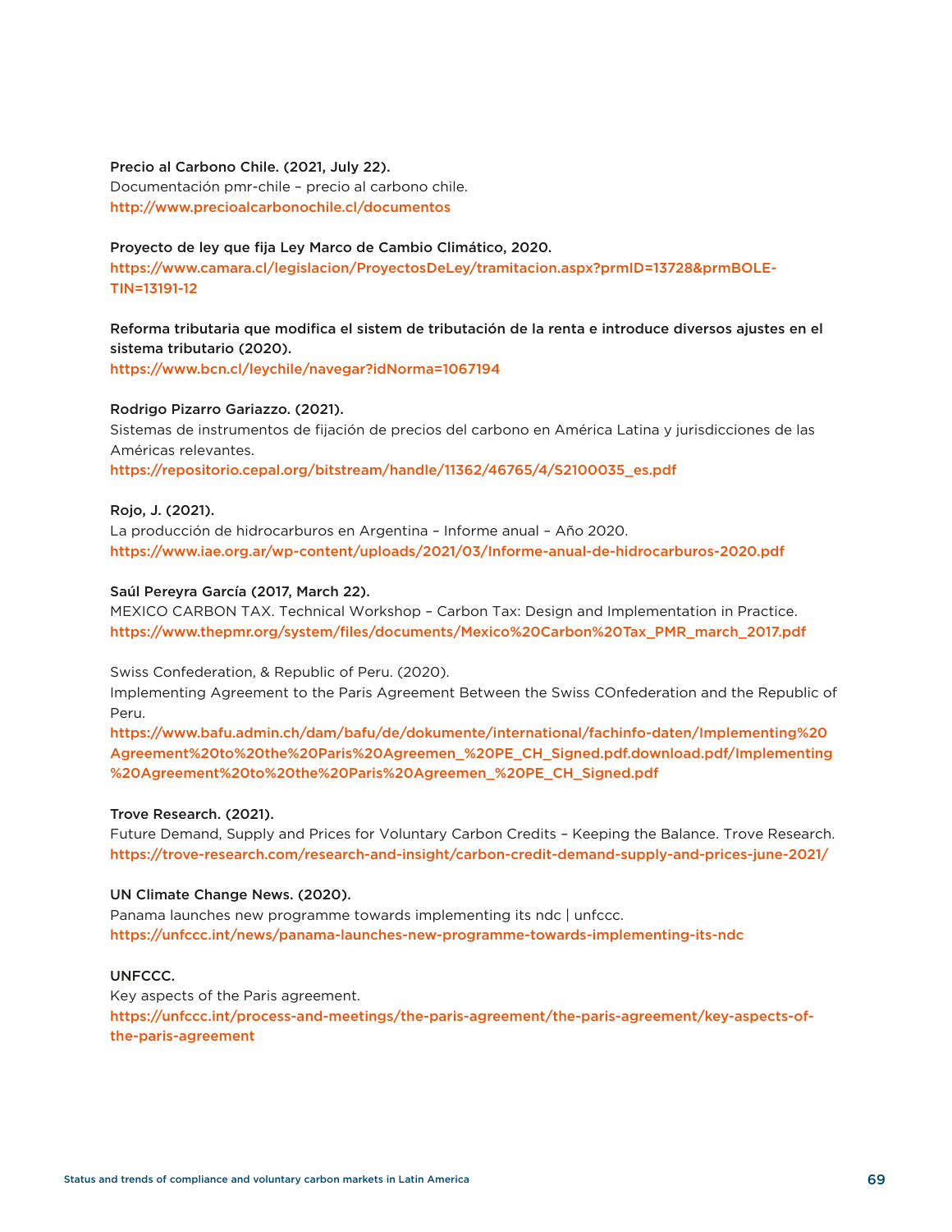**Precio al Carbono Chile. (2021, July 22).**
Documentación pmr-chile – precio al carbono chile.
http://www.precioalcarbonochile.cl/documentos

**Proyecto de ley que fija Ley Marco de Cambio Climático, 2020.**
https://www.camara.cl/legislacion/ProyectosDeLey/tramitacion.aspx?prmID=13728&prmBOLETIN=13191-12

**Reforma tributaria que modifica el sistem de tributación de la renta e introduce diversos ajustes en el sistema tributario (2020).**
https://www.bcn.cl/leychile/navegar?idNorma=1067194

**Rodrigo Pizarro Gariazzo. (2021).**
Sistemas de instrumentos de fijación de precios del carbono en América Latina y jurisdicciones de las Américas relevantes.
https://repositorio.cepal.org/bitstream/handle/11362/46765/4/S2100035_es.pdf

**Rojo, J. (2021).**
La producción de hidrocarburos en Argentina – Informe anual – Año 2020.
https://www.iae.org.ar/wp-content/uploads/2021/03/Informe-anual-de-hidrocarburos-2020.pdf

**Saúl Pereyra García (2017, March 22).**
MEXICO CARBON TAX. Technical Workshop – Carbon Tax: Design and Implementation in Practice.
https://www.thepmr.org/system/files/documents/Mexico%20Carbon%20Tax_PMR_march_2017.pdf

Swiss Confederation, & Republic of Peru. (2020).
Implementing Agreement to the Paris Agreement Between the Swiss COnfederation and the Republic of Peru.
https://www.bafu.admin.ch/dam/bafu/de/dokumente/international/fachinfo-daten/Implementing%20Agreement%20to%20the%20Paris%20Agreemen_%20PE_CH_Signed.pdf.download.pdf/Implementing%20Agreement%20to%20the%20Paris%20Agreemen_%20PE_CH_Signed.pdf

**Trove Research. (2021).**
Future Demand, Supply and Prices for Voluntary Carbon Credits – Keeping the Balance. Trove Research.
https://trove-research.com/research-and-insight/carbon-credit-demand-supply-and-prices-june-2021/

**UN Climate Change News. (2020).**
Panama launches new programme towards implementing its ndc | unfccc.
https://unfccc.int/news/panama-launches-new-programme-towards-implementing-its-ndc

**UNFCCC.**
Key aspects of the Paris agreement.
https://unfccc.int/process-and-meetings/the-paris-agreement/the-paris-agreement/key-aspects-of-the-paris-agreement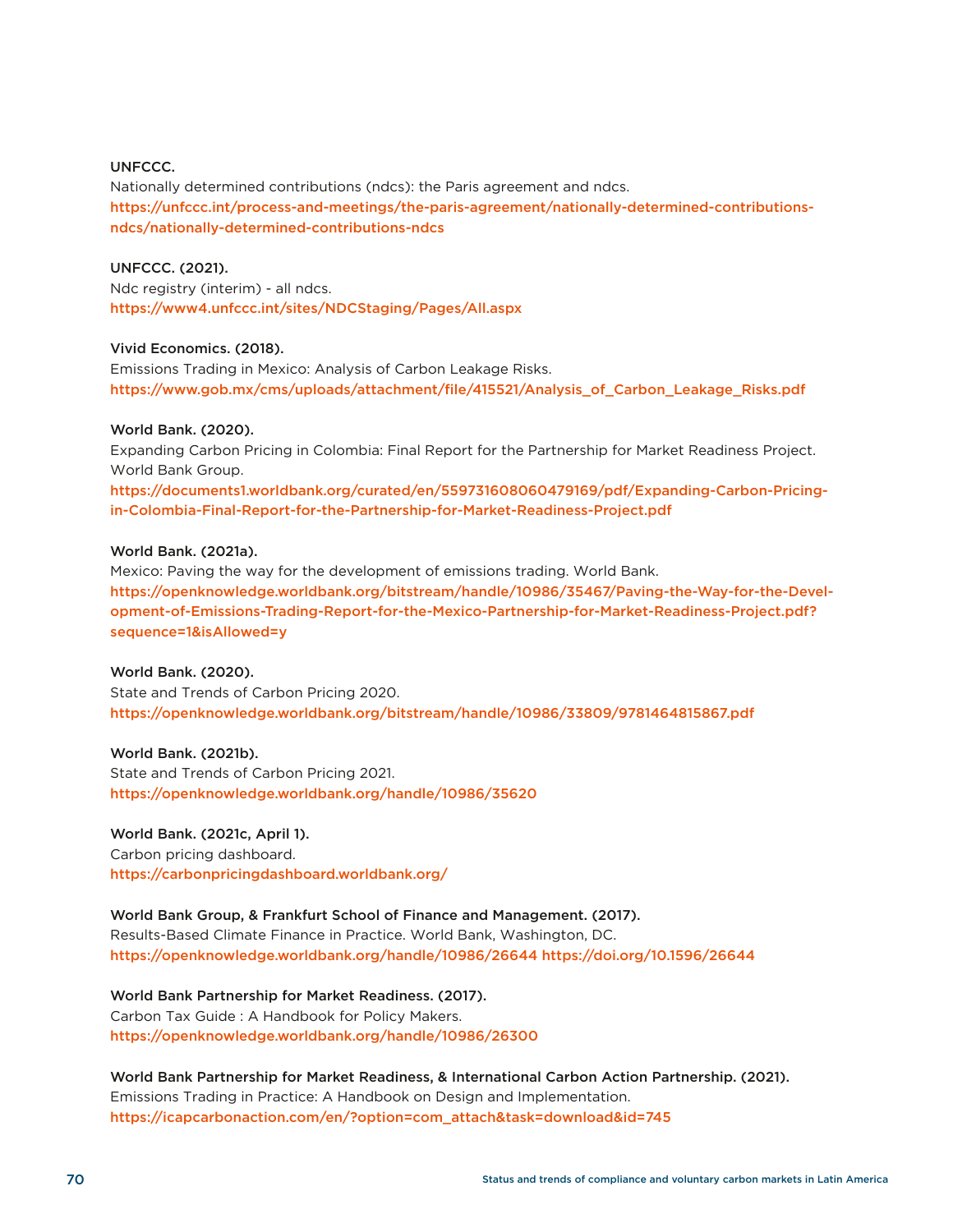**UNFCCC.**
Nationally determined contributions (ndcs): the Paris agreement and ndcs.
https://unfccc.int/process-and-meetings/the-paris-agreement/nationally-determined-contributions-ndcs/nationally-determined-contributions-ndcs

**UNFCCC. (2021).**
Ndc registry (interim) - all ndcs.
https://www4.unfccc.int/sites/NDCStaging/Pages/All.aspx

**Vivid Economics. (2018).**
Emissions Trading in Mexico: Analysis of Carbon Leakage Risks.
https://www.gob.mx/cms/uploads/attachment/file/415521/Analysis_of_Carbon_Leakage_Risks.pdf

**World Bank. (2020).**
Expanding Carbon Pricing in Colombia: Final Report for the Partnership for Market Readiness Project. World Bank Group.
https://documents1.worldbank.org/curated/en/559731608060479169/pdf/Expanding-Carbon-Pricing-in-Colombia-Final-Report-for-the-Partnership-for-Market-Readiness-Project.pdf

**World Bank. (2021a).**
Mexico: Paving the way for the development of emissions trading. World Bank.
https://openknowledge.worldbank.org/bitstream/handle/10986/35467/Paving-the-Way-for-the-Development-of-Emissions-Trading-Report-for-the-Mexico-Partnership-for-Market-Readiness-Project.pdf?sequence=1&isAllowed=y

**World Bank. (2020).**
State and Trends of Carbon Pricing 2020.
https://openknowledge.worldbank.org/bitstream/handle/10986/33809/9781464815867.pdf

**World Bank. (2021b).**
State and Trends of Carbon Pricing 2021.
https://openknowledge.worldbank.org/handle/10986/35620

**World Bank. (2021c, April 1).**
Carbon pricing dashboard.
https://carbonpricingdashboard.worldbank.org/

**World Bank Group, & Frankfurt School of Finance and Management. (2017).**
Results-Based Climate Finance in Practice. World Bank, Washington, DC.
https://openknowledge.worldbank.org/handle/10986/26644 https://doi.org/10.1596/26644

**World Bank Partnership for Market Readiness. (2017).**
Carbon Tax Guide : A Handbook for Policy Makers.
https://openknowledge.worldbank.org/handle/10986/26300

**World Bank Partnership for Market Readiness, & International Carbon Action Partnership. (2021).**
Emissions Trading in Practice: A Handbook on Design and Implementation.
https://icapcarbonaction.com/en/?option=com_attach&task=download&id=745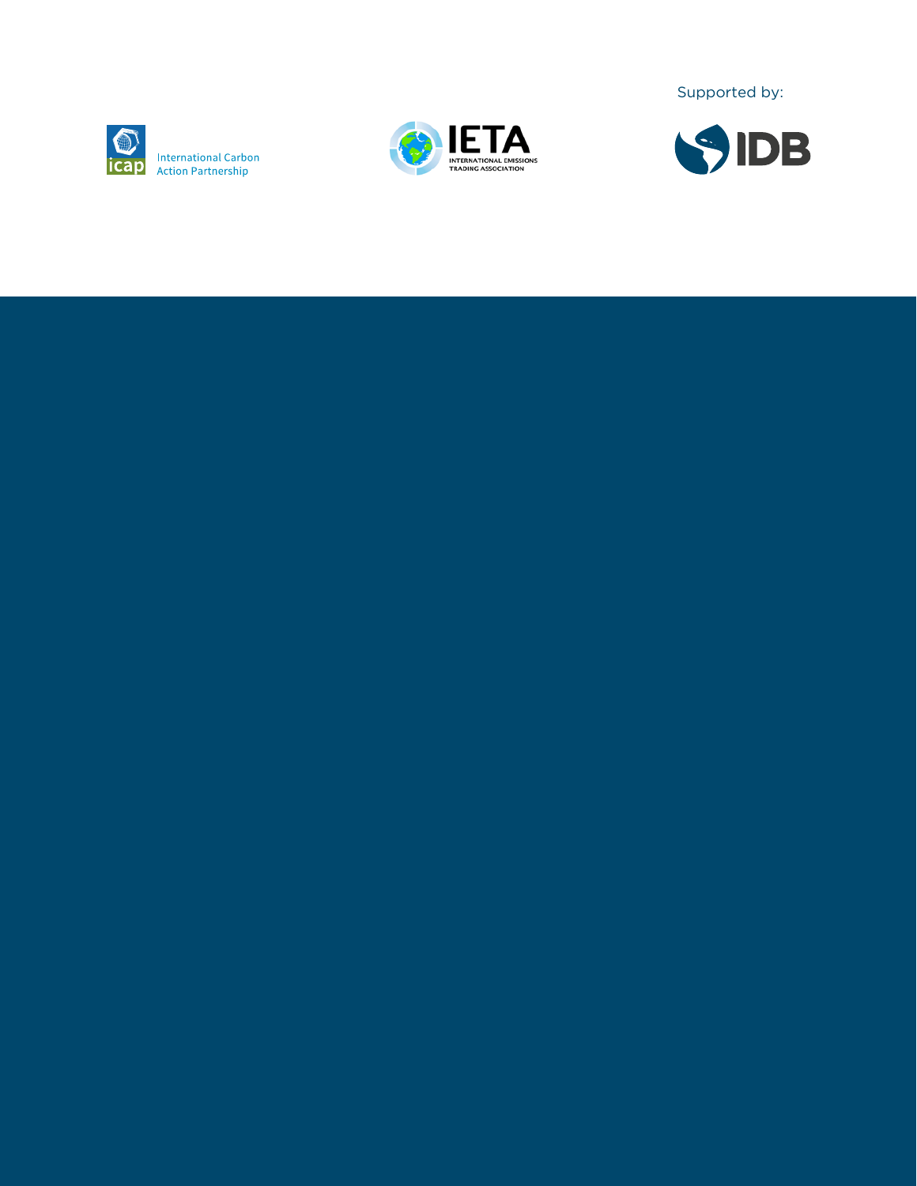Supported by:

International Carbon Action Partnership

IETA
INTERNATIONAL EMISSIONS TRADING ASSOCIATION

IDB